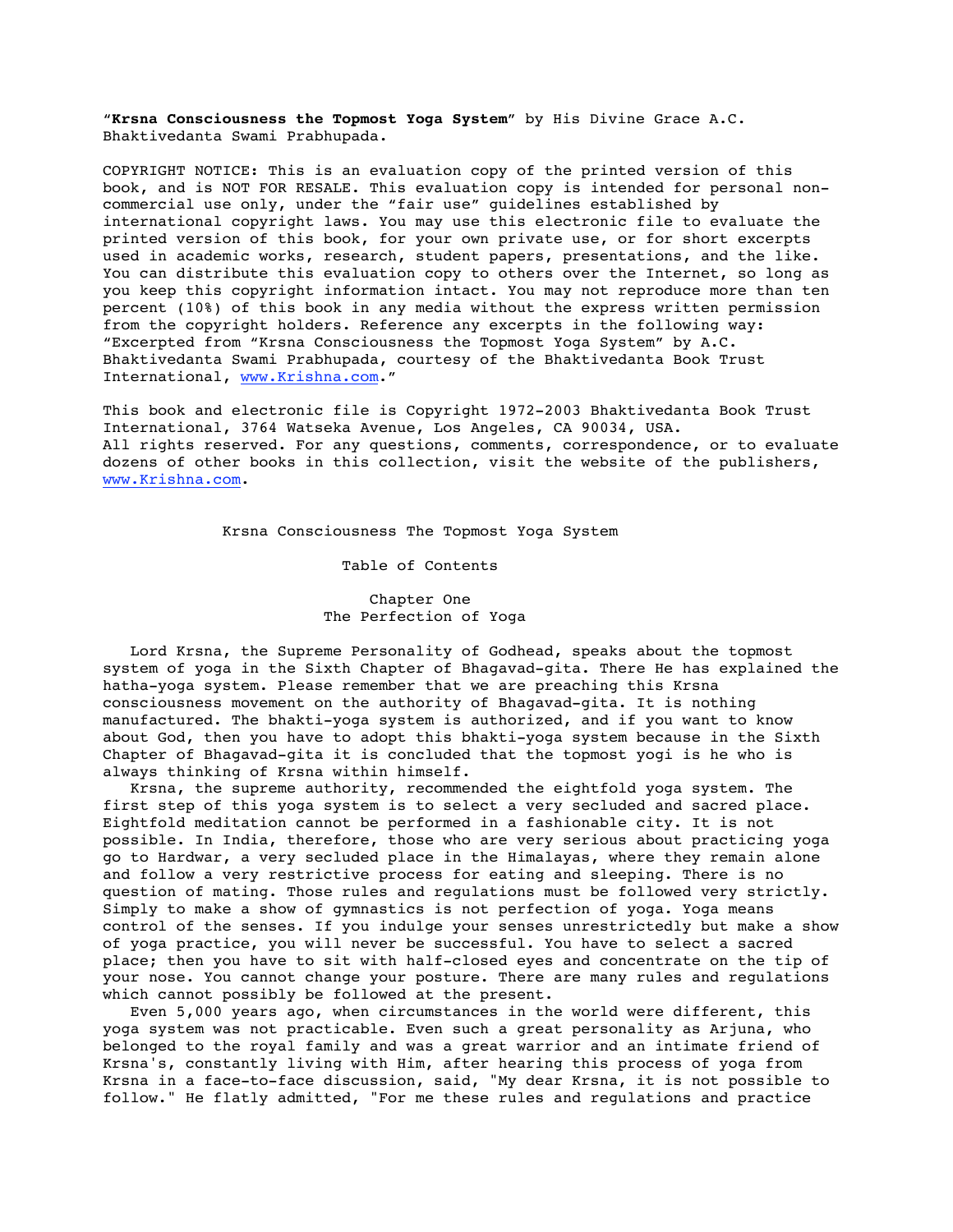"**Krsna Consciousness the Topmost Yoga System**" by His Divine Grace A.C. Bhaktivedanta Swami Prabhupada.

COPYRIGHT NOTICE: This is an evaluation copy of the printed version of this book, and is NOT FOR RESALE. This evaluation copy is intended for personal non-commercial use only, under the "fair use" guidelines established by international copyright laws. You may use this electronic file to evaluate the printed version of this book, for your own private use, or for short excerpts used in academic works, research, student papers, presentations, and the like. You can distribute this evaluation copy to others over the Internet, so long as you keep this copyright information intact. You may not reproduce more than ten percent (10%) of this book in any media without the express written permission from the copyright holders. Reference any excerpts in the following way: "Excerpted from "Krsna Consciousness the Topmost Yoga System" by A.C. Bhaktivedanta Swami Prabhupada, courtesy of the Bhaktivedanta Book Trust International, www.Krishna.com."

This book and electronic file is Copyright 1972-2003 Bhaktivedanta Book Trust International, 3764 Watseka Avenue, Los Angeles, CA 90034, USA. All rights reserved. For any questions, comments, correspondence, or to evaluate dozens of other books in this collection, visit the website of the publishers, www.Krishna.com.

# Krsna Consciousness The Topmost Yoga System

Table of Contents

## Chapter One
## The Perfection of Yoga

Lord Krsna, the Supreme Personality of Godhead, speaks about the topmost system of yoga in the Sixth Chapter of Bhagavad-gita. There He has explained the hatha-yoga system. Please remember that we are preaching this Krsna consciousness movement on the authority of Bhagavad-gita. It is nothing manufactured. The bhakti-yoga system is authorized, and if you want to know about God, then you have to adopt this bhakti-yoga system because in the Sixth Chapter of Bhagavad-gita it is concluded that the topmost yogi is he who is always thinking of Krsna within himself.

Krsna, the supreme authority, recommended the eightfold yoga system. The first step of this yoga system is to select a very secluded and sacred place. Eightfold meditation cannot be performed in a fashionable city. It is not possible. In India, therefore, those who are very serious about practicing yoga go to Hardwar, a very secluded place in the Himalayas, where they remain alone and follow a very restrictive process for eating and sleeping. There is no question of mating. Those rules and regulations must be followed very strictly. Simply to make a show of gymnastics is not perfection of yoga. Yoga means control of the senses. If you indulge your senses unrestrictedly but make a show of yoga practice, you will never be successful. You have to select a sacred place; then you have to sit with half-closed eyes and concentrate on the tip of your nose. You cannot change your posture. There are many rules and regulations which cannot possibly be followed at the present.

Even 5,000 years ago, when circumstances in the world were different, this yoga system was not practicable. Even such a great personality as Arjuna, who belonged to the royal family and was a great warrior and an intimate friend of Krsna's, constantly living with Him, after hearing this process of yoga from Krsna in a face-to-face discussion, said, "My dear Krsna, it is not possible to follow." He flatly admitted, "For me these rules and regulations and practice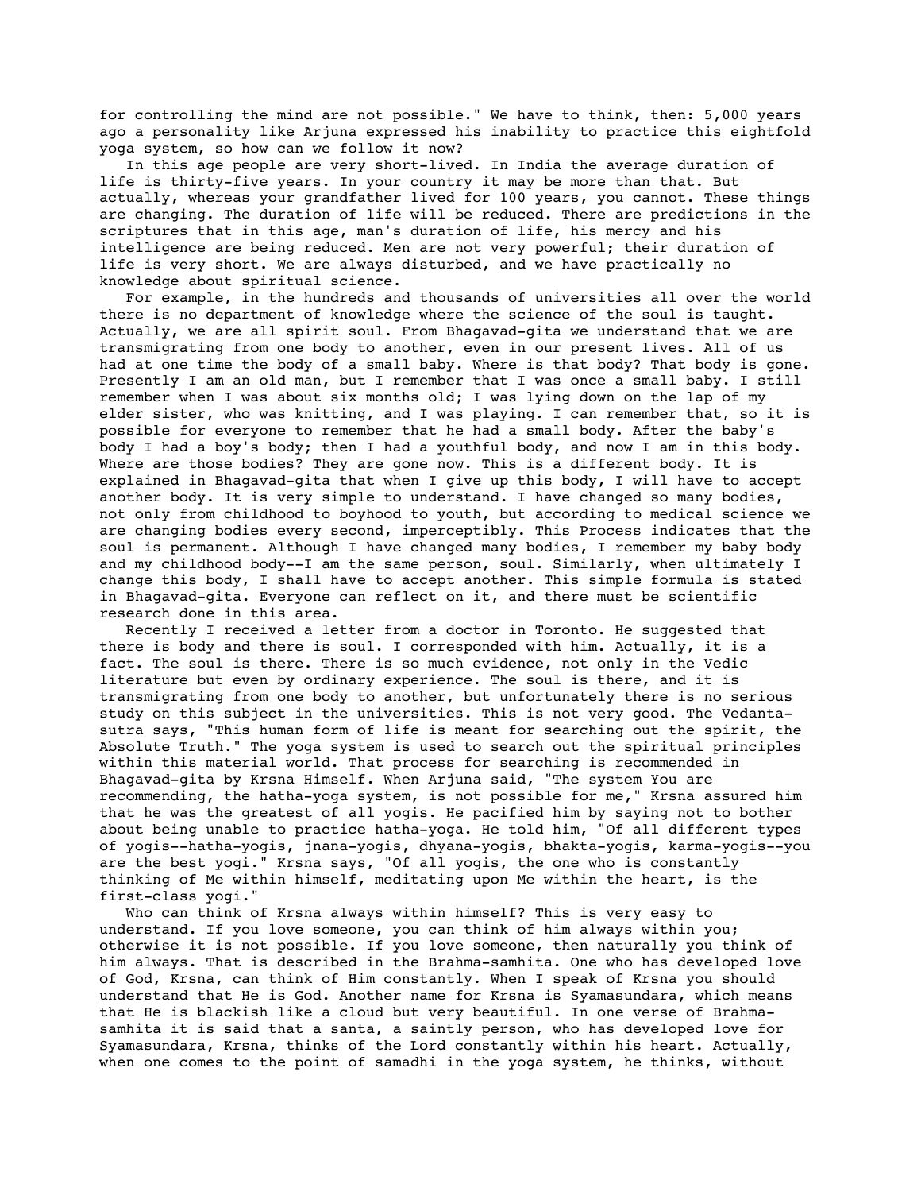for controlling the mind are not possible." We have to think, then: 5,000 years ago a personality like Arjuna expressed his inability to practice this eightfold yoga system, so how can we follow it now?

In this age people are very short-lived. In India the average duration of life is thirty-five years. In your country it may be more than that. But actually, whereas your grandfather lived for 100 years, you cannot. These things are changing. The duration of life will be reduced. There are predictions in the scriptures that in this age, man's duration of life, his mercy and his intelligence are being reduced. Men are not very powerful; their duration of life is very short. We are always disturbed, and we have practically no knowledge about spiritual science.

For example, in the hundreds and thousands of universities all over the world there is no department of knowledge where the science of the soul is taught. Actually, we are all spirit soul. From Bhagavad-gita we understand that we are transmigrating from one body to another, even in our present lives. All of us had at one time the body of a small baby. Where is that body? That body is gone. Presently I am an old man, but I remember that I was once a small baby. I still remember when I was about six months old; I was lying down on the lap of my elder sister, who was knitting, and I was playing. I can remember that, so it is possible for everyone to remember that he had a small body. After the baby's body I had a boy's body; then I had a youthful body, and now I am in this body. Where are those bodies? They are gone now. This is a different body. It is explained in Bhagavad-gita that when I give up this body, I will have to accept another body. It is very simple to understand. I have changed so many bodies, not only from childhood to boyhood to youth, but according to medical science we are changing bodies every second, imperceptibly. This Process indicates that the soul is permanent. Although I have changed many bodies, I remember my baby body and my childhood body--I am the same person, soul. Similarly, when ultimately I change this body, I shall have to accept another. This simple formula is stated in Bhagavad-gita. Everyone can reflect on it, and there must be scientific research done in this area.

Recently I received a letter from a doctor in Toronto. He suggested that there is body and there is soul. I corresponded with him. Actually, it is a fact. The soul is there. There is so much evidence, not only in the Vedic literature but even by ordinary experience. The soul is there, and it is transmigrating from one body to another, but unfortunately there is no serious study on this subject in the universities. This is not very good. The Vedanta-sutra says, "This human form of life is meant for searching out the spirit, the Absolute Truth." The yoga system is used to search out the spiritual principles within this material world. That process for searching is recommended in Bhagavad-gita by Krsna Himself. When Arjuna said, "The system You are recommending, the hatha-yoga system, is not possible for me," Krsna assured him that he was the greatest of all yogis. He pacified him by saying not to bother about being unable to practice hatha-yoga. He told him, "Of all different types of yogis--hatha-yogis, jnana-yogis, dhyana-yogis, bhakta-yogis, karma-yogis--you are the best yogi." Krsna says, "Of all yogis, the one who is constantly thinking of Me within himself, meditating upon Me within the heart, is the first-class yogi."

Who can think of Krsna always within himself? This is very easy to understand. If you love someone, you can think of him always within you; otherwise it is not possible. If you love someone, then naturally you think of him always. That is described in the Brahma-samhita. One who has developed love of God, Krsna, can think of Him constantly. When I speak of Krsna you should understand that He is God. Another name for Krsna is Syamasundara, which means that He is blackish like a cloud but very beautiful. In one verse of Brahma-samhita it is said that a santa, a saintly person, who has developed love for Syamasundara, Krsna, thinks of the Lord constantly within his heart. Actually, when one comes to the point of samadhi in the yoga system, he thinks, without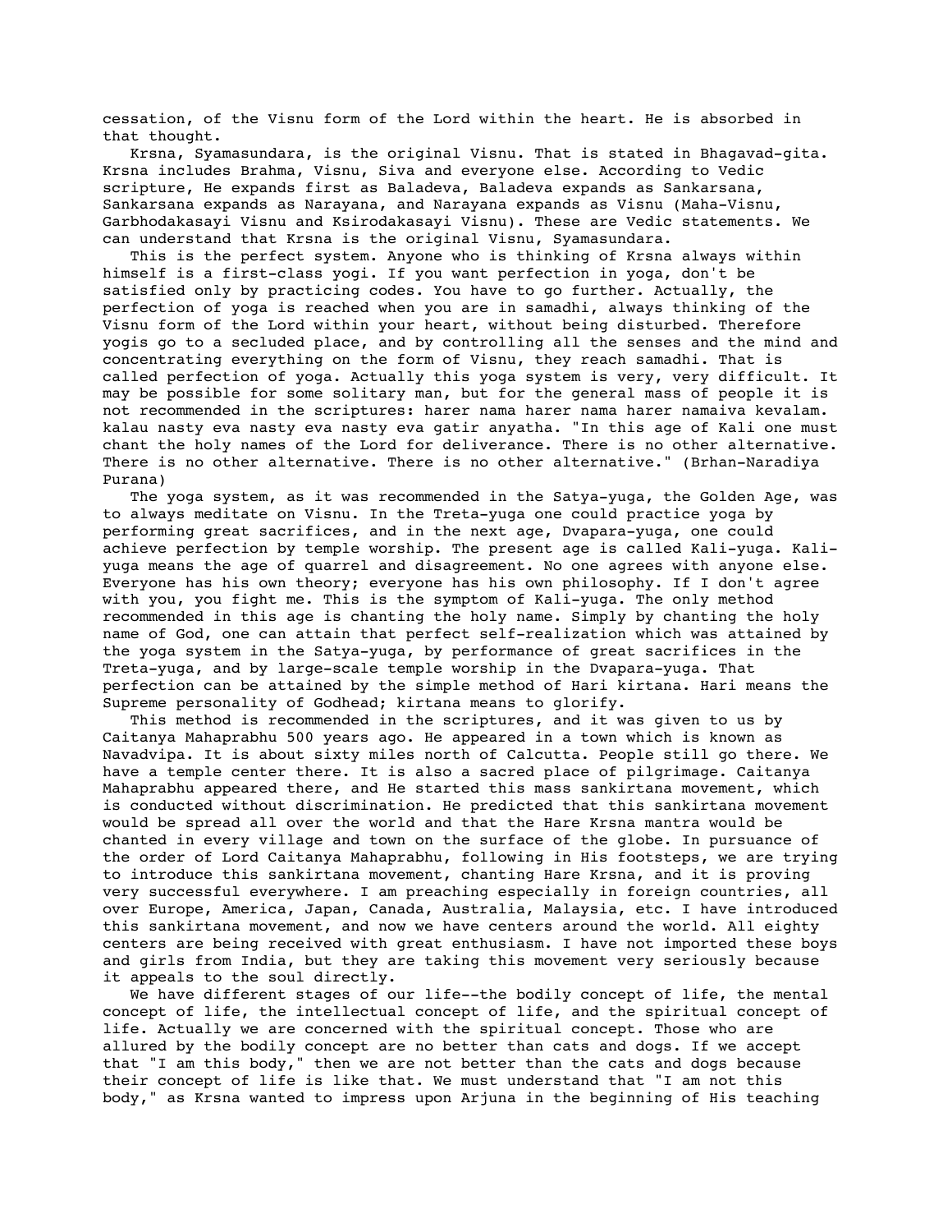cessation, of the Visnu form of the Lord within the heart. He is absorbed in that thought.

Krsna, Syamasundara, is the original Visnu. That is stated in Bhagavad-gita. Krsna includes Brahma, Visnu, Siva and everyone else. According to Vedic scripture, He expands first as Baladeva, Baladeva expands as Sankarsana, Sankarsana expands as Narayana, and Narayana expands as Visnu (Maha-Visnu, Garbhodakasayi Visnu and Ksirodakasayi Visnu). These are Vedic statements. We can understand that Krsna is the original Visnu, Syamasundara.

This is the perfect system. Anyone who is thinking of Krsna always within himself is a first-class yogi. If you want perfection in yoga, don't be satisfied only by practicing codes. You have to go further. Actually, the perfection of yoga is reached when you are in samadhi, always thinking of the Visnu form of the Lord within your heart, without being disturbed. Therefore yogis go to a secluded place, and by controlling all the senses and the mind and concentrating everything on the form of Visnu, they reach samadhi. That is called perfection of yoga. Actually this yoga system is very, very difficult. It may be possible for some solitary man, but for the general mass of people it is not recommended in the scriptures: harer nama harer nama harer namaiva kevalam. kalau nasty eva nasty eva nasty eva gatir anyatha. "In this age of Kali one must chant the holy names of the Lord for deliverance. There is no other alternative. There is no other alternative. There is no other alternative." (Brhan-Naradiya Purana)

The yoga system, as it was recommended in the Satya-yuga, the Golden Age, was to always meditate on Visnu. In the Treta-yuga one could practice yoga by performing great sacrifices, and in the next age, Dvapara-yuga, one could achieve perfection by temple worship. The present age is called Kali-yuga. Kali-yuga means the age of quarrel and disagreement. No one agrees with anyone else. Everyone has his own theory; everyone has his own philosophy. If I don't agree with you, you fight me. This is the symptom of Kali-yuga. The only method recommended in this age is chanting the holy name. Simply by chanting the holy name of God, one can attain that perfect self-realization which was attained by the yoga system in the Satya-yuga, by performance of great sacrifices in the Treta-yuga, and by large-scale temple worship in the Dvapara-yuga. That perfection can be attained by the simple method of Hari kirtana. Hari means the Supreme personality of Godhead; kirtana means to glorify.

This method is recommended in the scriptures, and it was given to us by Caitanya Mahaprabhu 500 years ago. He appeared in a town which is known as Navadvipa. It is about sixty miles north of Calcutta. People still go there. We have a temple center there. It is also a sacred place of pilgrimage. Caitanya Mahaprabhu appeared there, and He started this mass sankirtana movement, which is conducted without discrimination. He predicted that this sankirtana movement would be spread all over the world and that the Hare Krsna mantra would be chanted in every village and town on the surface of the globe. In pursuance of the order of Lord Caitanya Mahaprabhu, following in His footsteps, we are trying to introduce this sankirtana movement, chanting Hare Krsna, and it is proving very successful everywhere. I am preaching especially in foreign countries, all over Europe, America, Japan, Canada, Australia, Malaysia, etc. I have introduced this sankirtana movement, and now we have centers around the world. All eighty centers are being received with great enthusiasm. I have not imported these boys and girls from India, but they are taking this movement very seriously because it appeals to the soul directly.

We have different stages of our life--the bodily concept of life, the mental concept of life, the intellectual concept of life, and the spiritual concept of life. Actually we are concerned with the spiritual concept. Those who are allured by the bodily concept are no better than cats and dogs. If we accept that "I am this body," then we are not better than the cats and dogs because their concept of life is like that. We must understand that "I am not this body," as Krsna wanted to impress upon Arjuna in the beginning of His teaching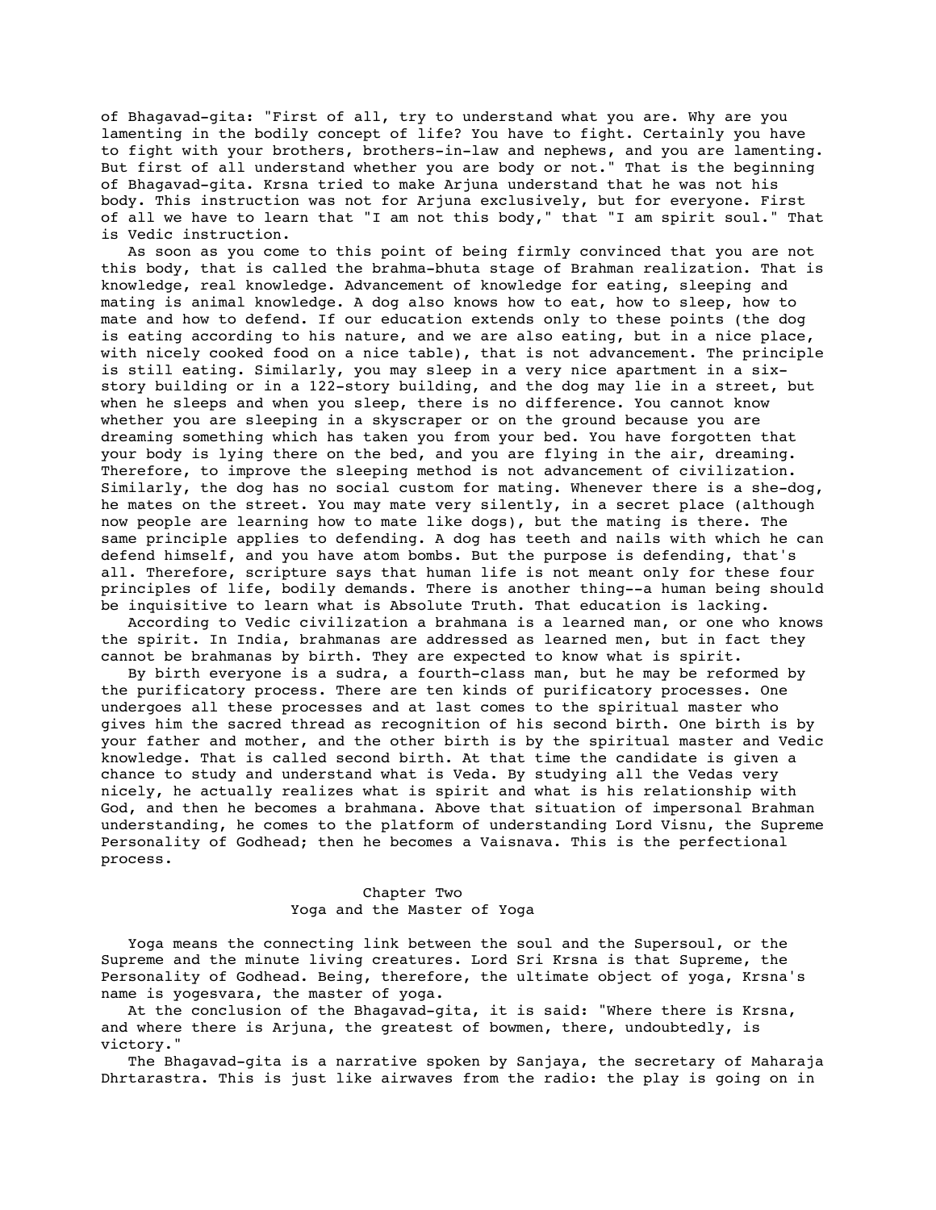of Bhagavad-gita: "First of all, try to understand what you are. Why are you lamenting in the bodily concept of life? You have to fight. Certainly you have to fight with your brothers, brothers-in-law and nephews, and you are lamenting. But first of all understand whether you are body or not." That is the beginning of Bhagavad-gita. Krsna tried to make Arjuna understand that he was not his body. This instruction was not for Arjuna exclusively, but for everyone. First of all we have to learn that "I am not this body," that "I am spirit soul." That is Vedic instruction.

As soon as you come to this point of being firmly convinced that you are not this body, that is called the brahma-bhuta stage of Brahman realization. That is knowledge, real knowledge. Advancement of knowledge for eating, sleeping and mating is animal knowledge. A dog also knows how to eat, how to sleep, how to mate and how to defend. If our education extends only to these points (the dog is eating according to his nature, and we are also eating, but in a nice place, with nicely cooked food on a nice table), that is not advancement. The principle is still eating. Similarly, you may sleep in a very nice apartment in a six-story building or in a 122-story building, and the dog may lie in a street, but when he sleeps and when you sleep, there is no difference. You cannot know whether you are sleeping in a skyscraper or on the ground because you are dreaming something which has taken you from your bed. You have forgotten that your body is lying there on the bed, and you are flying in the air, dreaming. Therefore, to improve the sleeping method is not advancement of civilization. Similarly, the dog has no social custom for mating. Whenever there is a she-dog, he mates on the street. You may mate very silently, in a secret place (although now people are learning how to mate like dogs), but the mating is there. The same principle applies to defending. A dog has teeth and nails with which he can defend himself, and you have atom bombs. But the purpose is defending, that's all. Therefore, scripture says that human life is not meant only for these four principles of life, bodily demands. There is another thing--a human being should be inquisitive to learn what is Absolute Truth. That education is lacking.

According to Vedic civilization a brahmana is a learned man, or one who knows the spirit. In India, brahmanas are addressed as learned men, but in fact they cannot be brahmanas by birth. They are expected to know what is spirit.

By birth everyone is a sudra, a fourth-class man, but he may be reformed by the purificatory process. There are ten kinds of purificatory processes. One undergoes all these processes and at last comes to the spiritual master who gives him the sacred thread as recognition of his second birth. One birth is by your father and mother, and the other birth is by the spiritual master and Vedic knowledge. That is called second birth. At that time the candidate is given a chance to study and understand what is Veda. By studying all the Vedas very nicely, he actually realizes what is spirit and what is his relationship with God, and then he becomes a brahmana. Above that situation of impersonal Brahman understanding, he comes to the platform of understanding Lord Visnu, the Supreme Personality of Godhead; then he becomes a Vaisnava. This is the perfectional process.

## Chapter Two
## Yoga and the Master of Yoga

Yoga means the connecting link between the soul and the Supersoul, or the Supreme and the minute living creatures. Lord Sri Krsna is that Supreme, the Personality of Godhead. Being, therefore, the ultimate object of yoga, Krsna's name is yogesvara, the master of yoga.

At the conclusion of the Bhagavad-gita, it is said: "Where there is Krsna, and where there is Arjuna, the greatest of bowmen, there, undoubtedly, is victory."

The Bhagavad-gita is a narrative spoken by Sanjaya, the secretary of Maharaja Dhrtarastra. This is just like airwaves from the radio: the play is going on in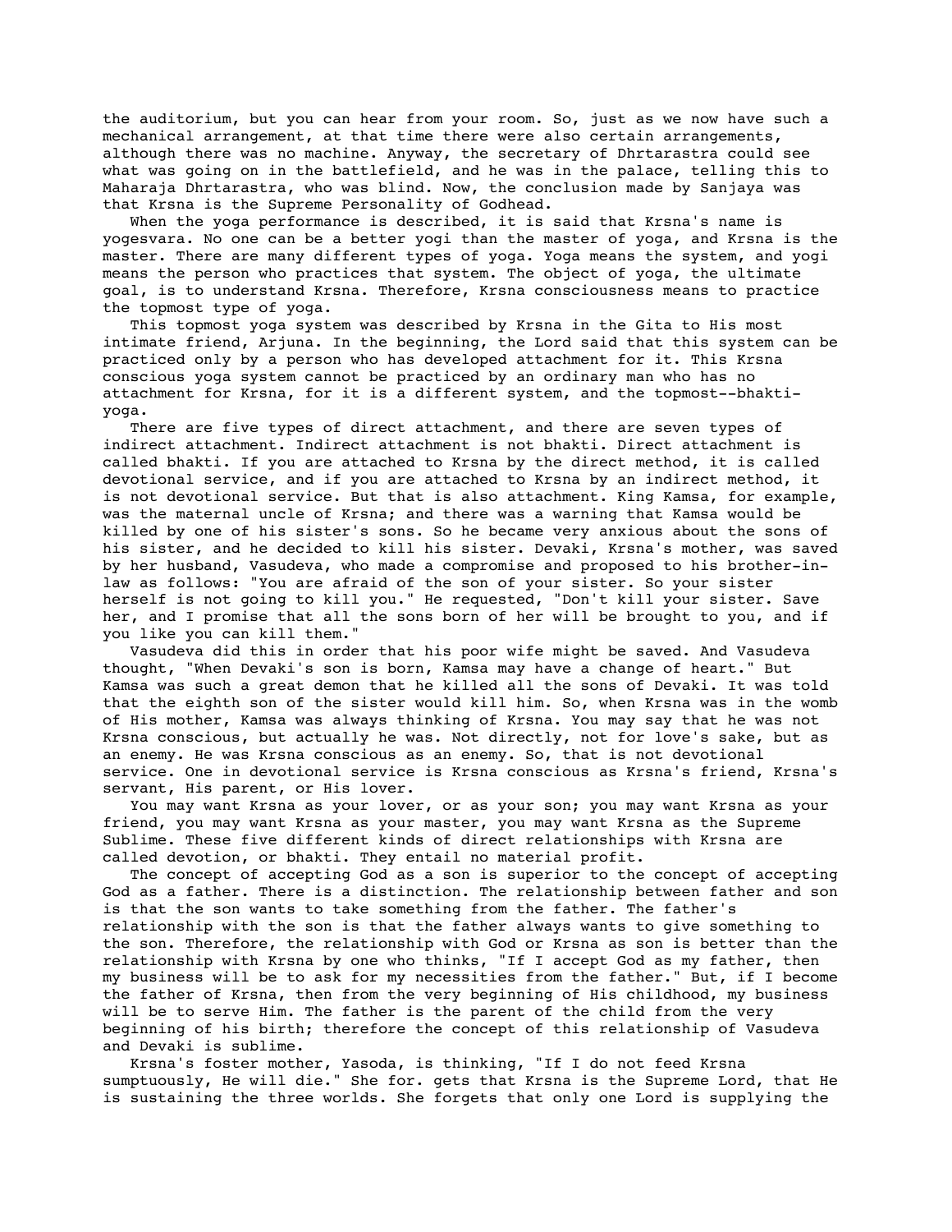the auditorium, but you can hear from your room. So, just as we now have such a mechanical arrangement, at that time there were also certain arrangements, although there was no machine. Anyway, the secretary of Dhrtarastra could see what was going on in the battlefield, and he was in the palace, telling this to Maharaja Dhrtarastra, who was blind. Now, the conclusion made by Sanjaya was that Krsna is the Supreme Personality of Godhead.

When the yoga performance is described, it is said that Krsna's name is yogesvara. No one can be a better yogi than the master of yoga, and Krsna is the master. There are many different types of yoga. Yoga means the system, and yogi means the person who practices that system. The object of yoga, the ultimate goal, is to understand Krsna. Therefore, Krsna consciousness means to practice the topmost type of yoga.

This topmost yoga system was described by Krsna in the Gita to His most intimate friend, Arjuna. In the beginning, the Lord said that this system can be practiced only by a person who has developed attachment for it. This Krsna conscious yoga system cannot be practiced by an ordinary man who has no attachment for Krsna, for it is a different system, and the topmost--bhakti-yoga.

There are five types of direct attachment, and there are seven types of indirect attachment. Indirect attachment is not bhakti. Direct attachment is called bhakti. If you are attached to Krsna by the direct method, it is called devotional service, and if you are attached to Krsna by an indirect method, it is not devotional service. But that is also attachment. King Kamsa, for example, was the maternal uncle of Krsna; and there was a warning that Kamsa would be killed by one of his sister's sons. So he became very anxious about the sons of his sister, and he decided to kill his sister. Devaki, Krsna's mother, was saved by her husband, Vasudeva, who made a compromise and proposed to his brother-in-law as follows: "You are afraid of the son of your sister. So your sister herself is not going to kill you." He requested, "Don't kill your sister. Save her, and I promise that all the sons born of her will be brought to you, and if you like you can kill them."

Vasudeva did this in order that his poor wife might be saved. And Vasudeva thought, "When Devaki's son is born, Kamsa may have a change of heart." But Kamsa was such a great demon that he killed all the sons of Devaki. It was told that the eighth son of the sister would kill him. So, when Krsna was in the womb of His mother, Kamsa was always thinking of Krsna. You may say that he was not Krsna conscious, but actually he was. Not directly, not for love's sake, but as an enemy. He was Krsna conscious as an enemy. So, that is not devotional service. One in devotional service is Krsna conscious as Krsna's friend, Krsna's servant, His parent, or His lover.

You may want Krsna as your lover, or as your son; you may want Krsna as your friend, you may want Krsna as your master, you may want Krsna as the Supreme Sublime. These five different kinds of direct relationships with Krsna are called devotion, or bhakti. They entail no material profit.

The concept of accepting God as a son is superior to the concept of accepting God as a father. There is a distinction. The relationship between father and son is that the son wants to take something from the father. The father's relationship with the son is that the father always wants to give something to the son. Therefore, the relationship with God or Krsna as son is better than the relationship with Krsna by one who thinks, "If I accept God as my father, then my business will be to ask for my necessities from the father." But, if I become the father of Krsna, then from the very beginning of His childhood, my business will be to serve Him. The father is the parent of the child from the very beginning of his birth; therefore the concept of this relationship of Vasudeva and Devaki is sublime.

Krsna's foster mother, Yasoda, is thinking, "If I do not feed Krsna sumptuously, He will die." She for. gets that Krsna is the Supreme Lord, that He is sustaining the three worlds. She forgets that only one Lord is supplying the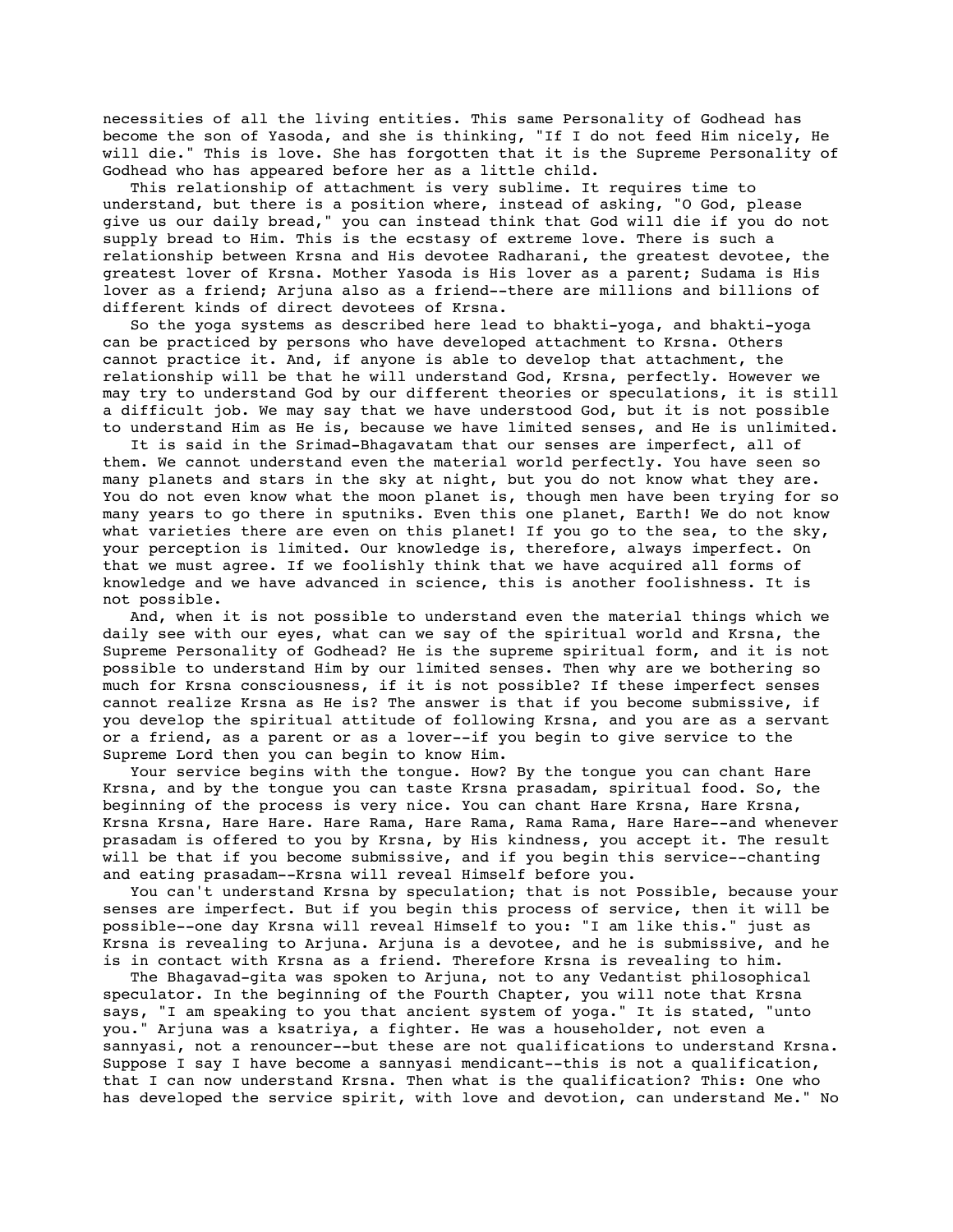necessities of all the living entities. This same Personality of Godhead has become the son of Yasoda, and she is thinking, "If I do not feed Him nicely, He will die." This is love. She has forgotten that it is the Supreme Personality of Godhead who has appeared before her as a little child.

This relationship of attachment is very sublime. It requires time to understand, but there is a position where, instead of asking, "O God, please give us our daily bread," you can instead think that God will die if you do not supply bread to Him. This is the ecstasy of extreme love. There is such a relationship between Krsna and His devotee Radharani, the greatest devotee, the greatest lover of Krsna. Mother Yasoda is His lover as a parent; Sudama is His lover as a friend; Arjuna also as a friend--there are millions and billions of different kinds of direct devotees of Krsna.

So the yoga systems as described here lead to bhakti-yoga, and bhakti-yoga can be practiced by persons who have developed attachment to Krsna. Others cannot practice it. And, if anyone is able to develop that attachment, the relationship will be that he will understand God, Krsna, perfectly. However we may try to understand God by our different theories or speculations, it is still a difficult job. We may say that we have understood God, but it is not possible to understand Him as He is, because we have limited senses, and He is unlimited.

It is said in the Srimad-Bhagavatam that our senses are imperfect, all of them. We cannot understand even the material world perfectly. You have seen so many planets and stars in the sky at night, but you do not know what they are. You do not even know what the moon planet is, though men have been trying for so many years to go there in sputniks. Even this one planet, Earth! We do not know what varieties there are even on this planet! If you go to the sea, to the sky, your perception is limited. Our knowledge is, therefore, always imperfect. On that we must agree. If we foolishly think that we have acquired all forms of knowledge and we have advanced in science, this is another foolishness. It is not possible.

And, when it is not possible to understand even the material things which we daily see with our eyes, what can we say of the spiritual world and Krsna, the Supreme Personality of Godhead? He is the supreme spiritual form, and it is not possible to understand Him by our limited senses. Then why are we bothering so much for Krsna consciousness, if it is not possible? If these imperfect senses cannot realize Krsna as He is? The answer is that if you become submissive, if you develop the spiritual attitude of following Krsna, and you are as a servant or a friend, as a parent or as a lover--if you begin to give service to the Supreme Lord then you can begin to know Him.

Your service begins with the tongue. How? By the tongue you can chant Hare Krsna, and by the tongue you can taste Krsna prasadam, spiritual food. So, the beginning of the process is very nice. You can chant Hare Krsna, Hare Krsna, Krsna Krsna, Hare Hare. Hare Rama, Hare Rama, Rama Rama, Hare Hare--and whenever prasadam is offered to you by Krsna, by His kindness, you accept it. The result will be that if you become submissive, and if you begin this service--chanting and eating prasadam--Krsna will reveal Himself before you.

You can't understand Krsna by speculation; that is not Possible, because your senses are imperfect. But if you begin this process of service, then it will be possible--one day Krsna will reveal Himself to you: "I am like this." just as Krsna is revealing to Arjuna. Arjuna is a devotee, and he is submissive, and he is in contact with Krsna as a friend. Therefore Krsna is revealing to him.

The Bhagavad-gita was spoken to Arjuna, not to any Vedantist philosophical speculator. In the beginning of the Fourth Chapter, you will note that Krsna says, "I am speaking to you that ancient system of yoga." It is stated, "unto you." Arjuna was a ksatriya, a fighter. He was a householder, not even a sannyasi, not a renouncer--but these are not qualifications to understand Krsna. Suppose I say I have become a sannyasi mendicant--this is not a qualification, that I can now understand Krsna. Then what is the qualification? This: One who has developed the service spirit, with love and devotion, can understand Me." No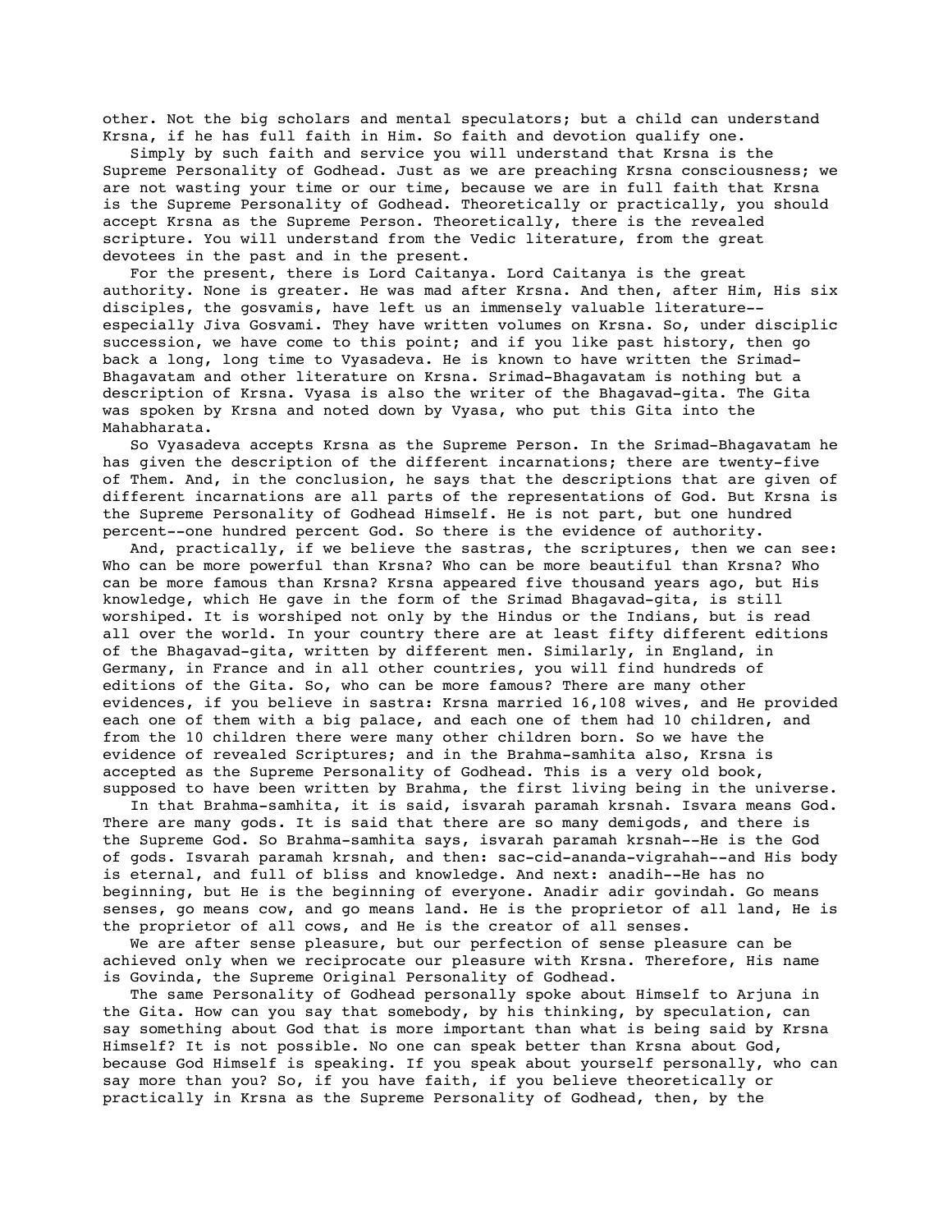other. Not the big scholars and mental speculators; but a child can understand Krsna, if he has full faith in Him. So faith and devotion qualify one.

Simply by such faith and service you will understand that Krsna is the Supreme Personality of Godhead. Just as we are preaching Krsna consciousness; we are not wasting your time or our time, because we are in full faith that Krsna is the Supreme Personality of Godhead. Theoretically or practically, you should accept Krsna as the Supreme Person. Theoretically, there is the revealed scripture. You will understand from the Vedic literature, from the great devotees in the past and in the present.

For the present, there is Lord Caitanya. Lord Caitanya is the great authority. None is greater. He was mad after Krsna. And then, after Him, His six disciples, the gosvamis, have left us an immensely valuable literature--especially Jiva Gosvami. They have written volumes on Krsna. So, under disciplic succession, we have come to this point; and if you like past history, then go back a long, long time to Vyasadeva. He is known to have written the Srimad-Bhagavatam and other literature on Krsna. Srimad-Bhagavatam is nothing but a description of Krsna. Vyasa is also the writer of the Bhagavad-gita. The Gita was spoken by Krsna and noted down by Vyasa, who put this Gita into the Mahabharata.

So Vyasadeva accepts Krsna as the Supreme Person. In the Srimad-Bhagavatam he has given the description of the different incarnations; there are twenty-five of Them. And, in the conclusion, he says that the descriptions that are given of different incarnations are all parts of the representations of God. But Krsna is the Supreme Personality of Godhead Himself. He is not part, but one hundred percent--one hundred percent God. So there is the evidence of authority.

And, practically, if we believe the sastras, the scriptures, then we can see: Who can be more powerful than Krsna? Who can be more beautiful than Krsna? Who can be more famous than Krsna? Krsna appeared five thousand years ago, but His knowledge, which He gave in the form of the Srimad Bhagavad-gita, is still worshiped. It is worshiped not only by the Hindus or the Indians, but is read all over the world. In your country there are at least fifty different editions of the Bhagavad-gita, written by different men. Similarly, in England, in Germany, in France and in all other countries, you will find hundreds of editions of the Gita. So, who can be more famous? There are many other evidences, if you believe in sastra: Krsna married 16,108 wives, and He provided each one of them with a big palace, and each one of them had 10 children, and from the 10 children there were many other children born. So we have the evidence of revealed Scriptures; and in the Brahma-samhita also, Krsna is accepted as the Supreme Personality of Godhead. This is a very old book, supposed to have been written by Brahma, the first living being in the universe.

In that Brahma-samhita, it is said, isvarah paramah krsnah. Isvara means God. There are many gods. It is said that there are so many demigods, and there is the Supreme God. So Brahma-samhita says, isvarah paramah krsnah--He is the God of gods. Isvarah paramah krsnah, and then: sac-cid-ananda-vigrahah--and His body is eternal, and full of bliss and knowledge. And next: anadih--He has no beginning, but He is the beginning of everyone. Anadir adir govindah. Go means senses, go means cow, and go means land. He is the proprietor of all land, He is the proprietor of all cows, and He is the creator of all senses.

We are after sense pleasure, but our perfection of sense pleasure can be achieved only when we reciprocate our pleasure with Krsna. Therefore, His name is Govinda, the Supreme Original Personality of Godhead.

The same Personality of Godhead personally spoke about Himself to Arjuna in the Gita. How can you say that somebody, by his thinking, by speculation, can say something about God that is more important than what is being said by Krsna Himself? It is not possible. No one can speak better than Krsna about God, because God Himself is speaking. If you speak about yourself personally, who can say more than you? So, if you have faith, if you believe theoretically or practically in Krsna as the Supreme Personality of Godhead, then, by the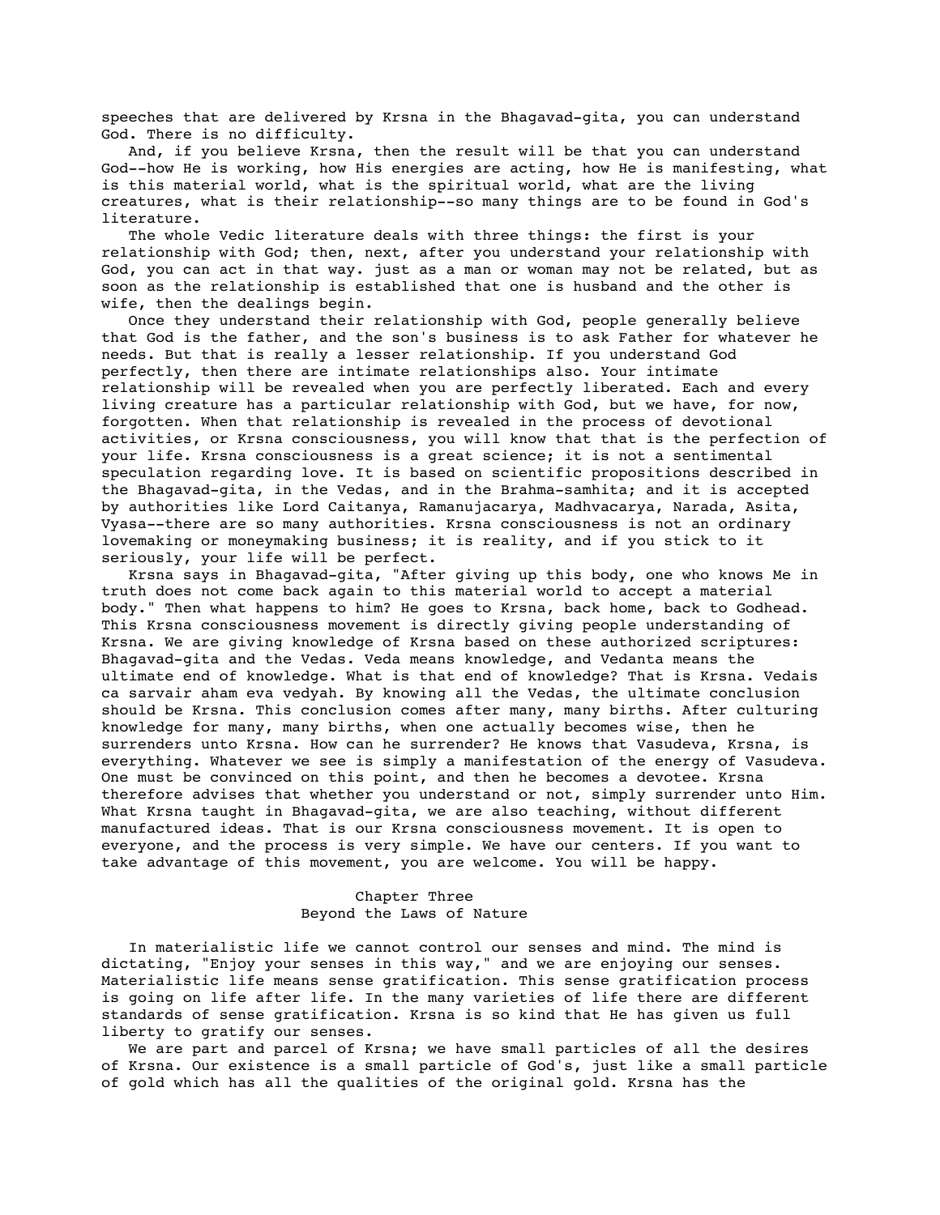speeches that are delivered by Krsna in the Bhagavad-gita, you can understand God. There is no difficulty.

And, if you believe Krsna, then the result will be that you can understand God--how He is working, how His energies are acting, how He is manifesting, what is this material world, what is the spiritual world, what are the living creatures, what is their relationship--so many things are to be found in God's literature.

The whole Vedic literature deals with three things: the first is your relationship with God; then, next, after you understand your relationship with God, you can act in that way. just as a man or woman may not be related, but as soon as the relationship is established that one is husband and the other is wife, then the dealings begin.

Once they understand their relationship with God, people generally believe that God is the father, and the son's business is to ask Father for whatever he needs. But that is really a lesser relationship. If you understand God perfectly, then there are intimate relationships also. Your intimate relationship will be revealed when you are perfectly liberated. Each and every living creature has a particular relationship with God, but we have, for now, forgotten. When that relationship is revealed in the process of devotional activities, or Krsna consciousness, you will know that that is the perfection of your life. Krsna consciousness is a great science; it is not a sentimental speculation regarding love. It is based on scientific propositions described in the Bhagavad-gita, in the Vedas, and in the Brahma-samhita; and it is accepted by authorities like Lord Caitanya, Ramanujacarya, Madhvacarya, Narada, Asita, Vyasa--there are so many authorities. Krsna consciousness is not an ordinary lovemaking or moneymaking business; it is reality, and if you stick to it seriously, your life will be perfect.

Krsna says in Bhagavad-gita, "After giving up this body, one who knows Me in truth does not come back again to this material world to accept a material body." Then what happens to him? He goes to Krsna, back home, back to Godhead. This Krsna consciousness movement is directly giving people understanding of Krsna. We are giving knowledge of Krsna based on these authorized scriptures: Bhagavad-gita and the Vedas. Veda means knowledge, and Vedanta means the ultimate end of knowledge. What is that end of knowledge? That is Krsna. Vedais ca sarvair aham eva vedyah. By knowing all the Vedas, the ultimate conclusion should be Krsna. This conclusion comes after many, many births. After culturing knowledge for many, many births, when one actually becomes wise, then he surrenders unto Krsna. How can he surrender? He knows that Vasudeva, Krsna, is everything. Whatever we see is simply a manifestation of the energy of Vasudeva. One must be convinced on this point, and then he becomes a devotee. Krsna therefore advises that whether you understand or not, simply surrender unto Him. What Krsna taught in Bhagavad-gita, we are also teaching, without different manufactured ideas. That is our Krsna consciousness movement. It is open to everyone, and the process is very simple. We have our centers. If you want to take advantage of this movement, you are welcome. You will be happy.

## Chapter Three
## Beyond the Laws of Nature

In materialistic life we cannot control our senses and mind. The mind is dictating, "Enjoy your senses in this way," and we are enjoying our senses. Materialistic life means sense gratification. This sense gratification process is going on life after life. In the many varieties of life there are different standards of sense gratification. Krsna is so kind that He has given us full liberty to gratify our senses.

We are part and parcel of Krsna; we have small particles of all the desires of Krsna. Our existence is a small particle of God's, just like a small particle of gold which has all the qualities of the original gold. Krsna has the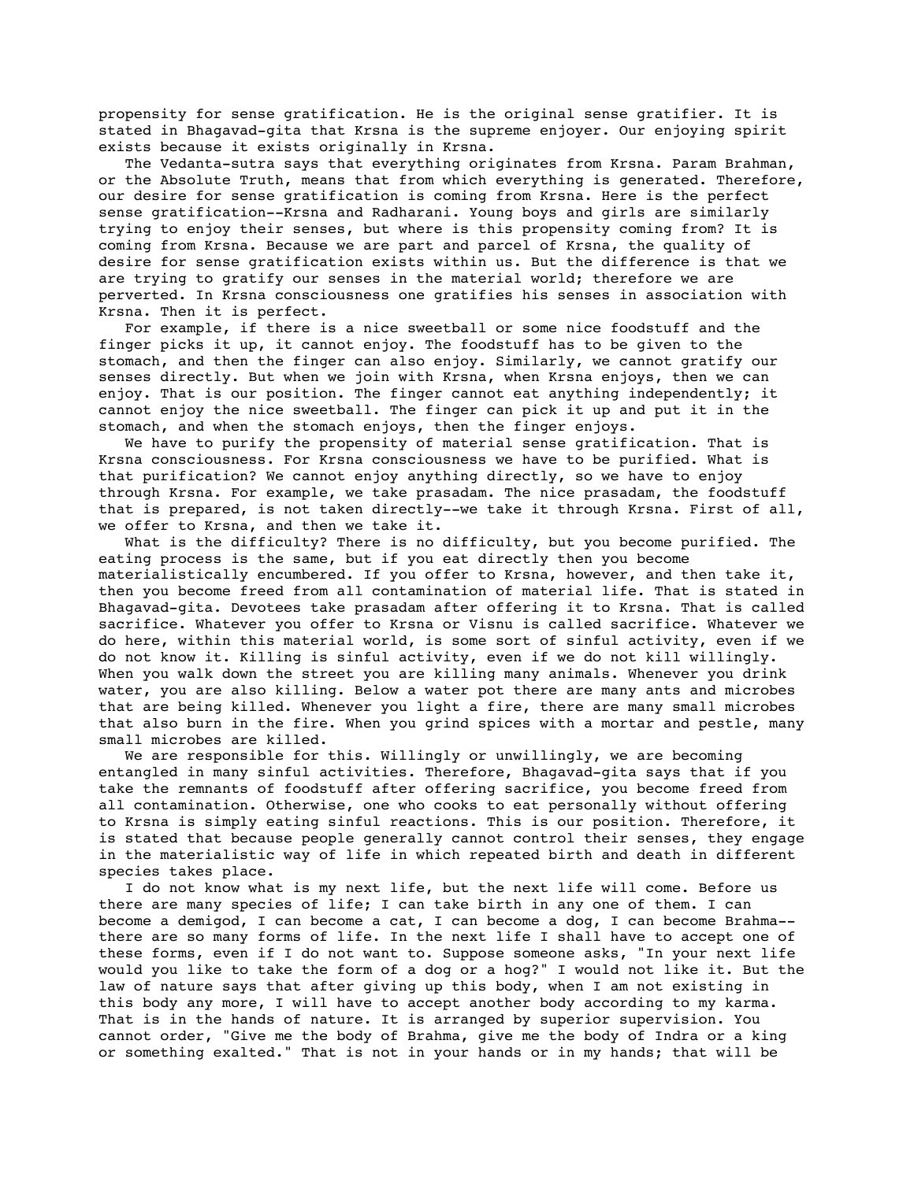propensity for sense gratification. He is the original sense gratifier. It is stated in Bhagavad-gita that Krsna is the supreme enjoyer. Our enjoying spirit exists because it exists originally in Krsna.

The Vedanta-sutra says that everything originates from Krsna. Param Brahman, or the Absolute Truth, means that from which everything is generated. Therefore, our desire for sense gratification is coming from Krsna. Here is the perfect sense gratification--Krsna and Radharani. Young boys and girls are similarly trying to enjoy their senses, but where is this propensity coming from? It is coming from Krsna. Because we are part and parcel of Krsna, the quality of desire for sense gratification exists within us. But the difference is that we are trying to gratify our senses in the material world; therefore we are perverted. In Krsna consciousness one gratifies his senses in association with Krsna. Then it is perfect.

For example, if there is a nice sweetball or some nice foodstuff and the finger picks it up, it cannot enjoy. The foodstuff has to be given to the stomach, and then the finger can also enjoy. Similarly, we cannot gratify our senses directly. But when we join with Krsna, when Krsna enjoys, then we can enjoy. That is our position. The finger cannot eat anything independently; it cannot enjoy the nice sweetball. The finger can pick it up and put it in the stomach, and when the stomach enjoys, then the finger enjoys.

We have to purify the propensity of material sense gratification. That is Krsna consciousness. For Krsna consciousness we have to be purified. What is that purification? We cannot enjoy anything directly, so we have to enjoy through Krsna. For example, we take prasadam. The nice prasadam, the foodstuff that is prepared, is not taken directly--we take it through Krsna. First of all, we offer to Krsna, and then we take it.

What is the difficulty? There is no difficulty, but you become purified. The eating process is the same, but if you eat directly then you become materialistically encumbered. If you offer to Krsna, however, and then take it, then you become freed from all contamination of material life. That is stated in Bhagavad-gita. Devotees take prasadam after offering it to Krsna. That is called sacrifice. Whatever you offer to Krsna or Visnu is called sacrifice. Whatever we do here, within this material world, is some sort of sinful activity, even if we do not know it. Killing is sinful activity, even if we do not kill willingly. When you walk down the street you are killing many animals. Whenever you drink water, you are also killing. Below a water pot there are many ants and microbes that are being killed. Whenever you light a fire, there are many small microbes that also burn in the fire. When you grind spices with a mortar and pestle, many small microbes are killed.

We are responsible for this. Willingly or unwillingly, we are becoming entangled in many sinful activities. Therefore, Bhagavad-gita says that if you take the remnants of foodstuff after offering sacrifice, you become freed from all contamination. Otherwise, one who cooks to eat personally without offering to Krsna is simply eating sinful reactions. This is our position. Therefore, it is stated that because people generally cannot control their senses, they engage in the materialistic way of life in which repeated birth and death in different species takes place.

I do not know what is my next life, but the next life will come. Before us there are many species of life; I can take birth in any one of them. I can become a demigod, I can become a cat, I can become a dog, I can become Brahma--there are so many forms of life. In the next life I shall have to accept one of these forms, even if I do not want to. Suppose someone asks, "In your next life would you like to take the form of a dog or a hog?" I would not like it. But the law of nature says that after giving up this body, when I am not existing in this body any more, I will have to accept another body according to my karma. That is in the hands of nature. It is arranged by superior supervision. You cannot order, "Give me the body of Brahma, give me the body of Indra or a king or something exalted." That is not in your hands or in my hands; that will be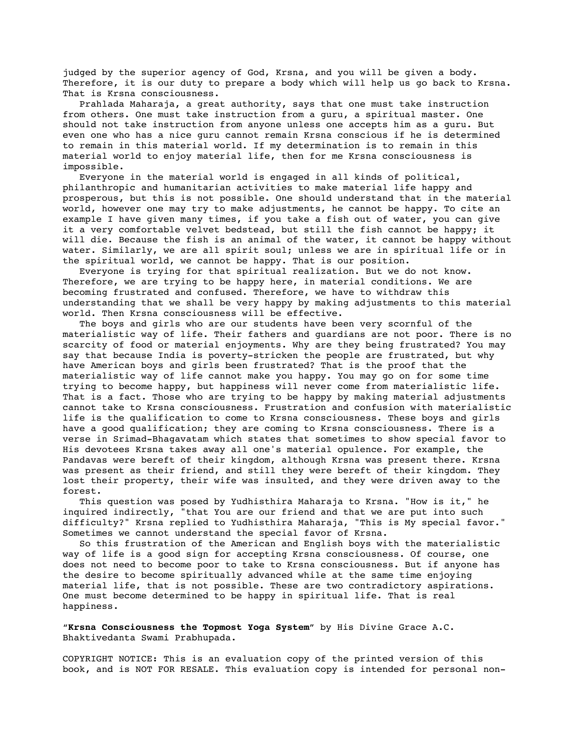judged by the superior agency of God, Krsna, and you will be given a body. Therefore, it is our duty to prepare a body which will help us go back to Krsna. That is Krsna consciousness.

Prahlada Maharaja, a great authority, says that one must take instruction from others. One must take instruction from a guru, a spiritual master. One should not take instruction from anyone unless one accepts him as a guru. But even one who has a nice guru cannot remain Krsna conscious if he is determined to remain in this material world. If my determination is to remain in this material world to enjoy material life, then for me Krsna consciousness is impossible.

Everyone in the material world is engaged in all kinds of political, philanthropic and humanitarian activities to make material life happy and prosperous, but this is not possible. One should understand that in the material world, however one may try to make adjustments, he cannot be happy. To cite an example I have given many times, if you take a fish out of water, you can give it a very comfortable velvet bedstead, but still the fish cannot be happy; it will die. Because the fish is an animal of the water, it cannot be happy without water. Similarly, we are all spirit soul; unless we are in spiritual life or in the spiritual world, we cannot be happy. That is our position.

Everyone is trying for that spiritual realization. But we do not know. Therefore, we are trying to be happy here, in material conditions. We are becoming frustrated and confused. Therefore, we have to withdraw this understanding that we shall be very happy by making adjustments to this material world. Then Krsna consciousness will be effective.

The boys and girls who are our students have been very scornful of the materialistic way of life. Their fathers and guardians are not poor. There is no scarcity of food or material enjoyments. Why are they being frustrated? You may say that because India is poverty-stricken the people are frustrated, but why have American boys and girls been frustrated? That is the proof that the materialistic way of life cannot make you happy. You may go on for some time trying to become happy, but happiness will never come from materialistic life. That is a fact. Those who are trying to be happy by making material adjustments cannot take to Krsna consciousness. Frustration and confusion with materialistic life is the qualification to come to Krsna consciousness. These boys and girls have a good qualification; they are coming to Krsna consciousness. There is a verse in Srimad-Bhagavatam which states that sometimes to show special favor to His devotees Krsna takes away all one's material opulence. For example, the Pandavas were bereft of their kingdom, although Krsna was present there. Krsna was present as their friend, and still they were bereft of their kingdom. They lost their property, their wife was insulted, and they were driven away to the forest.

This question was posed by Yudhisthira Maharaja to Krsna. "How is it," he inquired indirectly, "that You are our friend and that we are put into such difficulty?" Krsna replied to Yudhisthira Maharaja, "This is My special favor." Sometimes we cannot understand the special favor of Krsna.

So this frustration of the American and English boys with the materialistic way of life is a good sign for accepting Krsna consciousness. Of course, one does not need to become poor to take to Krsna consciousness. But if anyone has the desire to become spiritually advanced while at the same time enjoying material life, that is not possible. These are two contradictory aspirations. One must become determined to be happy in spiritual life. That is real happiness.

"**Krsna Consciousness the Topmost Yoga System**" by His Divine Grace A.C. Bhaktivedanta Swami Prabhupada.

COPYRIGHT NOTICE: This is an evaluation copy of the printed version of this book, and is NOT FOR RESALE. This evaluation copy is intended for personal non-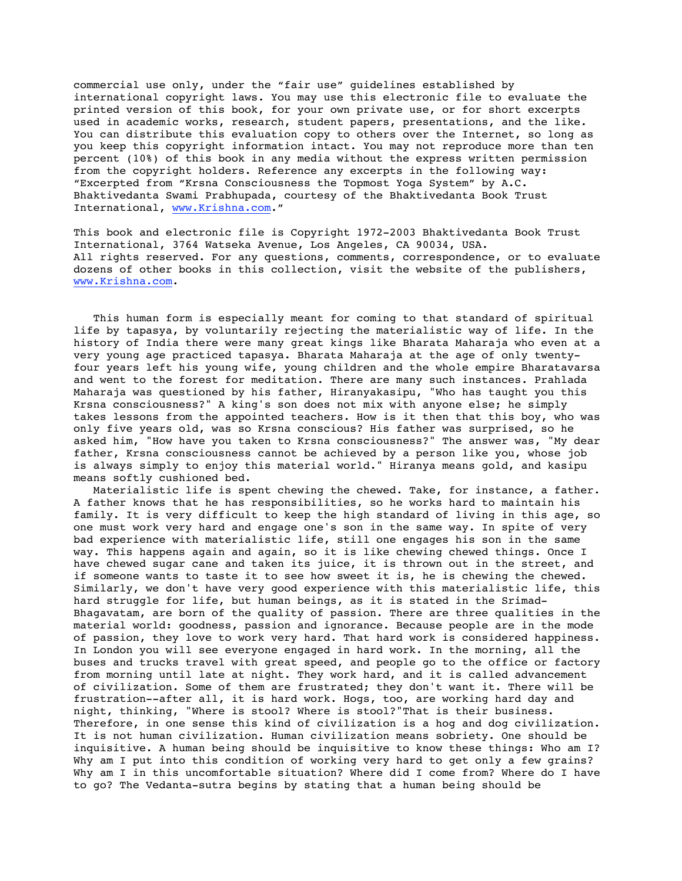commercial use only, under the "fair use" guidelines established by international copyright laws. You may use this electronic file to evaluate the printed version of this book, for your own private use, or for short excerpts used in academic works, research, student papers, presentations, and the like. You can distribute this evaluation copy to others over the Internet, so long as you keep this copyright information intact. You may not reproduce more than ten percent (10%) of this book in any media without the express written permission from the copyright holders. Reference any excerpts in the following way: "Excerpted from "Krsna Consciousness the Topmost Yoga System" by A.C. Bhaktivedanta Swami Prabhupada, courtesy of the Bhaktivedanta Book Trust International, www.Krishna.com."

This book and electronic file is Copyright 1972-2003 Bhaktivedanta Book Trust International, 3764 Watseka Avenue, Los Angeles, CA 90034, USA. All rights reserved. For any questions, comments, correspondence, or to evaluate dozens of other books in this collection, visit the website of the publishers, www.Krishna.com.

This human form is especially meant for coming to that standard of spiritual life by tapasya, by voluntarily rejecting the materialistic way of life. In the history of India there were many great kings like Bharata Maharaja who even at a very young age practiced tapasya. Bharata Maharaja at the age of only twenty-four years left his young wife, young children and the whole empire Bharatavarsa and went to the forest for meditation. There are many such instances. Prahlada Maharaja was questioned by his father, Hiranyakasipu, "Who has taught you this Krsna consciousness?" A king's son does not mix with anyone else; he simply takes lessons from the appointed teachers. How is it then that this boy, who was only five years old, was so Krsna conscious? His father was surprised, so he asked him, "How have you taken to Krsna consciousness?" The answer was, "My dear father, Krsna consciousness cannot be achieved by a person like you, whose job is always simply to enjoy this material world." Hiranya means gold, and kasipu means softly cushioned bed.

Materialistic life is spent chewing the chewed. Take, for instance, a father. A father knows that he has responsibilities, so he works hard to maintain his family. It is very difficult to keep the high standard of living in this age, so one must work very hard and engage one's son in the same way. In spite of very bad experience with materialistic life, still one engages his son in the same way. This happens again and again, so it is like chewing chewed things. Once I have chewed sugar cane and taken its juice, it is thrown out in the street, and if someone wants to taste it to see how sweet it is, he is chewing the chewed. Similarly, we don't have very good experience with this materialistic life, this hard struggle for life, but human beings, as it is stated in the Srimad-Bhagavatam, are born of the quality of passion. There are three qualities in the material world: goodness, passion and ignorance. Because people are in the mode of passion, they love to work very hard. That hard work is considered happiness. In London you will see everyone engaged in hard work. In the morning, all the buses and trucks travel with great speed, and people go to the office or factory from morning until late at night. They work hard, and it is called advancement of civilization. Some of them are frustrated; they don't want it. There will be frustration--after all, it is hard work. Hogs, too, are working hard day and night, thinking, "Where is stool? Where is stool?"That is their business. Therefore, in one sense this kind of civilization is a hog and dog civilization. It is not human civilization. Human civilization means sobriety. One should be inquisitive. A human being should be inquisitive to know these things: Who am I? Why am I put into this condition of working very hard to get only a few grains? Why am I in this uncomfortable situation? Where did I come from? Where do I have to go? The Vedanta-sutra begins by stating that a human being should be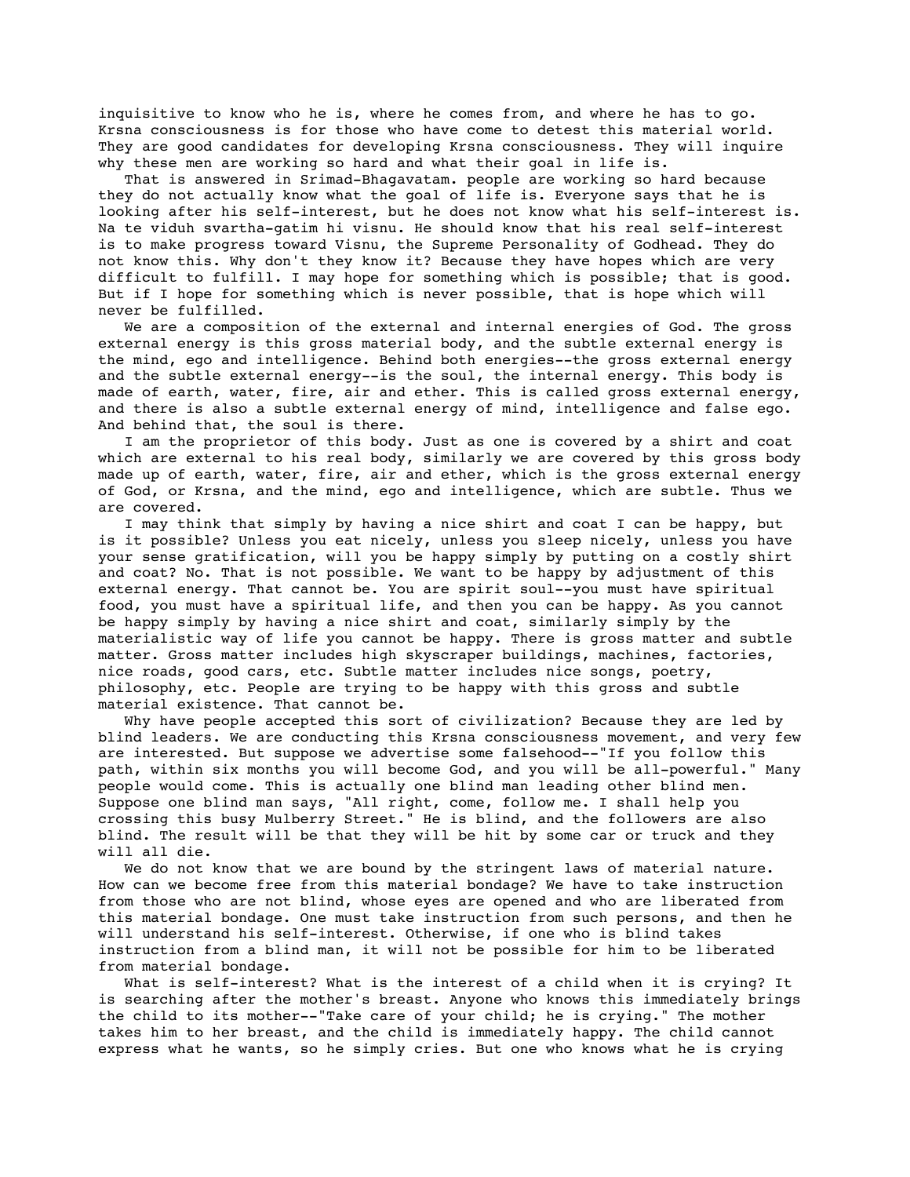inquisitive to know who he is, where he comes from, and where he has to go. Krsna consciousness is for those who have come to detest this material world. They are good candidates for developing Krsna consciousness. They will inquire why these men are working so hard and what their goal in life is.

That is answered in Srimad-Bhagavatam. people are working so hard because they do not actually know what the goal of life is. Everyone says that he is looking after his self-interest, but he does not know what his self-interest is. Na te viduh svartha-gatim hi visnu. He should know that his real self-interest is to make progress toward Visnu, the Supreme Personality of Godhead. They do not know this. Why don't they know it? Because they have hopes which are very difficult to fulfill. I may hope for something which is possible; that is good. But if I hope for something which is never possible, that is hope which will never be fulfilled.

We are a composition of the external and internal energies of God. The gross external energy is this gross material body, and the subtle external energy is the mind, ego and intelligence. Behind both energies--the gross external energy and the subtle external energy--is the soul, the internal energy. This body is made of earth, water, fire, air and ether. This is called gross external energy, and there is also a subtle external energy of mind, intelligence and false ego. And behind that, the soul is there.

I am the proprietor of this body. Just as one is covered by a shirt and coat which are external to his real body, similarly we are covered by this gross body made up of earth, water, fire, air and ether, which is the gross external energy of God, or Krsna, and the mind, ego and intelligence, which are subtle. Thus we are covered.

I may think that simply by having a nice shirt and coat I can be happy, but is it possible? Unless you eat nicely, unless you sleep nicely, unless you have your sense gratification, will you be happy simply by putting on a costly shirt and coat? No. That is not possible. We want to be happy by adjustment of this external energy. That cannot be. You are spirit soul--you must have spiritual food, you must have a spiritual life, and then you can be happy. As you cannot be happy simply by having a nice shirt and coat, similarly simply by the materialistic way of life you cannot be happy. There is gross matter and subtle matter. Gross matter includes high skyscraper buildings, machines, factories, nice roads, good cars, etc. Subtle matter includes nice songs, poetry, philosophy, etc. People are trying to be happy with this gross and subtle material existence. That cannot be.

Why have people accepted this sort of civilization? Because they are led by blind leaders. We are conducting this Krsna consciousness movement, and very few are interested. But suppose we advertise some falsehood--"If you follow this path, within six months you will become God, and you will be all-powerful." Many people would come. This is actually one blind man leading other blind men. Suppose one blind man says, "All right, come, follow me. I shall help you crossing this busy Mulberry Street." He is blind, and the followers are also blind. The result will be that they will be hit by some car or truck and they will all die.

We do not know that we are bound by the stringent laws of material nature. How can we become free from this material bondage? We have to take instruction from those who are not blind, whose eyes are opened and who are liberated from this material bondage. One must take instruction from such persons, and then he will understand his self-interest. Otherwise, if one who is blind takes instruction from a blind man, it will not be possible for him to be liberated from material bondage.

What is self-interest? What is the interest of a child when it is crying? It is searching after the mother's breast. Anyone who knows this immediately brings the child to its mother--"Take care of your child; he is crying." The mother takes him to her breast, and the child is immediately happy. The child cannot express what he wants, so he simply cries. But one who knows what he is crying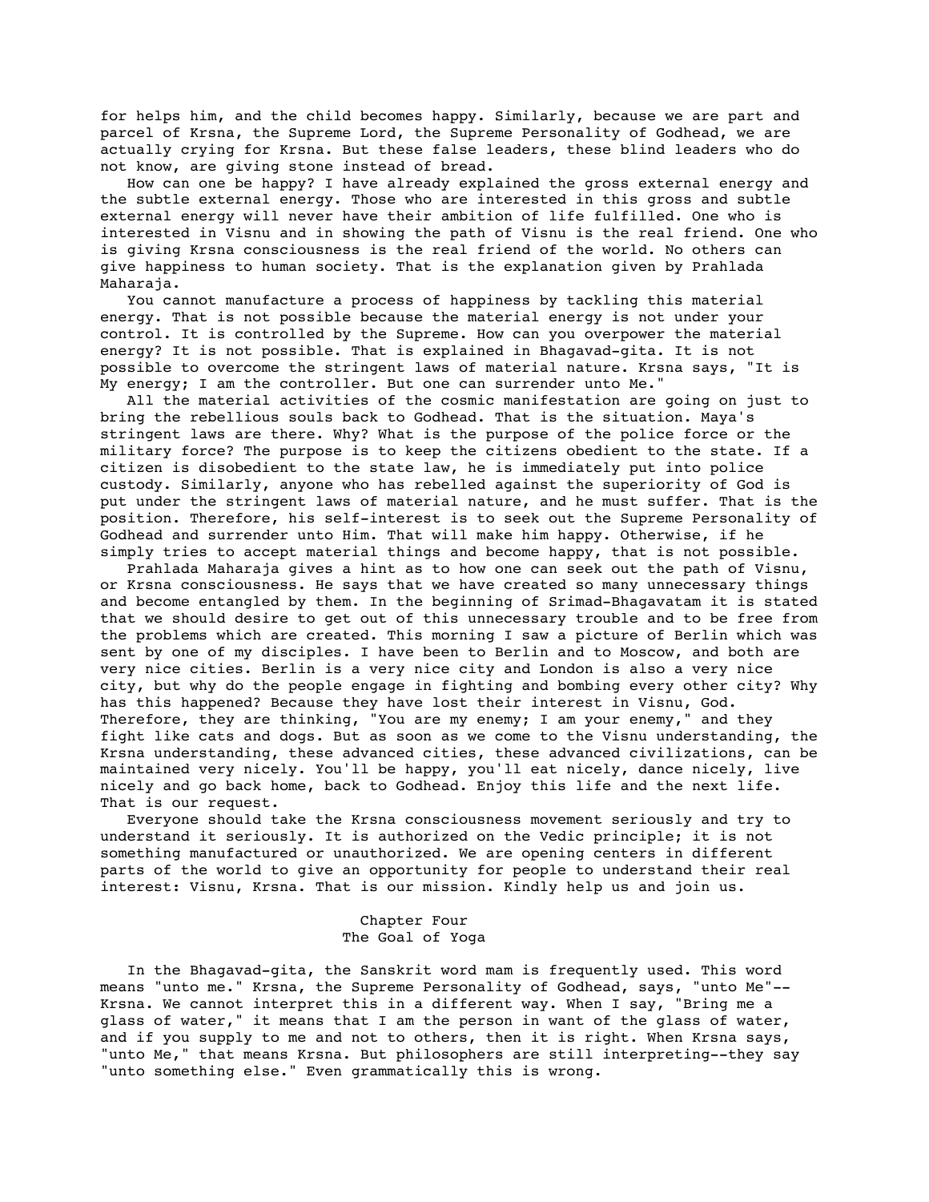for helps him, and the child becomes happy. Similarly, because we are part and parcel of Krsna, the Supreme Lord, the Supreme Personality of Godhead, we are actually crying for Krsna. But these false leaders, these blind leaders who do not know, are giving stone instead of bread.

How can one be happy? I have already explained the gross external energy and the subtle external energy. Those who are interested in this gross and subtle external energy will never have their ambition of life fulfilled. One who is interested in Visnu and in showing the path of Visnu is the real friend. One who is giving Krsna consciousness is the real friend of the world. No others can give happiness to human society. That is the explanation given by Prahlada Maharaja.

You cannot manufacture a process of happiness by tackling this material energy. That is not possible because the material energy is not under your control. It is controlled by the Supreme. How can you overpower the material energy? It is not possible. That is explained in Bhagavad-gita. It is not possible to overcome the stringent laws of material nature. Krsna says, "It is My energy; I am the controller. But one can surrender unto Me."

All the material activities of the cosmic manifestation are going on just to bring the rebellious souls back to Godhead. That is the situation. Maya's stringent laws are there. Why? What is the purpose of the police force or the military force? The purpose is to keep the citizens obedient to the state. If a citizen is disobedient to the state law, he is immediately put into police custody. Similarly, anyone who has rebelled against the superiority of God is put under the stringent laws of material nature, and he must suffer. That is the position. Therefore, his self-interest is to seek out the Supreme Personality of Godhead and surrender unto Him. That will make him happy. Otherwise, if he simply tries to accept material things and become happy, that is not possible.

Prahlada Maharaja gives a hint as to how one can seek out the path of Visnu, or Krsna consciousness. He says that we have created so many unnecessary things and become entangled by them. In the beginning of Srimad-Bhagavatam it is stated that we should desire to get out of this unnecessary trouble and to be free from the problems which are created. This morning I saw a picture of Berlin which was sent by one of my disciples. I have been to Berlin and to Moscow, and both are very nice cities. Berlin is a very nice city and London is also a very nice city, but why do the people engage in fighting and bombing every other city? Why has this happened? Because they have lost their interest in Visnu, God. Therefore, they are thinking, "You are my enemy; I am your enemy," and they fight like cats and dogs. But as soon as we come to the Visnu understanding, the Krsna understanding, these advanced cities, these advanced civilizations, can be maintained very nicely. You'll be happy, you'll eat nicely, dance nicely, live nicely and go back home, back to Godhead. Enjoy this life and the next life. That is our request.

Everyone should take the Krsna consciousness movement seriously and try to understand it seriously. It is authorized on the Vedic principle; it is not something manufactured or unauthorized. We are opening centers in different parts of the world to give an opportunity for people to understand their real interest: Visnu, Krsna. That is our mission. Kindly help us and join us.

## Chapter Four
## The Goal of Yoga

In the Bhagavad-gita, the Sanskrit word mam is frequently used. This word means "unto me." Krsna, the Supreme Personality of Godhead, says, "unto Me"--Krsna. We cannot interpret this in a different way. When I say, "Bring me a glass of water," it means that I am the person in want of the glass of water, and if you supply to me and not to others, then it is right. When Krsna says, "unto Me," that means Krsna. But philosophers are still interpreting--they say "unto something else." Even grammatically this is wrong.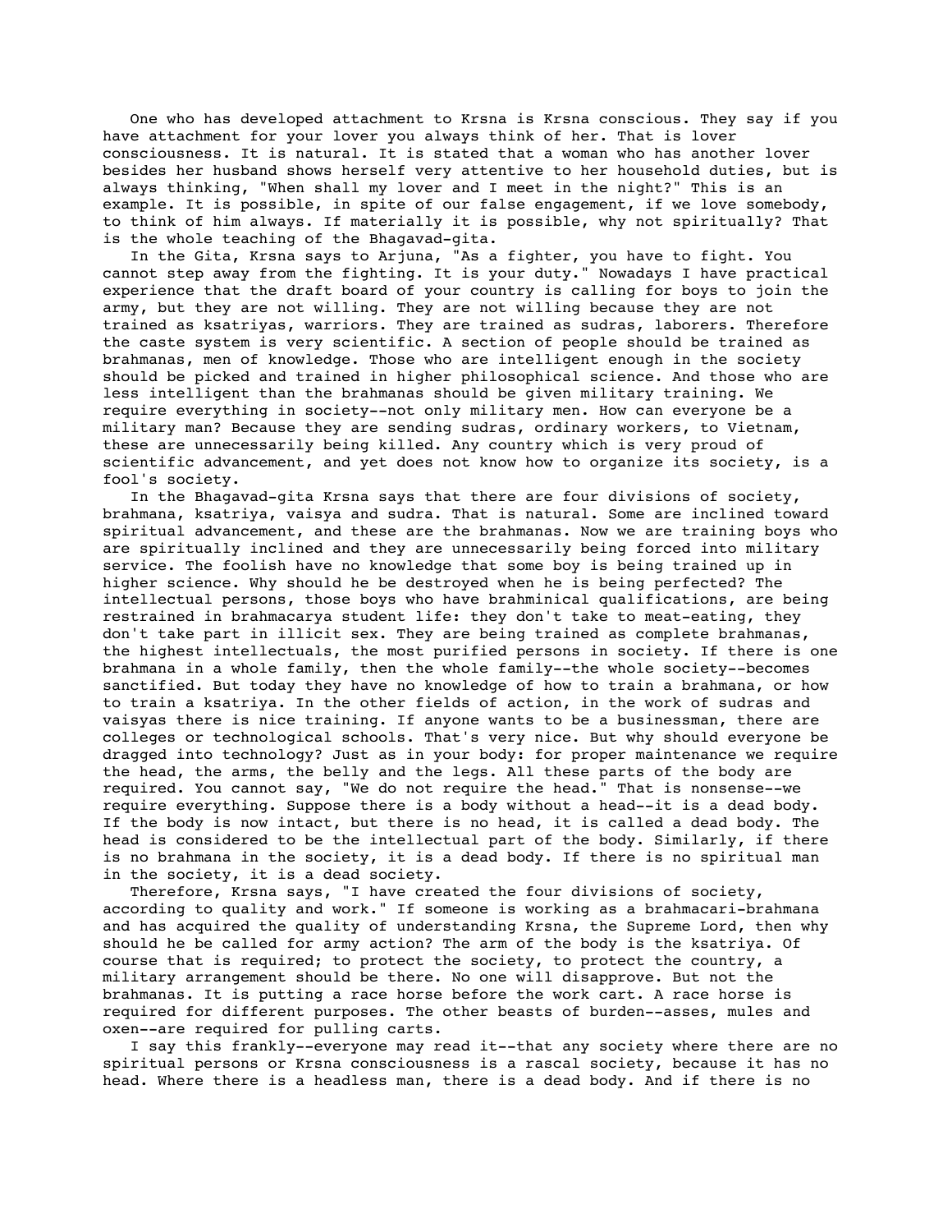One who has developed attachment to Krsna is Krsna conscious. They say if you have attachment for your lover you always think of her. That is lover consciousness. It is natural. It is stated that a woman who has another lover besides her husband shows herself very attentive to her household duties, but is always thinking, "When shall my lover and I meet in the night?" This is an example. It is possible, in spite of our false engagement, if we love somebody, to think of him always. If materially it is possible, why not spiritually? That is the whole teaching of the Bhagavad-gita.

In the Gita, Krsna says to Arjuna, "As a fighter, you have to fight. You cannot step away from the fighting. It is your duty." Nowadays I have practical experience that the draft board of your country is calling for boys to join the army, but they are not willing. They are not willing because they are not trained as ksatriyas, warriors. They are trained as sudras, laborers. Therefore the caste system is very scientific. A section of people should be trained as brahmanas, men of knowledge. Those who are intelligent enough in the society should be picked and trained in higher philosophical science. And those who are less intelligent than the brahmanas should be given military training. We require everything in society--not only military men. How can everyone be a military man? Because they are sending sudras, ordinary workers, to Vietnam, these are unnecessarily being killed. Any country which is very proud of scientific advancement, and yet does not know how to organize its society, is a fool's society.

In the Bhagavad-gita Krsna says that there are four divisions of society, brahmana, ksatriya, vaisya and sudra. That is natural. Some are inclined toward spiritual advancement, and these are the brahmanas. Now we are training boys who are spiritually inclined and they are unnecessarily being forced into military service. The foolish have no knowledge that some boy is being trained up in higher science. Why should he be destroyed when he is being perfected? The intellectual persons, those boys who have brahminical qualifications, are being restrained in brahmacarya student life: they don't take to meat-eating, they don't take part in illicit sex. They are being trained as complete brahmanas, the highest intellectuals, the most purified persons in society. If there is one brahmana in a whole family, then the whole family--the whole society--becomes sanctified. But today they have no knowledge of how to train a brahmana, or how to train a ksatriya. In the other fields of action, in the work of sudras and vaisyas there is nice training. If anyone wants to be a businessman, there are colleges or technological schools. That's very nice. But why should everyone be dragged into technology? Just as in your body: for proper maintenance we require the head, the arms, the belly and the legs. All these parts of the body are required. You cannot say, "We do not require the head." That is nonsense--we require everything. Suppose there is a body without a head--it is a dead body. If the body is now intact, but there is no head, it is called a dead body. The head is considered to be the intellectual part of the body. Similarly, if there is no brahmana in the society, it is a dead body. If there is no spiritual man in the society, it is a dead society.

Therefore, Krsna says, "I have created the four divisions of society, according to quality and work." If someone is working as a brahmacari-brahmana and has acquired the quality of understanding Krsna, the Supreme Lord, then why should he be called for army action? The arm of the body is the ksatriya. Of course that is required; to protect the society, to protect the country, a military arrangement should be there. No one will disapprove. But not the brahmanas. It is putting a race horse before the work cart. A race horse is required for different purposes. The other beasts of burden--asses, mules and oxen--are required for pulling carts.

I say this frankly--everyone may read it--that any society where there are no spiritual persons or Krsna consciousness is a rascal society, because it has no head. Where there is a headless man, there is a dead body. And if there is no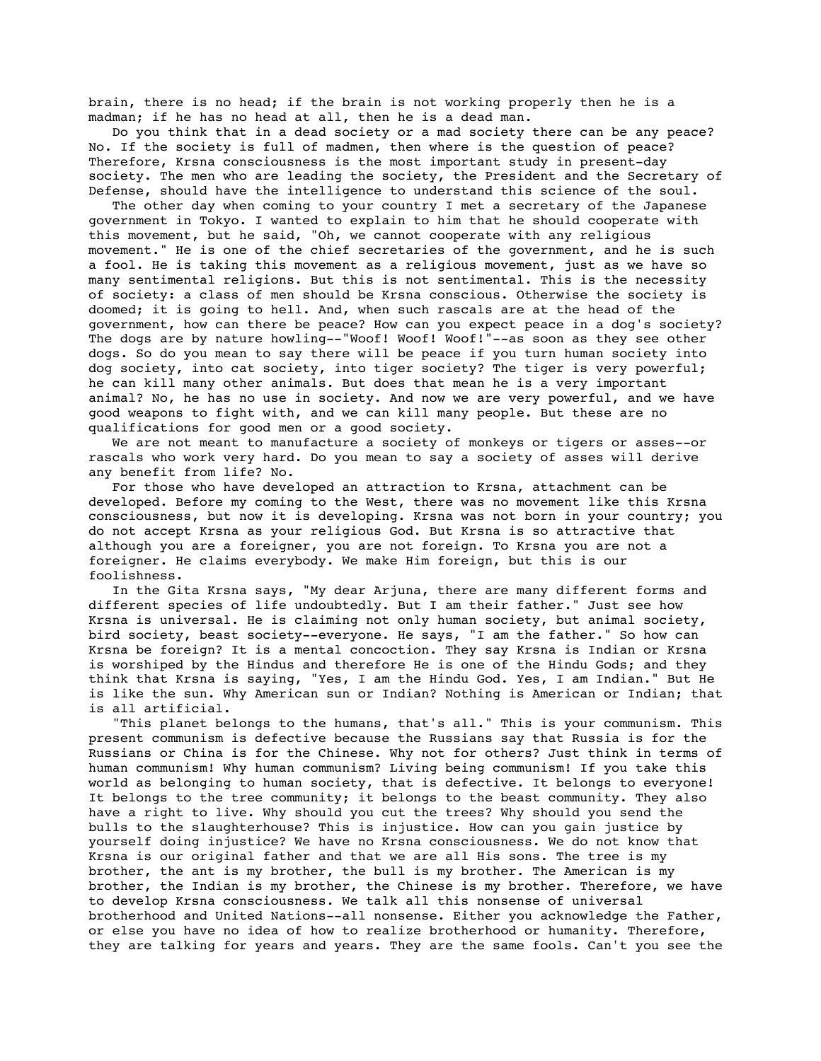brain, there is no head; if the brain is not working properly then he is a madman; if he has no head at all, then he is a dead man.

Do you think that in a dead society or a mad society there can be any peace? No. If the society is full of madmen, then where is the question of peace? Therefore, Krsna consciousness is the most important study in present-day society. The men who are leading the society, the President and the Secretary of Defense, should have the intelligence to understand this science of the soul.

The other day when coming to your country I met a secretary of the Japanese government in Tokyo. I wanted to explain to him that he should cooperate with this movement, but he said, "Oh, we cannot cooperate with any religious movement." He is one of the chief secretaries of the government, and he is such a fool. He is taking this movement as a religious movement, just as we have so many sentimental religions. But this is not sentimental. This is the necessity of society: a class of men should be Krsna conscious. Otherwise the society is doomed; it is going to hell. And, when such rascals are at the head of the government, how can there be peace? How can you expect peace in a dog's society? The dogs are by nature howling--"Woof! Woof! Woof!"--as soon as they see other dogs. So do you mean to say there will be peace if you turn human society into dog society, into cat society, into tiger society? The tiger is very powerful; he can kill many other animals. But does that mean he is a very important animal? No, he has no use in society. And now we are very powerful, and we have good weapons to fight with, and we can kill many people. But these are no qualifications for good men or a good society.

We are not meant to manufacture a society of monkeys or tigers or asses--or rascals who work very hard. Do you mean to say a society of asses will derive any benefit from life? No.

For those who have developed an attraction to Krsna, attachment can be developed. Before my coming to the West, there was no movement like this Krsna consciousness, but now it is developing. Krsna was not born in your country; you do not accept Krsna as your religious God. But Krsna is so attractive that although you are a foreigner, you are not foreign. To Krsna you are not a foreigner. He claims everybody. We make Him foreign, but this is our foolishness.

In the Gita Krsna says, "My dear Arjuna, there are many different forms and different species of life undoubtedly. But I am their father." Just see how Krsna is universal. He is claiming not only human society, but animal society, bird society, beast society--everyone. He says, "I am the father." So how can Krsna be foreign? It is a mental concoction. They say Krsna is Indian or Krsna is worshiped by the Hindus and therefore He is one of the Hindu Gods; and they think that Krsna is saying, "Yes, I am the Hindu God. Yes, I am Indian." But He is like the sun. Why American sun or Indian? Nothing is American or Indian; that is all artificial.

"This planet belongs to the humans, that's all." This is your communism. This present communism is defective because the Russians say that Russia is for the Russians or China is for the Chinese. Why not for others? Just think in terms of human communism! Why human communism? Living being communism! If you take this world as belonging to human society, that is defective. It belongs to everyone! It belongs to the tree community; it belongs to the beast community. They also have a right to live. Why should you cut the trees? Why should you send the bulls to the slaughterhouse? This is injustice. How can you gain justice by yourself doing injustice? We have no Krsna consciousness. We do not know that Krsna is our original father and that we are all His sons. The tree is my brother, the ant is my brother, the bull is my brother. The American is my brother, the Indian is my brother, the Chinese is my brother. Therefore, we have to develop Krsna consciousness. We talk all this nonsense of universal brotherhood and United Nations--all nonsense. Either you acknowledge the Father, or else you have no idea of how to realize brotherhood or humanity. Therefore, they are talking for years and years. They are the same fools. Can't you see the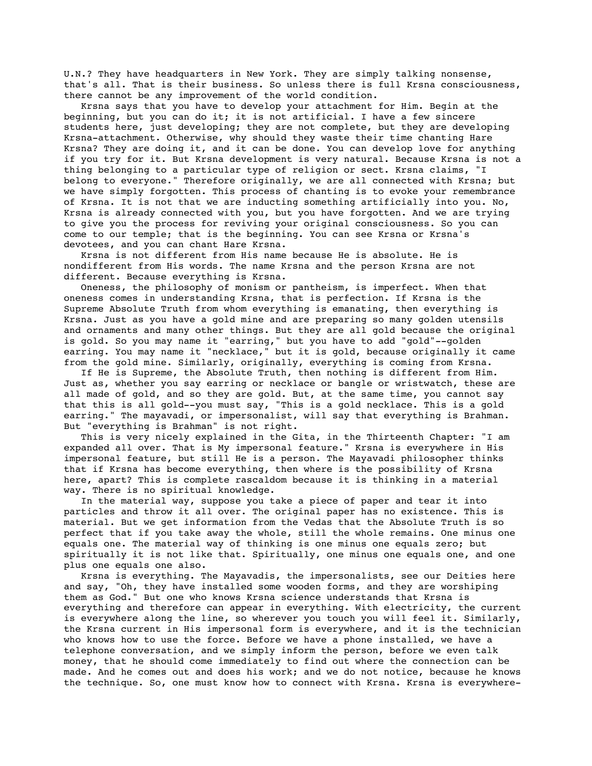U.N.? They have headquarters in New York. They are simply talking nonsense, that's all. That is their business. So unless there is full Krsna consciousness, there cannot be any improvement of the world condition.

Krsna says that you have to develop your attachment for Him. Begin at the beginning, but you can do it; it is not artificial. I have a few sincere students here, just developing; they are not complete, but they are developing Krsna-attachment. Otherwise, why should they waste their time chanting Hare Krsna? They are doing it, and it can be done. You can develop love for anything if you try for it. But Krsna development is very natural. Because Krsna is not a thing belonging to a particular type of religion or sect. Krsna claims, "I belong to everyone." Therefore originally, we are all connected with Krsna; but we have simply forgotten. This process of chanting is to evoke your remembrance of Krsna. It is not that we are inducting something artificially into you. No, Krsna is already connected with you, but you have forgotten. And we are trying to give you the process for reviving your original consciousness. So you can come to our temple; that is the beginning. You can see Krsna or Krsna's devotees, and you can chant Hare Krsna.

Krsna is not different from His name because He is absolute. He is nondifferent from His words. The name Krsna and the person Krsna are not different. Because everything is Krsna.

Oneness, the philosophy of monism or pantheism, is imperfect. When that oneness comes in understanding Krsna, that is perfection. If Krsna is the Supreme Absolute Truth from whom everything is emanating, then everything is Krsna. Just as you have a gold mine and are preparing so many golden utensils and ornaments and many other things. But they are all gold because the original is gold. So you may name it "earring," but you have to add "gold"--golden earring. You may name it "necklace," but it is gold, because originally it came from the gold mine. Similarly, originally, everything is coming from Krsna.

If He is Supreme, the Absolute Truth, then nothing is different from Him. Just as, whether you say earring or necklace or bangle or wristwatch, these are all made of gold, and so they are gold. But, at the same time, you cannot say that this is all gold--you must say, "This is a gold necklace. This is a gold earring." The mayavadi, or impersonalist, will say that everything is Brahman. But "everything is Brahman" is not right.

This is very nicely explained in the Gita, in the Thirteenth Chapter: "I am expanded all over. That is My impersonal feature." Krsna is everywhere in His impersonal feature, but still He is a person. The Mayavadi philosopher thinks that if Krsna has become everything, then where is the possibility of Krsna here, apart? This is complete rascaldom because it is thinking in a material way. There is no spiritual knowledge.

In the material way, suppose you take a piece of paper and tear it into particles and throw it all over. The original paper has no existence. This is material. But we get information from the Vedas that the Absolute Truth is so perfect that if you take away the whole, still the whole remains. One minus one equals one. The material way of thinking is one minus one equals zero; but spiritually it is not like that. Spiritually, one minus one equals one, and one plus one equals one also.

Krsna is everything. The Mayavadis, the impersonalists, see our Deities here and say, "Oh, they have installed some wooden forms, and they are worshiping them as God." But one who knows Krsna science understands that Krsna is everything and therefore can appear in everything. With electricity, the current is everywhere along the line, so wherever you touch you will feel it. Similarly, the Krsna current in His impersonal form is everywhere, and it is the technician who knows how to use the force. Before we have a phone installed, we have a telephone conversation, and we simply inform the person, before we even talk money, that he should come immediately to find out where the connection can be made. And he comes out and does his work; and we do not notice, because he knows the technique. So, one must know how to connect with Krsna. Krsna is everywhere-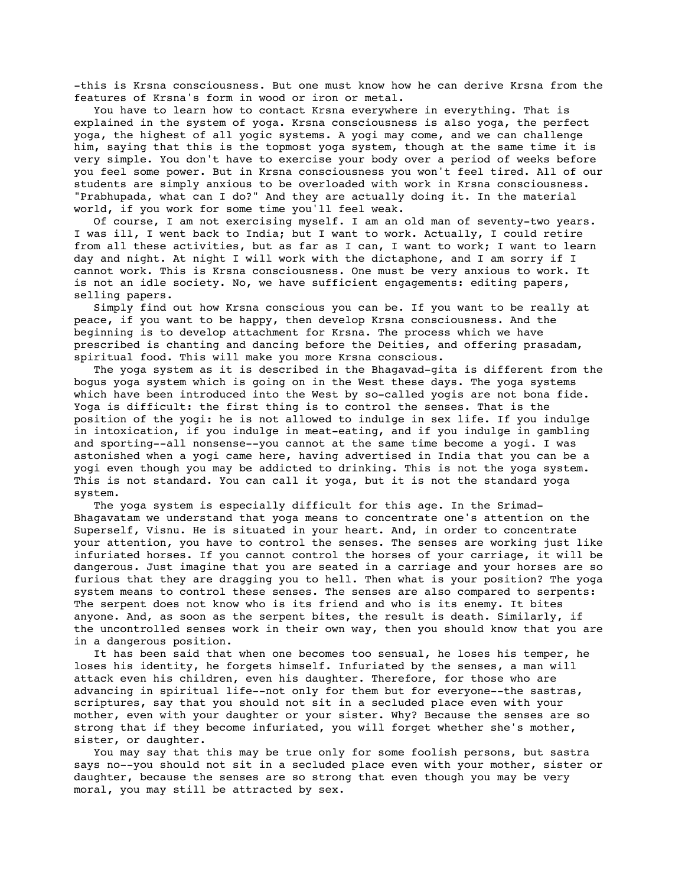-this is Krsna consciousness. But one must know how he can derive Krsna from the features of Krsna's form in wood or iron or metal.

You have to learn how to contact Krsna everywhere in everything. That is explained in the system of yoga. Krsna consciousness is also yoga, the perfect yoga, the highest of all yogic systems. A yogi may come, and we can challenge him, saying that this is the topmost yoga system, though at the same time it is very simple. You don't have to exercise your body over a period of weeks before you feel some power. But in Krsna consciousness you won't feel tired. All of our students are simply anxious to be overloaded with work in Krsna consciousness. "Prabhupada, what can I do?" And they are actually doing it. In the material world, if you work for some time you'll feel weak.

Of course, I am not exercising myself. I am an old man of seventy-two years. I was ill, I went back to India; but I want to work. Actually, I could retire from all these activities, but as far as I can, I want to work; I want to learn day and night. At night I will work with the dictaphone, and I am sorry if I cannot work. This is Krsna consciousness. One must be very anxious to work. It is not an idle society. No, we have sufficient engagements: editing papers, selling papers.

Simply find out how Krsna conscious you can be. If you want to be really at peace, if you want to be happy, then develop Krsna consciousness. And the beginning is to develop attachment for Krsna. The process which we have prescribed is chanting and dancing before the Deities, and offering prasadam, spiritual food. This will make you more Krsna conscious.

The yoga system as it is described in the Bhagavad-gita is different from the bogus yoga system which is going on in the West these days. The yoga systems which have been introduced into the West by so-called yogis are not bona fide. Yoga is difficult: the first thing is to control the senses. That is the position of the yogi: he is not allowed to indulge in sex life. If you indulge in intoxication, if you indulge in meat-eating, and if you indulge in gambling and sporting--all nonsense--you cannot at the same time become a yogi. I was astonished when a yogi came here, having advertised in India that you can be a yogi even though you may be addicted to drinking. This is not the yoga system. This is not standard. You can call it yoga, but it is not the standard yoga system.

The yoga system is especially difficult for this age. In the Srimad-Bhagavatam we understand that yoga means to concentrate one's attention on the Superself, Visnu. He is situated in your heart. And, in order to concentrate your attention, you have to control the senses. The senses are working just like infuriated horses. If you cannot control the horses of your carriage, it will be dangerous. Just imagine that you are seated in a carriage and your horses are so furious that they are dragging you to hell. Then what is your position? The yoga system means to control these senses. The senses are also compared to serpents: The serpent does not know who is its friend and who is its enemy. It bites anyone. And, as soon as the serpent bites, the result is death. Similarly, if the uncontrolled senses work in their own way, then you should know that you are in a dangerous position.

It has been said that when one becomes too sensual, he loses his temper, he loses his identity, he forgets himself. Infuriated by the senses, a man will attack even his children, even his daughter. Therefore, for those who are advancing in spiritual life--not only for them but for everyone--the sastras, scriptures, say that you should not sit in a secluded place even with your mother, even with your daughter or your sister. Why? Because the senses are so strong that if they become infuriated, you will forget whether she's mother, sister, or daughter.

You may say that this may be true only for some foolish persons, but sastra says no--you should not sit in a secluded place even with your mother, sister or daughter, because the senses are so strong that even though you may be very moral, you may still be attracted by sex.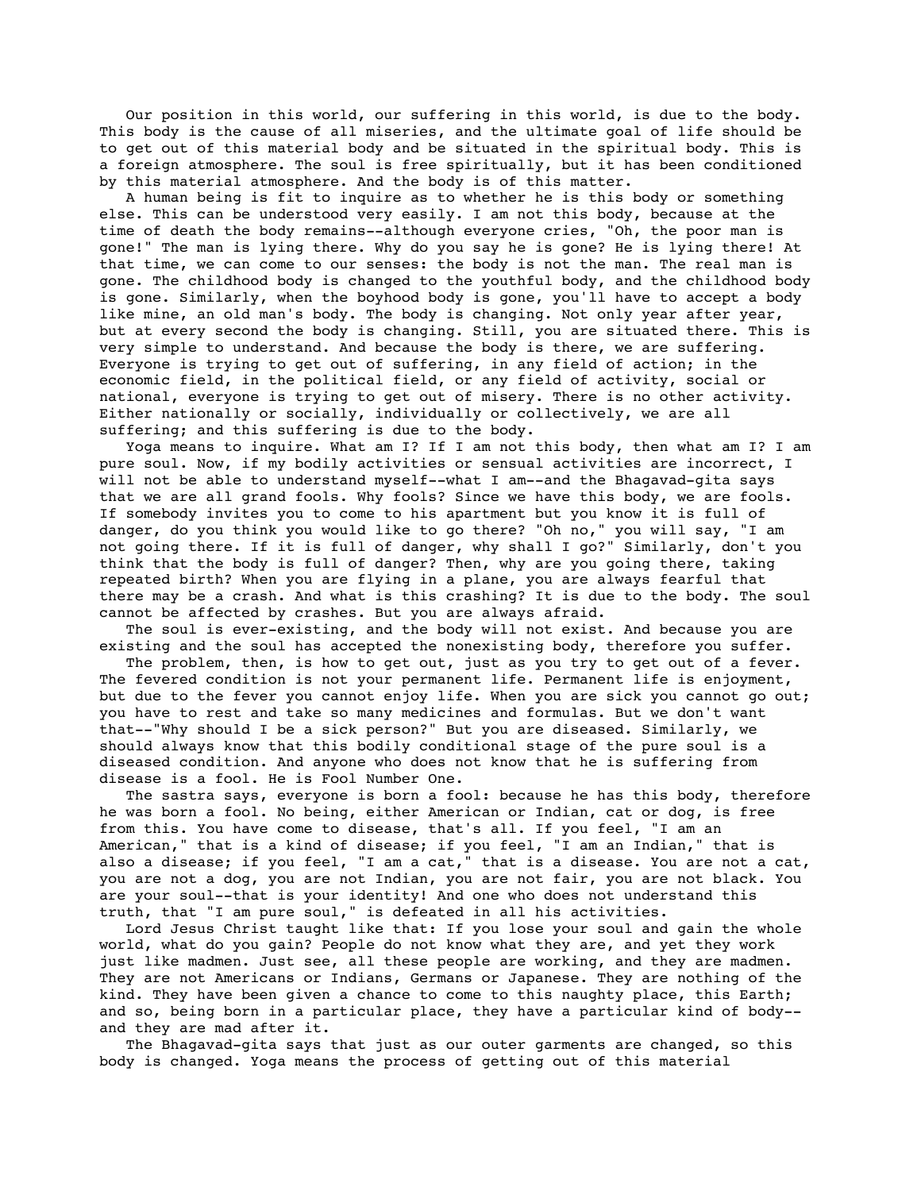Our position in this world, our suffering in this world, is due to the body. This body is the cause of all miseries, and the ultimate goal of life should be to get out of this material body and be situated in the spiritual body. This is a foreign atmosphere. The soul is free spiritually, but it has been conditioned by this material atmosphere. And the body is of this matter.

A human being is fit to inquire as to whether he is this body or something else. This can be understood very easily. I am not this body, because at the time of death the body remains--although everyone cries, "Oh, the poor man is gone!" The man is lying there. Why do you say he is gone? He is lying there! At that time, we can come to our senses: the body is not the man. The real man is gone. The childhood body is changed to the youthful body, and the childhood body is gone. Similarly, when the boyhood body is gone, you'll have to accept a body like mine, an old man's body. The body is changing. Not only year after year, but at every second the body is changing. Still, you are situated there. This is very simple to understand. And because the body is there, we are suffering. Everyone is trying to get out of suffering, in any field of action; in the economic field, in the political field, or any field of activity, social or national, everyone is trying to get out of misery. There is no other activity. Either nationally or socially, individually or collectively, we are all suffering; and this suffering is due to the body.

Yoga means to inquire. What am I? If I am not this body, then what am I? I am pure soul. Now, if my bodily activities or sensual activities are incorrect, I will not be able to understand myself--what I am--and the Bhagavad-gita says that we are all grand fools. Why fools? Since we have this body, we are fools. If somebody invites you to come to his apartment but you know it is full of danger, do you think you would like to go there? "Oh no," you will say, "I am not going there. If it is full of danger, why shall I go?" Similarly, don't you think that the body is full of danger? Then, why are you going there, taking repeated birth? When you are flying in a plane, you are always fearful that there may be a crash. And what is this crashing? It is due to the body. The soul cannot be affected by crashes. But you are always afraid.

The soul is ever-existing, and the body will not exist. And because you are existing and the soul has accepted the nonexisting body, therefore you suffer.

The problem, then, is how to get out, just as you try to get out of a fever. The fevered condition is not your permanent life. Permanent life is enjoyment, but due to the fever you cannot enjoy life. When you are sick you cannot go out; you have to rest and take so many medicines and formulas. But we don't want that--"Why should I be a sick person?" But you are diseased. Similarly, we should always know that this bodily conditional stage of the pure soul is a diseased condition. And anyone who does not know that he is suffering from disease is a fool. He is Fool Number One.

The sastra says, everyone is born a fool: because he has this body, therefore he was born a fool. No being, either American or Indian, cat or dog, is free from this. You have come to disease, that's all. If you feel, "I am an American," that is a kind of disease; if you feel, "I am an Indian," that is also a disease; if you feel, "I am a cat," that is a disease. You are not a cat, you are not a dog, you are not Indian, you are not fair, you are not black. You are your soul--that is your identity! And one who does not understand this truth, that "I am pure soul," is defeated in all his activities.

Lord Jesus Christ taught like that: If you lose your soul and gain the whole world, what do you gain? People do not know what they are, and yet they work just like madmen. Just see, all these people are working, and they are madmen. They are not Americans or Indians, Germans or Japanese. They are nothing of the kind. They have been given a chance to come to this naughty place, this Earth; and so, being born in a particular place, they have a particular kind of body--and they are mad after it.

The Bhagavad-gita says that just as our outer garments are changed, so this body is changed. Yoga means the process of getting out of this material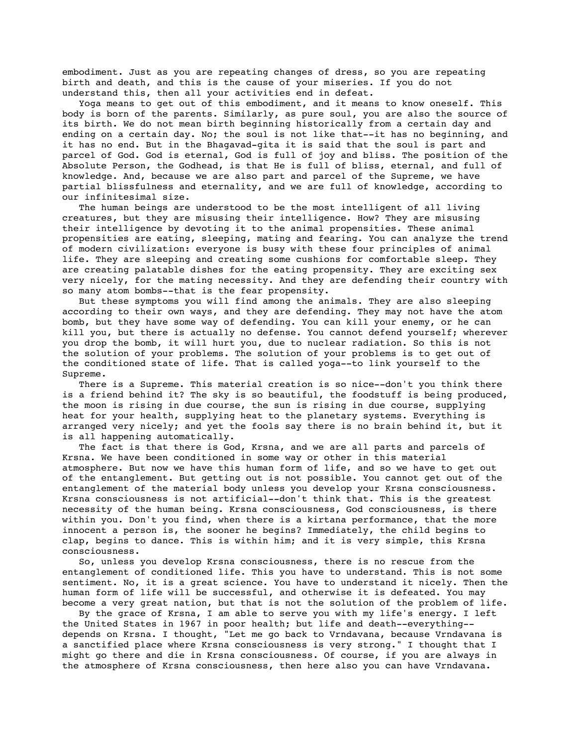embodiment. Just as you are repeating changes of dress, so you are repeating birth and death, and this is the cause of your miseries. If you do not understand this, then all your activities end in defeat.

Yoga means to get out of this embodiment, and it means to know oneself. This body is born of the parents. Similarly, as pure soul, you are also the source of its birth. We do not mean birth beginning historically from a certain day and ending on a certain day. No; the soul is not like that--it has no beginning, and it has no end. But in the Bhagavad-gita it is said that the soul is part and parcel of God. God is eternal, God is full of joy and bliss. The position of the Absolute Person, the Godhead, is that He is full of bliss, eternal, and full of knowledge. And, because we are also part and parcel of the Supreme, we have partial blissfulness and eternality, and we are full of knowledge, according to our infinitesimal size.

The human beings are understood to be the most intelligent of all living creatures, but they are misusing their intelligence. How? They are misusing their intelligence by devoting it to the animal propensities. These animal propensities are eating, sleeping, mating and fearing. You can analyze the trend of modern civilization: everyone is busy with these four principles of animal life. They are sleeping and creating some cushions for comfortable sleep. They are creating palatable dishes for the eating propensity. They are exciting sex very nicely, for the mating necessity. And they are defending their country with so many atom bombs--that is the fear propensity.

But these symptoms you will find among the animals. They are also sleeping according to their own ways, and they are defending. They may not have the atom bomb, but they have some way of defending. You can kill your enemy, or he can kill you, but there is actually no defense. You cannot defend yourself; wherever you drop the bomb, it will hurt you, due to nuclear radiation. So this is not the solution of your problems. The solution of your problems is to get out of the conditioned state of life. That is called yoga--to link yourself to the Supreme.

There is a Supreme. This material creation is so nice--don't you think there is a friend behind it? The sky is so beautiful, the foodstuff is being produced, the moon is rising in due course, the sun is rising in due course, supplying heat for your health, supplying heat to the planetary systems. Everything is arranged very nicely; and yet the fools say there is no brain behind it, but it is all happening automatically.

The fact is that there is God, Krsna, and we are all parts and parcels of Krsna. We have been conditioned in some way or other in this material atmosphere. But now we have this human form of life, and so we have to get out of the entanglement. But getting out is not possible. You cannot get out of the entanglement of the material body unless you develop your Krsna consciousness. Krsna consciousness is not artificial--don't think that. This is the greatest necessity of the human being. Krsna consciousness, God consciousness, is there within you. Don't you find, when there is a kirtana performance, that the more innocent a person is, the sooner he begins? Immediately, the child begins to clap, begins to dance. This is within him; and it is very simple, this Krsna consciousness.

So, unless you develop Krsna consciousness, there is no rescue from the entanglement of conditioned life. This you have to understand. This is not some sentiment. No, it is a great science. You have to understand it nicely. Then the human form of life will be successful, and otherwise it is defeated. You may become a very great nation, but that is not the solution of the problem of life.

By the grace of Krsna, I am able to serve you with my life's energy. I left the United States in 1967 in poor health; but life and death--everything--depends on Krsna. I thought, "Let me go back to Vrndavana, because Vrndavana is a sanctified place where Krsna consciousness is very strong." I thought that I might go there and die in Krsna consciousness. Of course, if you are always in the atmosphere of Krsna consciousness, then here also you can have Vrndavana.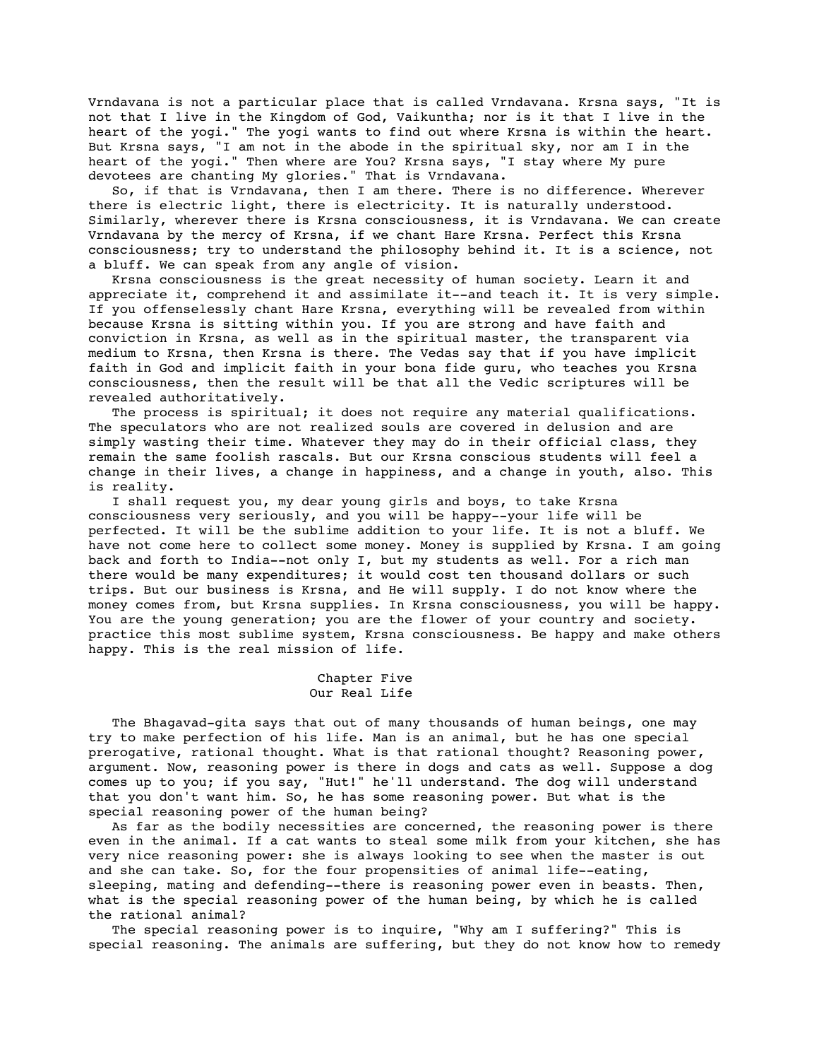Vrndavana is not a particular place that is called Vrndavana. Krsna says, "It is not that I live in the Kingdom of God, Vaikuntha; nor is it that I live in the heart of the yogi." The yogi wants to find out where Krsna is within the heart. But Krsna says, "I am not in the abode in the spiritual sky, nor am I in the heart of the yogi." Then where are You? Krsna says, "I stay where My pure devotees are chanting My glories." That is Vrndavana.

So, if that is Vrndavana, then I am there. There is no difference. Wherever there is electric light, there is electricity. It is naturally understood. Similarly, wherever there is Krsna consciousness, it is Vrndavana. We can create Vrndavana by the mercy of Krsna, if we chant Hare Krsna. Perfect this Krsna consciousness; try to understand the philosophy behind it. It is a science, not a bluff. We can speak from any angle of vision.

Krsna consciousness is the great necessity of human society. Learn it and appreciate it, comprehend it and assimilate it--and teach it. It is very simple. If you offenselessly chant Hare Krsna, everything will be revealed from within because Krsna is sitting within you. If you are strong and have faith and conviction in Krsna, as well as in the spiritual master, the transparent via medium to Krsna, then Krsna is there. The Vedas say that if you have implicit faith in God and implicit faith in your bona fide guru, who teaches you Krsna consciousness, then the result will be that all the Vedic scriptures will be revealed authoritatively.

The process is spiritual; it does not require any material qualifications. The speculators who are not realized souls are covered in delusion and are simply wasting their time. Whatever they may do in their official class, they remain the same foolish rascals. But our Krsna conscious students will feel a change in their lives, a change in happiness, and a change in youth, also. This is reality.

I shall request you, my dear young girls and boys, to take Krsna consciousness very seriously, and you will be happy--your life will be perfected. It will be the sublime addition to your life. It is not a bluff. We have not come here to collect some money. Money is supplied by Krsna. I am going back and forth to India--not only I, but my students as well. For a rich man there would be many expenditures; it would cost ten thousand dollars or such trips. But our business is Krsna, and He will supply. I do not know where the money comes from, but Krsna supplies. In Krsna consciousness, you will be happy. You are the young generation; you are the flower of your country and society. practice this most sublime system, Krsna consciousness. Be happy and make others happy. This is the real mission of life.

## Chapter Five
## Our Real Life

The Bhagavad-gita says that out of many thousands of human beings, one may try to make perfection of his life. Man is an animal, but he has one special prerogative, rational thought. What is that rational thought? Reasoning power, argument. Now, reasoning power is there in dogs and cats as well. Suppose a dog comes up to you; if you say, "Hut!" he'll understand. The dog will understand that you don't want him. So, he has some reasoning power. But what is the special reasoning power of the human being?

As far as the bodily necessities are concerned, the reasoning power is there even in the animal. If a cat wants to steal some milk from your kitchen, she has very nice reasoning power: she is always looking to see when the master is out and she can take. So, for the four propensities of animal life--eating, sleeping, mating and defending--there is reasoning power even in beasts. Then, what is the special reasoning power of the human being, by which he is called the rational animal?

The special reasoning power is to inquire, "Why am I suffering?" This is special reasoning. The animals are suffering, but they do not know how to remedy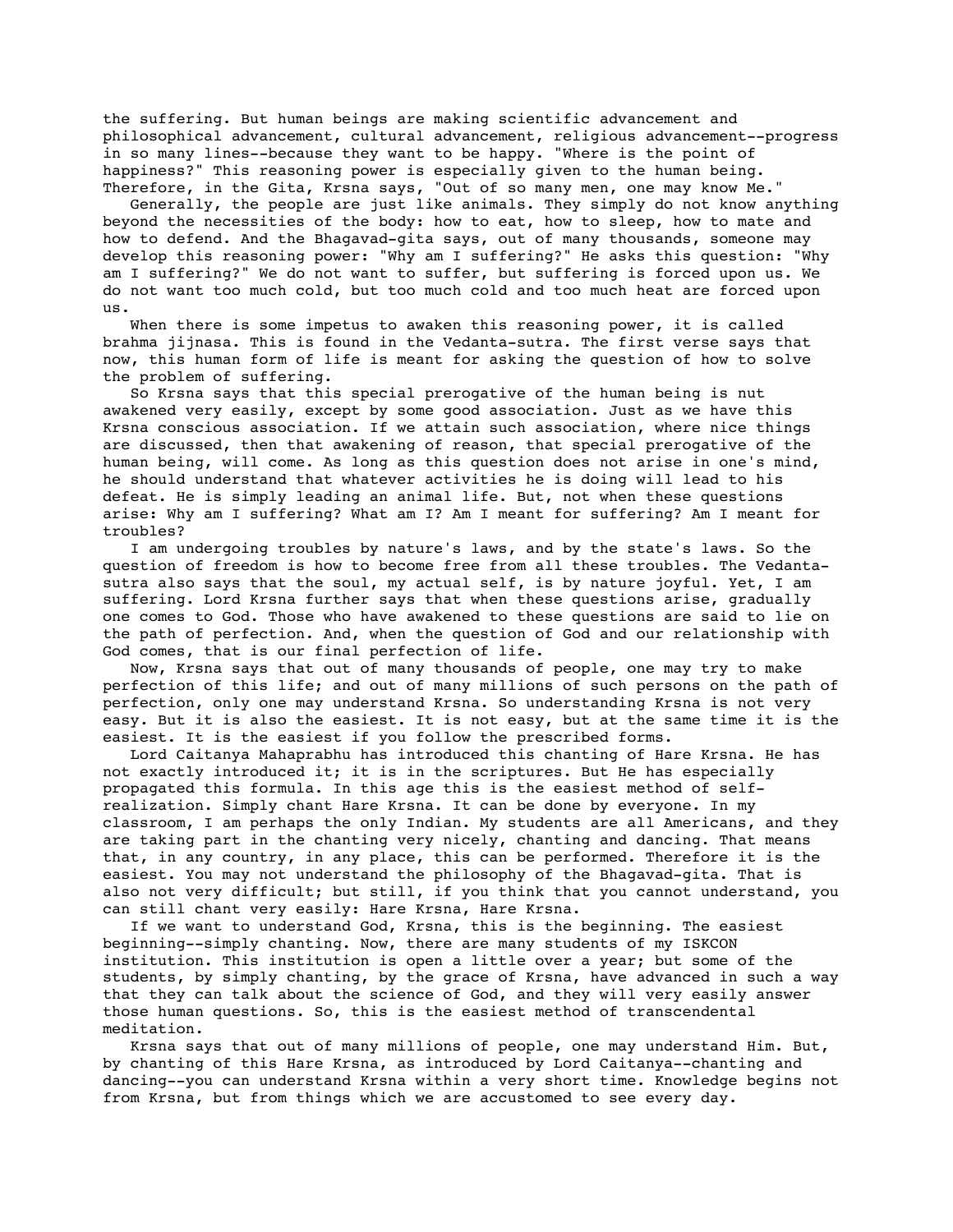the suffering. But human beings are making scientific advancement and philosophical advancement, cultural advancement, religious advancement--progress in so many lines--because they want to be happy. "Where is the point of happiness?" This reasoning power is especially given to the human being. Therefore, in the Gita, Krsna says, "Out of so many men, one may know Me."

Generally, the people are just like animals. They simply do not know anything beyond the necessities of the body: how to eat, how to sleep, how to mate and how to defend. And the Bhagavad-gita says, out of many thousands, someone may develop this reasoning power: "Why am I suffering?" He asks this question: "Why am I suffering?" We do not want to suffer, but suffering is forced upon us. We do not want too much cold, but too much cold and too much heat are forced upon us.

When there is some impetus to awaken this reasoning power, it is called brahma jijnasa. This is found in the Vedanta-sutra. The first verse says that now, this human form of life is meant for asking the question of how to solve the problem of suffering.

So Krsna says that this special prerogative of the human being is nut awakened very easily, except by some good association. Just as we have this Krsna conscious association. If we attain such association, where nice things are discussed, then that awakening of reason, that special prerogative of the human being, will come. As long as this question does not arise in one's mind, he should understand that whatever activities he is doing will lead to his defeat. He is simply leading an animal life. But, not when these questions arise: Why am I suffering? What am I? Am I meant for suffering? Am I meant for troubles?

I am undergoing troubles by nature's laws, and by the state's laws. So the question of freedom is how to become free from all these troubles. The Vedanta-sutra also says that the soul, my actual self, is by nature joyful. Yet, I am suffering. Lord Krsna further says that when these questions arise, gradually one comes to God. Those who have awakened to these questions are said to lie on the path of perfection. And, when the question of God and our relationship with God comes, that is our final perfection of life.

Now, Krsna says that out of many thousands of people, one may try to make perfection of this life; and out of many millions of such persons on the path of perfection, only one may understand Krsna. So understanding Krsna is not very easy. But it is also the easiest. It is not easy, but at the same time it is the easiest. It is the easiest if you follow the prescribed forms.

Lord Caitanya Mahaprabhu has introduced this chanting of Hare Krsna. He has not exactly introduced it; it is in the scriptures. But He has especially propagated this formula. In this age this is the easiest method of self-realization. Simply chant Hare Krsna. It can be done by everyone. In my classroom, I am perhaps the only Indian. My students are all Americans, and they are taking part in the chanting very nicely, chanting and dancing. That means that, in any country, in any place, this can be performed. Therefore it is the easiest. You may not understand the philosophy of the Bhagavad-gita. That is also not very difficult; but still, if you think that you cannot understand, you can still chant very easily: Hare Krsna, Hare Krsna.

If we want to understand God, Krsna, this is the beginning. The easiest beginning--simply chanting. Now, there are many students of my ISKCON institution. This institution is open a little over a year; but some of the students, by simply chanting, by the grace of Krsna, have advanced in such a way that they can talk about the science of God, and they will very easily answer those human questions. So, this is the easiest method of transcendental meditation.

Krsna says that out of many millions of people, one may understand Him. But, by chanting of this Hare Krsna, as introduced by Lord Caitanya--chanting and dancing--you can understand Krsna within a very short time. Knowledge begins not from Krsna, but from things which we are accustomed to see every day.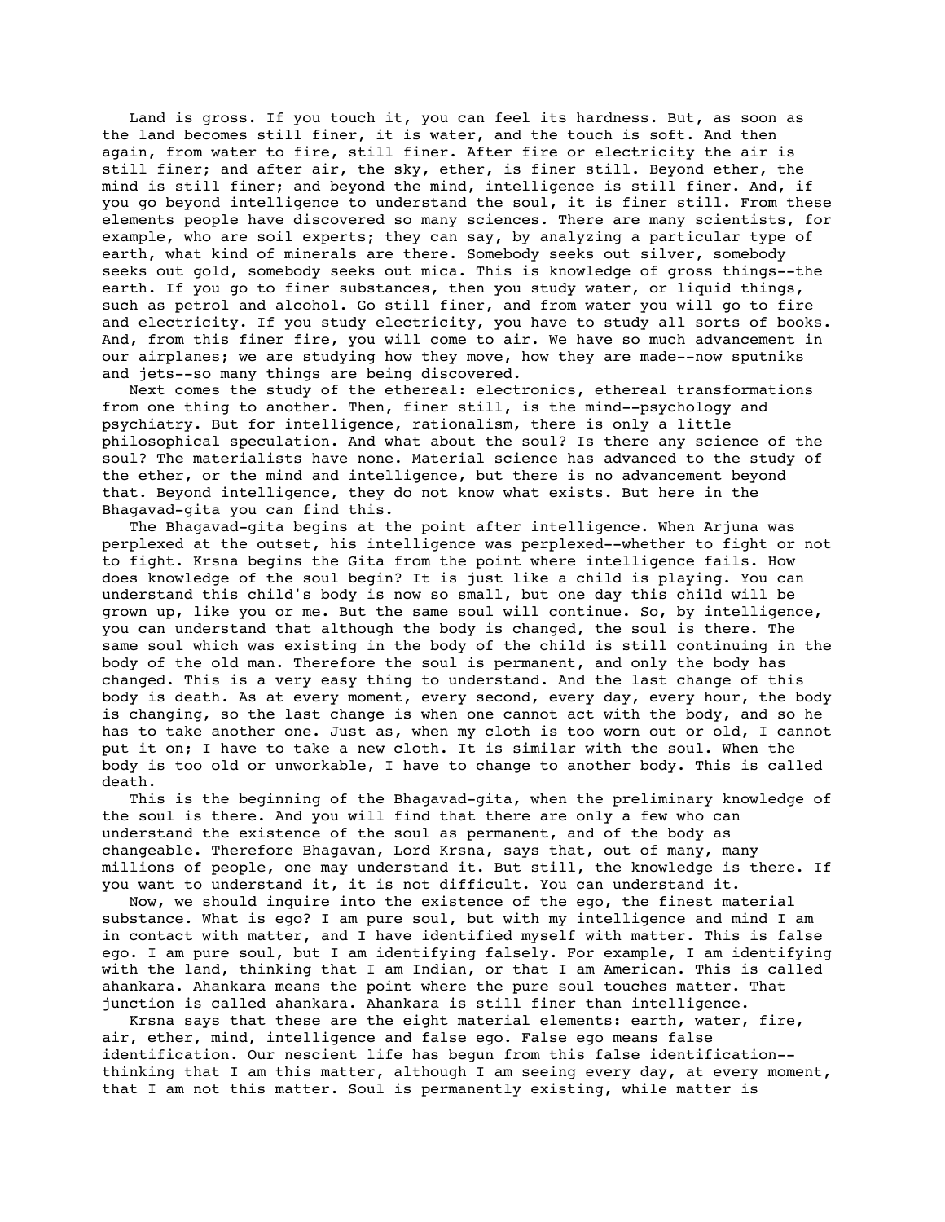Land is gross. If you touch it, you can feel its hardness. But, as soon as the land becomes still finer, it is water, and the touch is soft. And then again, from water to fire, still finer. After fire or electricity the air is still finer; and after air, the sky, ether, is finer still. Beyond ether, the mind is still finer; and beyond the mind, intelligence is still finer. And, if you go beyond intelligence to understand the soul, it is finer still. From these elements people have discovered so many sciences. There are many scientists, for example, who are soil experts; they can say, by analyzing a particular type of earth, what kind of minerals are there. Somebody seeks out silver, somebody seeks out gold, somebody seeks out mica. This is knowledge of gross things--the earth. If you go to finer substances, then you study water, or liquid things, such as petrol and alcohol. Go still finer, and from water you will go to fire and electricity. If you study electricity, you have to study all sorts of books. And, from this finer fire, you will come to air. We have so much advancement in our airplanes; we are studying how they move, how they are made--now sputniks and jets--so many things are being discovered.

Next comes the study of the ethereal: electronics, ethereal transformations from one thing to another. Then, finer still, is the mind--psychology and psychiatry. But for intelligence, rationalism, there is only a little philosophical speculation. And what about the soul? Is there any science of the soul? The materialists have none. Material science has advanced to the study of the ether, or the mind and intelligence, but there is no advancement beyond that. Beyond intelligence, they do not know what exists. But here in the Bhagavad-gita you can find this.

The Bhagavad-gita begins at the point after intelligence. When Arjuna was perplexed at the outset, his intelligence was perplexed--whether to fight or not to fight. Krsna begins the Gita from the point where intelligence fails. How does knowledge of the soul begin? It is just like a child is playing. You can understand this child's body is now so small, but one day this child will be grown up, like you or me. But the same soul will continue. So, by intelligence, you can understand that although the body is changed, the soul is there. The same soul which was existing in the body of the child is still continuing in the body of the old man. Therefore the soul is permanent, and only the body has changed. This is a very easy thing to understand. And the last change of this body is death. As at every moment, every second, every day, every hour, the body is changing, so the last change is when one cannot act with the body, and so he has to take another one. Just as, when my cloth is too worn out or old, I cannot put it on; I have to take a new cloth. It is similar with the soul. When the body is too old or unworkable, I have to change to another body. This is called death.

This is the beginning of the Bhagavad-gita, when the preliminary knowledge of the soul is there. And you will find that there are only a few who can understand the existence of the soul as permanent, and of the body as changeable. Therefore Bhagavan, Lord Krsna, says that, out of many, many millions of people, one may understand it. But still, the knowledge is there. If you want to understand it, it is not difficult. You can understand it.

Now, we should inquire into the existence of the ego, the finest material substance. What is ego? I am pure soul, but with my intelligence and mind I am in contact with matter, and I have identified myself with matter. This is false ego. I am pure soul, but I am identifying falsely. For example, I am identifying with the land, thinking that I am Indian, or that I am American. This is called ahankara. Ahankara means the point where the pure soul touches matter. That junction is called ahankara. Ahankara is still finer than intelligence.

Krsna says that these are the eight material elements: earth, water, fire, air, ether, mind, intelligence and false ego. False ego means false identification. Our nescient life has begun from this false identification--thinking that I am this matter, although I am seeing every day, at every moment, that I am not this matter. Soul is permanently existing, while matter is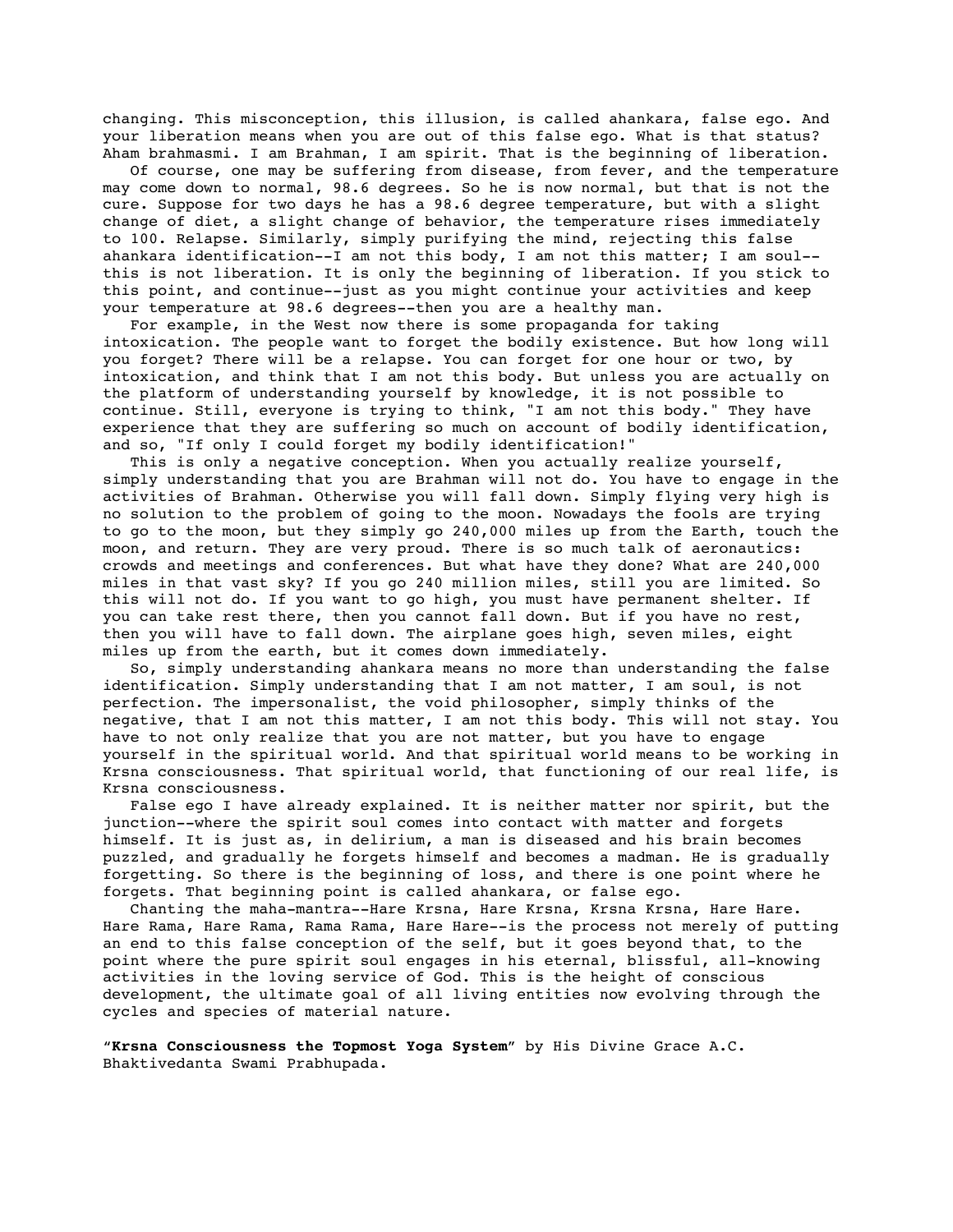changing. This misconception, this illusion, is called ahankara, false ego. And your liberation means when you are out of this false ego. What is that status? Aham brahmasmi. I am Brahman, I am spirit. That is the beginning of liberation.

Of course, one may be suffering from disease, from fever, and the temperature may come down to normal, 98.6 degrees. So he is now normal, but that is not the cure. Suppose for two days he has a 98.6 degree temperature, but with a slight change of diet, a slight change of behavior, the temperature rises immediately to 100. Relapse. Similarly, simply purifying the mind, rejecting this false ahankara identification--I am not this body, I am not this matter; I am soul--this is not liberation. It is only the beginning of liberation. If you stick to this point, and continue--just as you might continue your activities and keep your temperature at 98.6 degrees--then you are a healthy man.

For example, in the West now there is some propaganda for taking intoxication. The people want to forget the bodily existence. But how long will you forget? There will be a relapse. You can forget for one hour or two, by intoxication, and think that I am not this body. But unless you are actually on the platform of understanding yourself by knowledge, it is not possible to continue. Still, everyone is trying to think, "I am not this body." They have experience that they are suffering so much on account of bodily identification, and so, "If only I could forget my bodily identification!"

This is only a negative conception. When you actually realize yourself, simply understanding that you are Brahman will not do. You have to engage in the activities of Brahman. Otherwise you will fall down. Simply flying very high is no solution to the problem of going to the moon. Nowadays the fools are trying to go to the moon, but they simply go 240,000 miles up from the Earth, touch the moon, and return. They are very proud. There is so much talk of aeronautics: crowds and meetings and conferences. But what have they done? What are 240,000 miles in that vast sky? If you go 240 million miles, still you are limited. So this will not do. If you want to go high, you must have permanent shelter. If you can take rest there, then you cannot fall down. But if you have no rest, then you will have to fall down. The airplane goes high, seven miles, eight miles up from the earth, but it comes down immediately.

So, simply understanding ahankara means no more than understanding the false identification. Simply understanding that I am not matter, I am soul, is not perfection. The impersonalist, the void philosopher, simply thinks of the negative, that I am not this matter, I am not this body. This will not stay. You have to not only realize that you are not matter, but you have to engage yourself in the spiritual world. And that spiritual world means to be working in Krsna consciousness. That spiritual world, that functioning of our real life, is Krsna consciousness.

False ego I have already explained. It is neither matter nor spirit, but the junction--where the spirit soul comes into contact with matter and forgets himself. It is just as, in delirium, a man is diseased and his brain becomes puzzled, and gradually he forgets himself and becomes a madman. He is gradually forgetting. So there is the beginning of loss, and there is one point where he forgets. That beginning point is called ahankara, or false ego.

Chanting the maha-mantra--Hare Krsna, Hare Krsna, Krsna Krsna, Hare Hare. Hare Rama, Hare Rama, Rama Rama, Hare Hare--is the process not merely of putting an end to this false conception of the self, but it goes beyond that, to the point where the pure spirit soul engages in his eternal, blissful, all-knowing activities in the loving service of God. This is the height of conscious development, the ultimate goal of all living entities now evolving through the cycles and species of material nature.

"**Krsna Consciousness the Topmost Yoga System**" by His Divine Grace A.C. Bhaktivedanta Swami Prabhupada.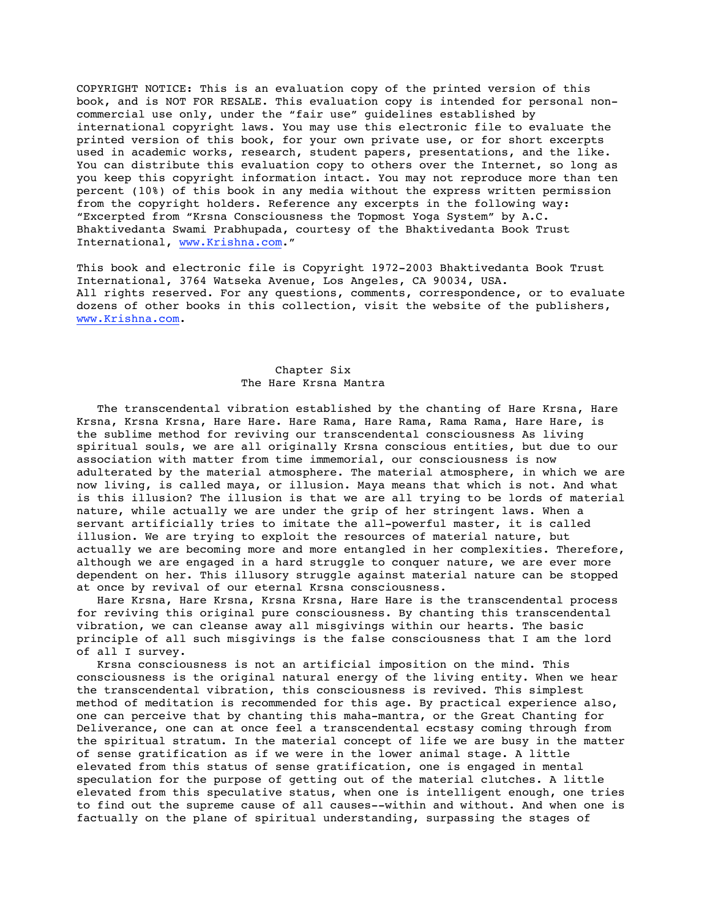COPYRIGHT NOTICE: This is an evaluation copy of the printed version of this book, and is NOT FOR RESALE. This evaluation copy is intended for personal non-commercial use only, under the "fair use" guidelines established by international copyright laws. You may use this electronic file to evaluate the printed version of this book, for your own private use, or for short excerpts used in academic works, research, student papers, presentations, and the like. You can distribute this evaluation copy to others over the Internet, so long as you keep this copyright information intact. You may not reproduce more than ten percent (10%) of this book in any media without the express written permission from the copyright holders. Reference any excerpts in the following way: "Excerpted from "Krsna Consciousness the Topmost Yoga System" by A.C. Bhaktivedanta Swami Prabhupada, courtesy of the Bhaktivedanta Book Trust International, www.Krishna.com."

This book and electronic file is Copyright 1972-2003 Bhaktivedanta Book Trust International, 3764 Watseka Avenue, Los Angeles, CA 90034, USA. All rights reserved. For any questions, comments, correspondence, or to evaluate dozens of other books in this collection, visit the website of the publishers, www.Krishna.com.

# Chapter Six
## The Hare Krsna Mantra

The transcendental vibration established by the chanting of Hare Krsna, Hare Krsna, Krsna Krsna, Hare Hare. Hare Rama, Hare Rama, Rama Rama, Hare Hare, is the sublime method for reviving our transcendental consciousness As living spiritual souls, we are all originally Krsna conscious entities, but due to our association with matter from time immemorial, our consciousness is now adulterated by the material atmosphere. The material atmosphere, in which we are now living, is called maya, or illusion. Maya means that which is not. And what is this illusion? The illusion is that we are all trying to be lords of material nature, while actually we are under the grip of her stringent laws. When a servant artificially tries to imitate the all-powerful master, it is called illusion. We are trying to exploit the resources of material nature, but actually we are becoming more and more entangled in her complexities. Therefore, although we are engaged in a hard struggle to conquer nature, we are ever more dependent on her. This illusory struggle against material nature can be stopped at once by revival of our eternal Krsna consciousness.

Hare Krsna, Hare Krsna, Krsna Krsna, Hare Hare is the transcendental process for reviving this original pure consciousness. By chanting this transcendental vibration, we can cleanse away all misgivings within our hearts. The basic principle of all such misgivings is the false consciousness that I am the lord of all I survey.

Krsna consciousness is not an artificial imposition on the mind. This consciousness is the original natural energy of the living entity. When we hear the transcendental vibration, this consciousness is revived. This simplest method of meditation is recommended for this age. By practical experience also, one can perceive that by chanting this maha-mantra, or the Great Chanting for Deliverance, one can at once feel a transcendental ecstasy coming through from the spiritual stratum. In the material concept of life we are busy in the matter of sense gratification as if we were in the lower animal stage. A little elevated from this status of sense gratification, one is engaged in mental speculation for the purpose of getting out of the material clutches. A little elevated from this speculative status, when one is intelligent enough, one tries to find out the supreme cause of all causes--within and without. And when one is factually on the plane of spiritual understanding, surpassing the stages of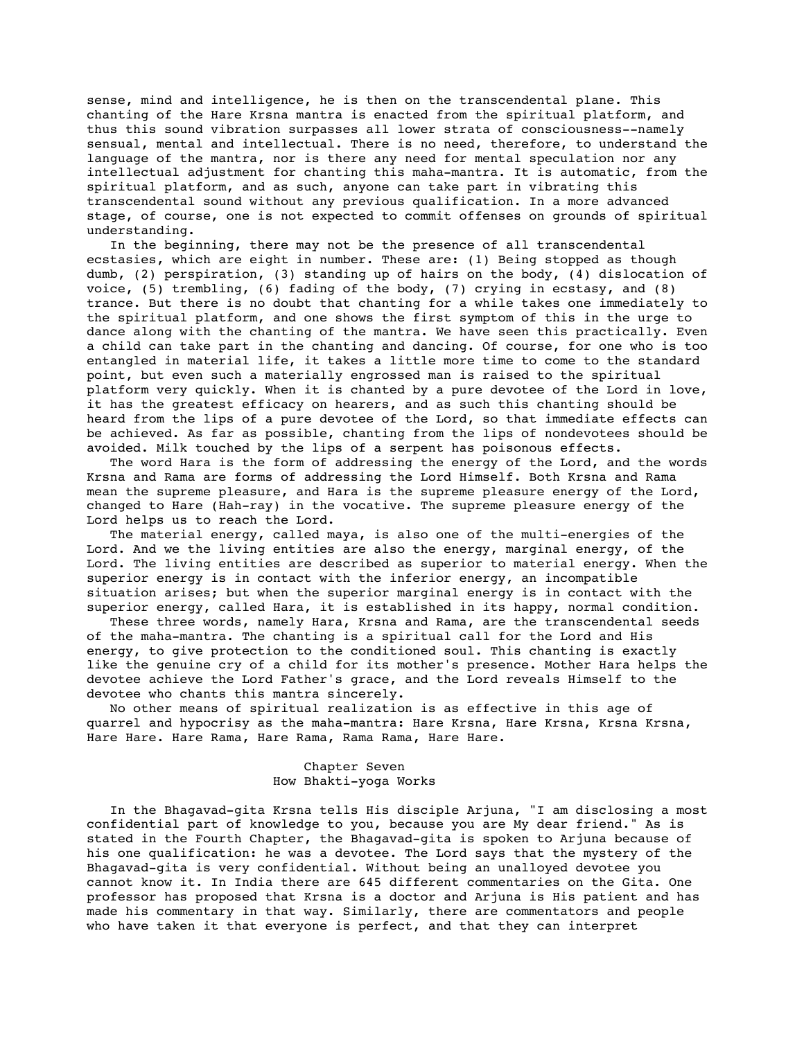sense, mind and intelligence, he is then on the transcendental plane. This chanting of the Hare Krsna mantra is enacted from the spiritual platform, and thus this sound vibration surpasses all lower strata of consciousness--namely sensual, mental and intellectual. There is no need, therefore, to understand the language of the mantra, nor is there any need for mental speculation nor any intellectual adjustment for chanting this maha-mantra. It is automatic, from the spiritual platform, and as such, anyone can take part in vibrating this transcendental sound without any previous qualification. In a more advanced stage, of course, one is not expected to commit offenses on grounds of spiritual understanding.

In the beginning, there may not be the presence of all transcendental ecstasies, which are eight in number. These are: (1) Being stopped as though dumb, (2) perspiration, (3) standing up of hairs on the body, (4) dislocation of voice, (5) trembling, (6) fading of the body, (7) crying in ecstasy, and (8) trance. But there is no doubt that chanting for a while takes one immediately to the spiritual platform, and one shows the first symptom of this in the urge to dance along with the chanting of the mantra. We have seen this practically. Even a child can take part in the chanting and dancing. Of course, for one who is too entangled in material life, it takes a little more time to come to the standard point, but even such a materially engrossed man is raised to the spiritual platform very quickly. When it is chanted by a pure devotee of the Lord in love, it has the greatest efficacy on hearers, and as such this chanting should be heard from the lips of a pure devotee of the Lord, so that immediate effects can be achieved. As far as possible, chanting from the lips of nondevotees should be avoided. Milk touched by the lips of a serpent has poisonous effects.

The word Hara is the form of addressing the energy of the Lord, and the words Krsna and Rama are forms of addressing the Lord Himself. Both Krsna and Rama mean the supreme pleasure, and Hara is the supreme pleasure energy of the Lord, changed to Hare (Hah-ray) in the vocative. The supreme pleasure energy of the Lord helps us to reach the Lord.

The material energy, called maya, is also one of the multi-energies of the Lord. And we the living entities are also the energy, marginal energy, of the Lord. The living entities are described as superior to material energy. When the superior energy is in contact with the inferior energy, an incompatible situation arises; but when the superior marginal energy is in contact with the superior energy, called Hara, it is established in its happy, normal condition.

These three words, namely Hara, Krsna and Rama, are the transcendental seeds of the maha-mantra. The chanting is a spiritual call for the Lord and His energy, to give protection to the conditioned soul. This chanting is exactly like the genuine cry of a child for its mother's presence. Mother Hara helps the devotee achieve the Lord Father's grace, and the Lord reveals Himself to the devotee who chants this mantra sincerely.

No other means of spiritual realization is as effective in this age of quarrel and hypocrisy as the maha-mantra: Hare Krsna, Hare Krsna, Krsna Krsna, Hare Hare. Hare Rama, Hare Rama, Rama Rama, Hare Hare.

## Chapter Seven
## How Bhakti-yoga Works

In the Bhagavad-gita Krsna tells His disciple Arjuna, "I am disclosing a most confidential part of knowledge to you, because you are My dear friend." As is stated in the Fourth Chapter, the Bhagavad-gita is spoken to Arjuna because of his one qualification: he was a devotee. The Lord says that the mystery of the Bhagavad-gita is very confidential. Without being an unalloyed devotee you cannot know it. In India there are 645 different commentaries on the Gita. One professor has proposed that Krsna is a doctor and Arjuna is His patient and has made his commentary in that way. Similarly, there are commentators and people who have taken it that everyone is perfect, and that they can interpret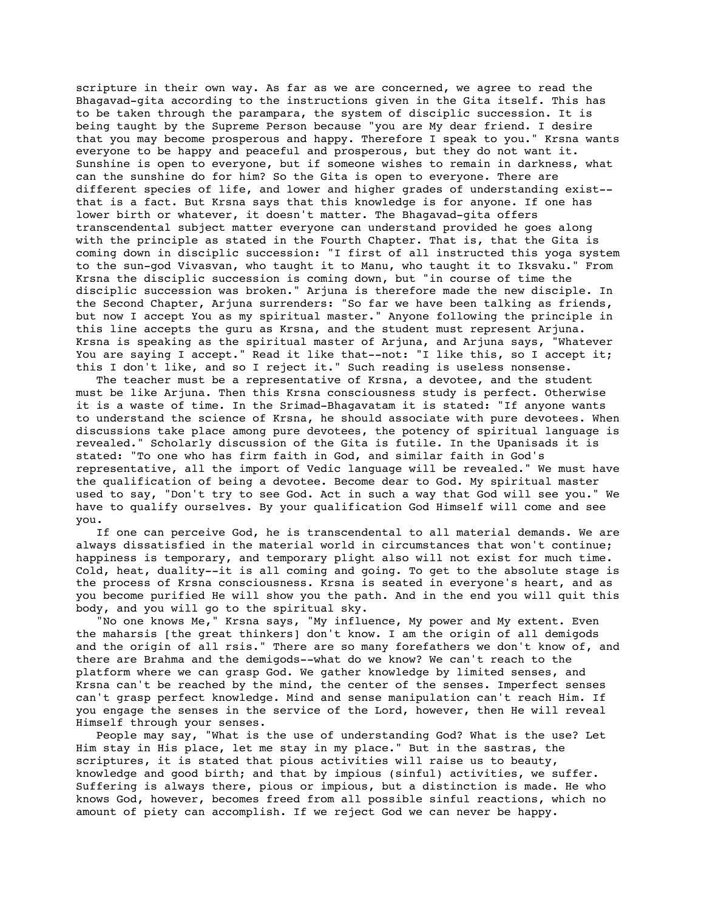scripture in their own way. As far as we are concerned, we agree to read the Bhagavad-gita according to the instructions given in the Gita itself. This has to be taken through the parampara, the system of disciplic succession. It is being taught by the Supreme Person because "you are My dear friend. I desire that you may become prosperous and happy. Therefore I speak to you." Krsna wants everyone to be happy and peaceful and prosperous, but they do not want it. Sunshine is open to everyone, but if someone wishes to remain in darkness, what can the sunshine do for him? So the Gita is open to everyone. There are different species of life, and lower and higher grades of understanding exist--that is a fact. But Krsna says that this knowledge is for anyone. If one has lower birth or whatever, it doesn't matter. The Bhagavad-gita offers transcendental subject matter everyone can understand provided he goes along with the principle as stated in the Fourth Chapter. That is, that the Gita is coming down in disciplic succession: "I first of all instructed this yoga system to the sun-god Vivasvan, who taught it to Manu, who taught it to Iksvaku." From Krsna the disciplic succession is coming down, but "in course of time the disciplic succession was broken." Arjuna is therefore made the new disciple. In the Second Chapter, Arjuna surrenders: "So far we have been talking as friends, but now I accept You as my spiritual master." Anyone following the principle in this line accepts the guru as Krsna, and the student must represent Arjuna. Krsna is speaking as the spiritual master of Arjuna, and Arjuna says, "Whatever You are saying I accept." Read it like that--not: "I like this, so I accept it; this I don't like, and so I reject it." Such reading is useless nonsense.

The teacher must be a representative of Krsna, a devotee, and the student must be like Arjuna. Then this Krsna consciousness study is perfect. Otherwise it is a waste of time. In the Srimad-Bhagavatam it is stated: "If anyone wants to understand the science of Krsna, he should associate with pure devotees. When discussions take place among pure devotees, the potency of spiritual language is revealed." Scholarly discussion of the Gita is futile. In the Upanisads it is stated: "To one who has firm faith in God, and similar faith in God's representative, all the import of Vedic language will be revealed." We must have the qualification of being a devotee. Become dear to God. My spiritual master used to say, "Don't try to see God. Act in such a way that God will see you." We have to qualify ourselves. By your qualification God Himself will come and see you.

If one can perceive God, he is transcendental to all material demands. We are always dissatisfied in the material world in circumstances that won't continue; happiness is temporary, and temporary plight also will not exist for much time. Cold, heat, duality--it is all coming and going. To get to the absolute stage is the process of Krsna consciousness. Krsna is seated in everyone's heart, and as you become purified He will show you the path. And in the end you will quit this body, and you will go to the spiritual sky.

"No one knows Me," Krsna says, "My influence, My power and My extent. Even the maharsis [the great thinkers] don't know. I am the origin of all demigods and the origin of all rsis." There are so many forefathers we don't know of, and there are Brahma and the demigods--what do we know? We can't reach to the platform where we can grasp God. We gather knowledge by limited senses, and Krsna can't be reached by the mind, the center of the senses. Imperfect senses can't grasp perfect knowledge. Mind and sense manipulation can't reach Him. If you engage the senses in the service of the Lord, however, then He will reveal Himself through your senses.

People may say, "What is the use of understanding God? What is the use? Let Him stay in His place, let me stay in my place." But in the sastras, the scriptures, it is stated that pious activities will raise us to beauty, knowledge and good birth; and that by impious (sinful) activities, we suffer. Suffering is always there, pious or impious, but a distinction is made. He who knows God, however, becomes freed from all possible sinful reactions, which no amount of piety can accomplish. If we reject God we can never be happy.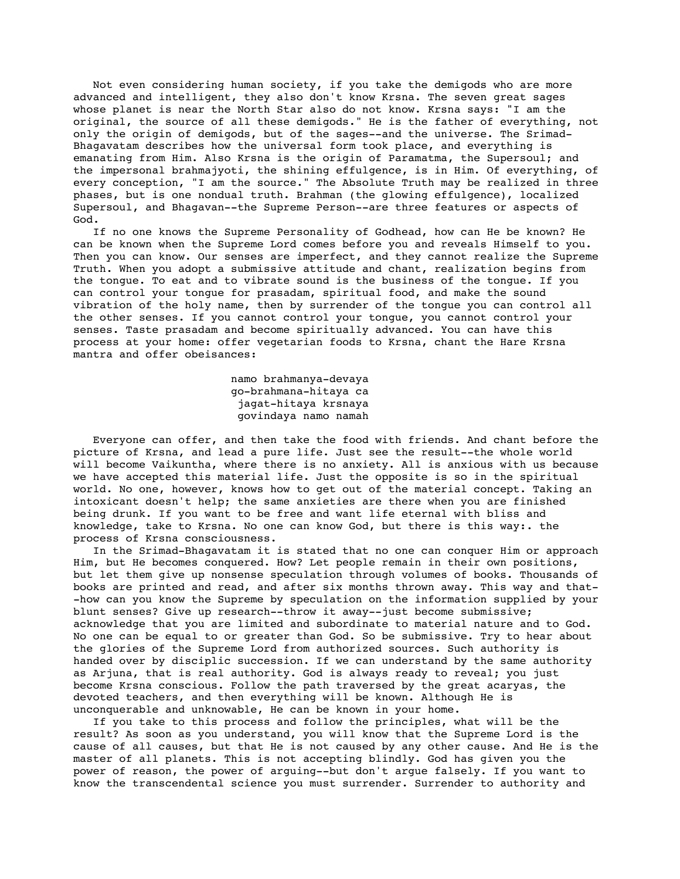Not even considering human society, if you take the demigods who are more advanced and intelligent, they also don't know Krsna. The seven great sages whose planet is near the North Star also do not know. Krsna says: "I am the original, the source of all these demigods." He is the father of everything, not only the origin of demigods, but of the sages--and the universe. The Srimad-Bhagavatam describes how the universal form took place, and everything is emanating from Him. Also Krsna is the origin of Paramatma, the Supersoul; and the impersonal brahmajyoti, the shining effulgence, is in Him. Of everything, of every conception, "I am the source." The Absolute Truth may be realized in three phases, but is one nondual truth. Brahman (the glowing effulgence), localized Supersoul, and Bhagavan--the Supreme Person--are three features or aspects of God.

If no one knows the Supreme Personality of Godhead, how can He be known? He can be known when the Supreme Lord comes before you and reveals Himself to you. Then you can know. Our senses are imperfect, and they cannot realize the Supreme Truth. When you adopt a submissive attitude and chant, realization begins from the tongue. To eat and to vibrate sound is the business of the tongue. If you can control your tongue for prasadam, spiritual food, and make the sound vibration of the holy name, then by surrender of the tongue you can control all the other senses. If you cannot control your tongue, you cannot control your senses. Taste prasadam and become spiritually advanced. You can have this process at your home: offer vegetarian foods to Krsna, chant the Hare Krsna mantra and offer obeisances:

> namo brahmanya-devaya
> go-brahmana-hitaya ca
> jagat-hitaya krsnaya
> govindaya namo namah

Everyone can offer, and then take the food with friends. And chant before the picture of Krsna, and lead a pure life. Just see the result--the whole world will become Vaikuntha, where there is no anxiety. All is anxious with us because we have accepted this material life. Just the opposite is so in the spiritual world. No one, however, knows how to get out of the material concept. Taking an intoxicant doesn't help; the same anxieties are there when you are finished being drunk. If you want to be free and want life eternal with bliss and knowledge, take to Krsna. No one can know God, but there is this way:. the process of Krsna consciousness.

In the Srimad-Bhagavatam it is stated that no one can conquer Him or approach Him, but He becomes conquered. How? Let people remain in their own positions, but let them give up nonsense speculation through volumes of books. Thousands of books are printed and read, and after six months thrown away. This way and that--how can you know the Supreme by speculation on the information supplied by your blunt senses? Give up research--throw it away--just become submissive; acknowledge that you are limited and subordinate to material nature and to God. No one can be equal to or greater than God. So be submissive. Try to hear about the glories of the Supreme Lord from authorized sources. Such authority is handed over by disciplic succession. If we can understand by the same authority as Arjuna, that is real authority. God is always ready to reveal; you just become Krsna conscious. Follow the path traversed by the great acaryas, the devoted teachers, and then everything will be known. Although He is unconquerable and unknowable, He can be known in your home.

If you take to this process and follow the principles, what will be the result? As soon as you understand, you will know that the Supreme Lord is the cause of all causes, but that He is not caused by any other cause. And He is the master of all planets. This is not accepting blindly. God has given you the power of reason, the power of arguing--but don't argue falsely. If you want to know the transcendental science you must surrender. Surrender to authority and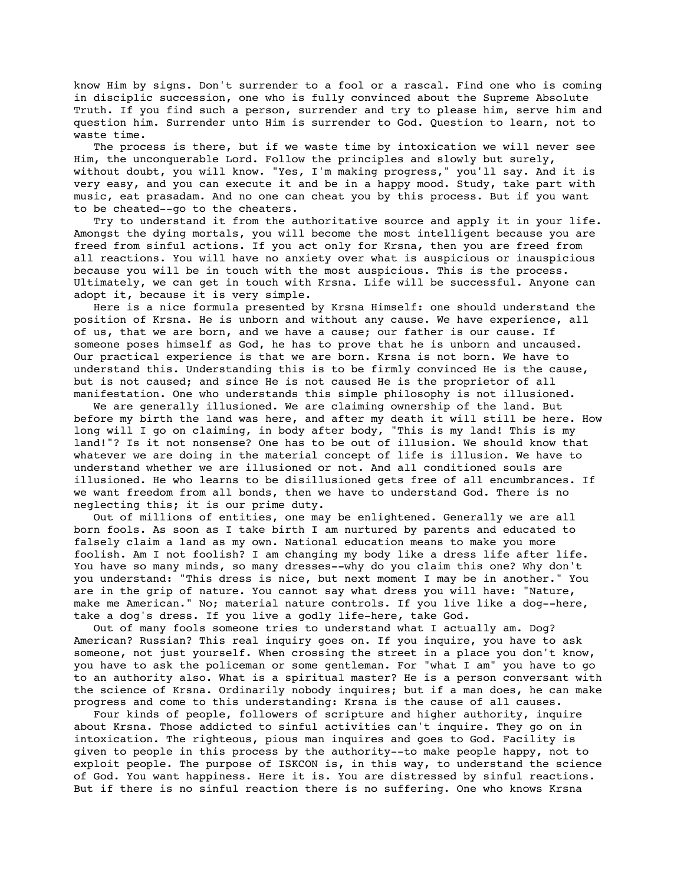know Him by signs. Don't surrender to a fool or a rascal. Find one who is coming in disciplic succession, one who is fully convinced about the Supreme Absolute Truth. If you find such a person, surrender and try to please him, serve him and question him. Surrender unto Him is surrender to God. Question to learn, not to waste time.

The process is there, but if we waste time by intoxication we will never see Him, the unconquerable Lord. Follow the principles and slowly but surely, without doubt, you will know. "Yes, I'm making progress," you'll say. And it is very easy, and you can execute it and be in a happy mood. Study, take part with music, eat prasadam. And no one can cheat you by this process. But if you want to be cheated--go to the cheaters.

Try to understand it from the authoritative source and apply it in your life. Amongst the dying mortals, you will become the most intelligent because you are freed from sinful actions. If you act only for Krsna, then you are freed from all reactions. You will have no anxiety over what is auspicious or inauspicious because you will be in touch with the most auspicious. This is the process. Ultimately, we can get in touch with Krsna. Life will be successful. Anyone can adopt it, because it is very simple.

Here is a nice formula presented by Krsna Himself: one should understand the position of Krsna. He is unborn and without any cause. We have experience, all of us, that we are born, and we have a cause; our father is our cause. If someone poses himself as God, he has to prove that he is unborn and uncaused. Our practical experience is that we are born. Krsna is not born. We have to understand this. Understanding this is to be firmly convinced He is the cause, but is not caused; and since He is not caused He is the proprietor of all manifestation. One who understands this simple philosophy is not illusioned.

We are generally illusioned. We are claiming ownership of the land. But before my birth the land was here, and after my death it will still be here. How long will I go on claiming, in body after body, "This is my land! This is my land!"? Is it not nonsense? One has to be out of illusion. We should know that whatever we are doing in the material concept of life is illusion. We have to understand whether we are illusioned or not. And all conditioned souls are illusioned. He who learns to be disillusioned gets free of all encumbrances. If we want freedom from all bonds, then we have to understand God. There is no neglecting this; it is our prime duty.

Out of millions of entities, one may be enlightened. Generally we are all born fools. As soon as I take birth I am nurtured by parents and educated to falsely claim a land as my own. National education means to make you more foolish. Am I not foolish? I am changing my body like a dress life after life. You have so many minds, so many dresses--why do you claim this one? Why don't you understand: "This dress is nice, but next moment I may be in another." You are in the grip of nature. You cannot say what dress you will have: "Nature, make me American." No; material nature controls. If you live like a dog--here, take a dog's dress. If you live a godly life-here, take God.

Out of many fools someone tries to understand what I actually am. Dog? American? Russian? This real inquiry goes on. If you inquire, you have to ask someone, not just yourself. When crossing the street in a place you don't know, you have to ask the policeman or some gentleman. For "what I am" you have to go to an authority also. What is a spiritual master? He is a person conversant with the science of Krsna. Ordinarily nobody inquires; but if a man does, he can make progress and come to this understanding: Krsna is the cause of all causes.

Four kinds of people, followers of scripture and higher authority, inquire about Krsna. Those addicted to sinful activities can't inquire. They go on in intoxication. The righteous, pious man inquires and goes to God. Facility is given to people in this process by the authority--to make people happy, not to exploit people. The purpose of ISKCON is, in this way, to understand the science of God. You want happiness. Here it is. You are distressed by sinful reactions. But if there is no sinful reaction there is no suffering. One who knows Krsna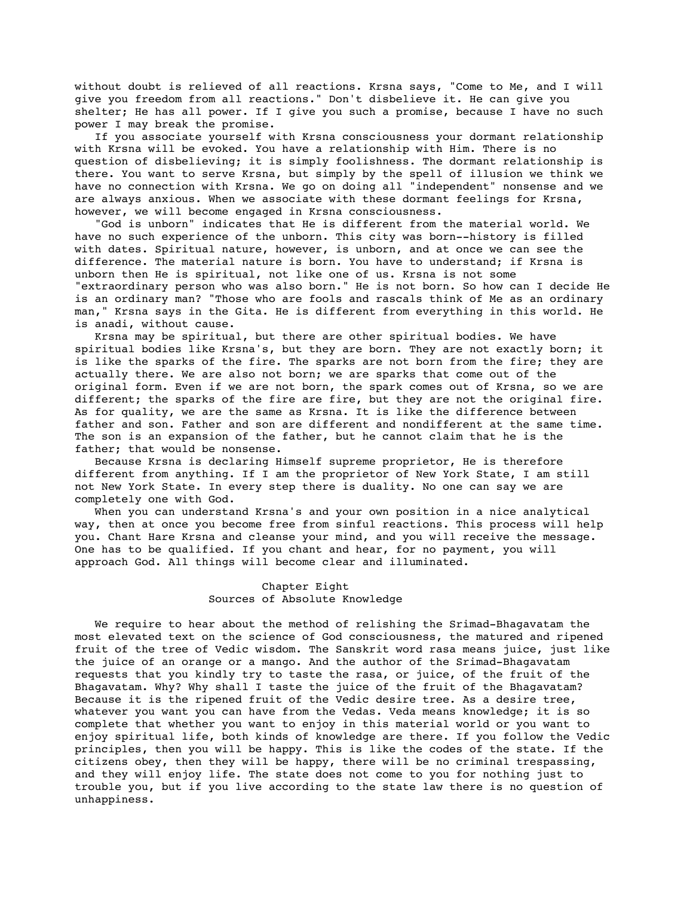without doubt is relieved of all reactions. Krsna says, "Come to Me, and I will give you freedom from all reactions." Don't disbelieve it. He can give you shelter; He has all power. If I give you such a promise, because I have no such power I may break the promise.

If you associate yourself with Krsna consciousness your dormant relationship with Krsna will be evoked. You have a relationship with Him. There is no question of disbelieving; it is simply foolishness. The dormant relationship is there. You want to serve Krsna, but simply by the spell of illusion we think we have no connection with Krsna. We go on doing all "independent" nonsense and we are always anxious. When we associate with these dormant feelings for Krsna, however, we will become engaged in Krsna consciousness.

"God is unborn" indicates that He is different from the material world. We have no such experience of the unborn. This city was born--history is filled with dates. Spiritual nature, however, is unborn, and at once we can see the difference. The material nature is born. You have to understand; if Krsna is unborn then He is spiritual, not like one of us. Krsna is not some "extraordinary person who was also born." He is not born. So how can I decide He is an ordinary man? "Those who are fools and rascals think of Me as an ordinary man," Krsna says in the Gita. He is different from everything in this world. He is anadi, without cause.

Krsna may be spiritual, but there are other spiritual bodies. We have spiritual bodies like Krsna's, but they are born. They are not exactly born; it is like the sparks of the fire. The sparks are not born from the fire; they are actually there. We are also not born; we are sparks that come out of the original form. Even if we are not born, the spark comes out of Krsna, so we are different; the sparks of the fire are fire, but they are not the original fire. As for quality, we are the same as Krsna. It is like the difference between father and son. Father and son are different and nondifferent at the same time. The son is an expansion of the father, but he cannot claim that he is the father; that would be nonsense.

Because Krsna is declaring Himself supreme proprietor, He is therefore different from anything. If I am the proprietor of New York State, I am still not New York State. In every step there is duality. No one can say we are completely one with God.

When you can understand Krsna's and your own position in a nice analytical way, then at once you become free from sinful reactions. This process will help you. Chant Hare Krsna and cleanse your mind, and you will receive the message. One has to be qualified. If you chant and hear, for no payment, you will approach God. All things will become clear and illuminated.

## Chapter Eight
## Sources of Absolute Knowledge

We require to hear about the method of relishing the Srimad-Bhagavatam the most elevated text on the science of God consciousness, the matured and ripened fruit of the tree of Vedic wisdom. The Sanskrit word rasa means juice, just like the juice of an orange or a mango. And the author of the Srimad-Bhagavatam requests that you kindly try to taste the rasa, or juice, of the fruit of the Bhagavatam. Why? Why shall I taste the juice of the fruit of the Bhagavatam? Because it is the ripened fruit of the Vedic desire tree. As a desire tree, whatever you want you can have from the Vedas. Veda means knowledge; it is so complete that whether you want to enjoy in this material world or you want to enjoy spiritual life, both kinds of knowledge are there. If you follow the Vedic principles, then you will be happy. This is like the codes of the state. If the citizens obey, then they will be happy, there will be no criminal trespassing, and they will enjoy life. The state does not come to you for nothing just to trouble you, but if you live according to the state law there is no question of unhappiness.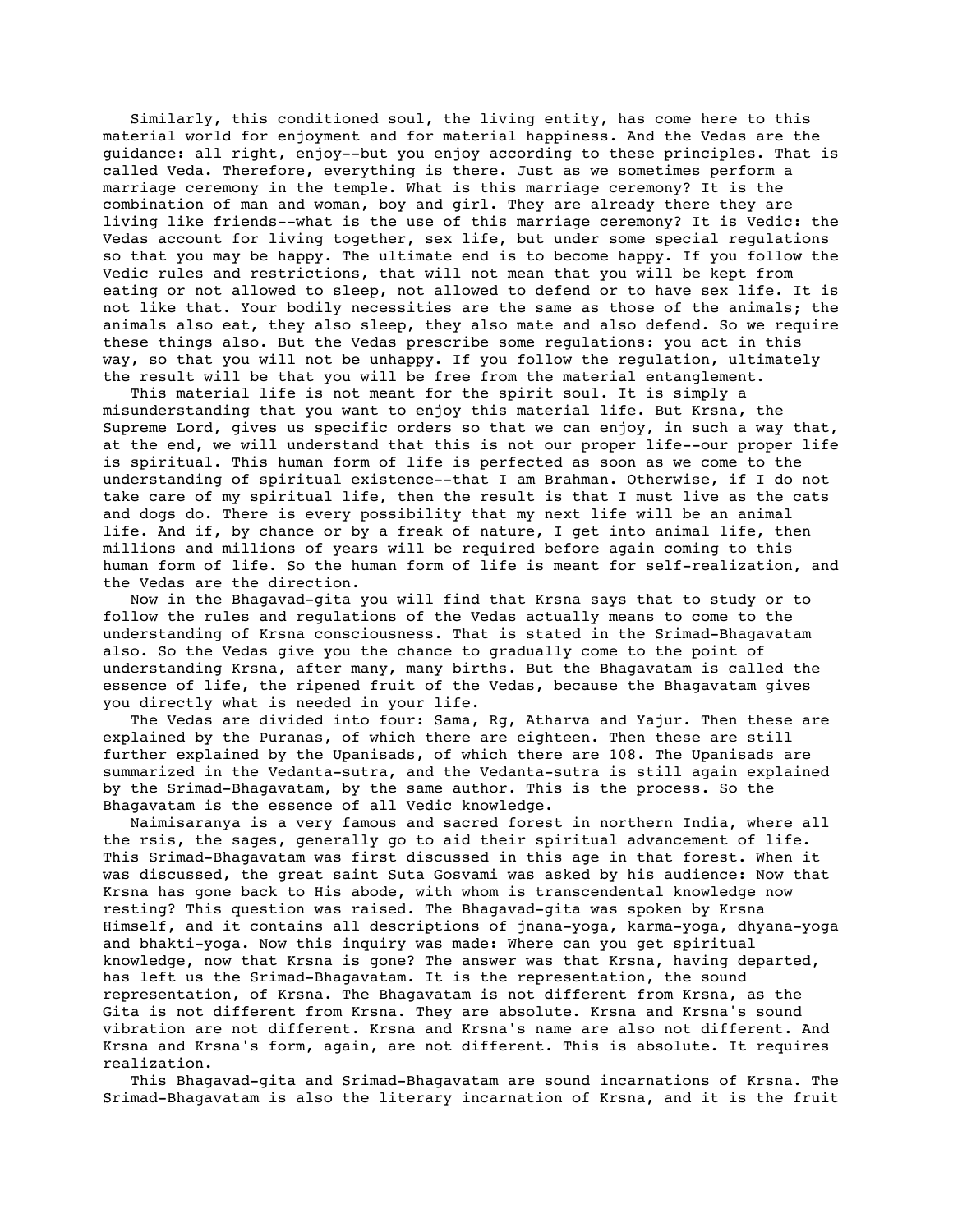Similarly, this conditioned soul, the living entity, has come here to this material world for enjoyment and for material happiness. And the Vedas are the guidance: all right, enjoy--but you enjoy according to these principles. That is called Veda. Therefore, everything is there. Just as we sometimes perform a marriage ceremony in the temple. What is this marriage ceremony? It is the combination of man and woman, boy and girl. They are already there they are living like friends--what is the use of this marriage ceremony? It is Vedic: the Vedas account for living together, sex life, but under some special regulations so that you may be happy. The ultimate end is to become happy. If you follow the Vedic rules and restrictions, that will not mean that you will be kept from eating or not allowed to sleep, not allowed to defend or to have sex life. It is not like that. Your bodily necessities are the same as those of the animals; the animals also eat, they also sleep, they also mate and also defend. So we require these things also. But the Vedas prescribe some regulations: you act in this way, so that you will not be unhappy. If you follow the regulation, ultimately the result will be that you will be free from the material entanglement.

This material life is not meant for the spirit soul. It is simply a misunderstanding that you want to enjoy this material life. But Krsna, the Supreme Lord, gives us specific orders so that we can enjoy, in such a way that, at the end, we will understand that this is not our proper life--our proper life is spiritual. This human form of life is perfected as soon as we come to the understanding of spiritual existence--that I am Brahman. Otherwise, if I do not take care of my spiritual life, then the result is that I must live as the cats and dogs do. There is every possibility that my next life will be an animal life. And if, by chance or by a freak of nature, I get into animal life, then millions and millions of years will be required before again coming to this human form of life. So the human form of life is meant for self-realization, and the Vedas are the direction.

Now in the Bhagavad-gita you will find that Krsna says that to study or to follow the rules and regulations of the Vedas actually means to come to the understanding of Krsna consciousness. That is stated in the Srimad-Bhagavatam also. So the Vedas give you the chance to gradually come to the point of understanding Krsna, after many, many births. But the Bhagavatam is called the essence of life, the ripened fruit of the Vedas, because the Bhagavatam gives you directly what is needed in your life.

The Vedas are divided into four: Sama, Rg, Atharva and Yajur. Then these are explained by the Puranas, of which there are eighteen. Then these are still further explained by the Upanisads, of which there are 108. The Upanisads are summarized in the Vedanta-sutra, and the Vedanta-sutra is still again explained by the Srimad-Bhagavatam, by the same author. This is the process. So the Bhagavatam is the essence of all Vedic knowledge.

Naimisaranya is a very famous and sacred forest in northern India, where all the rsis, the sages, generally go to aid their spiritual advancement of life. This Srimad-Bhagavatam was first discussed in this age in that forest. When it was discussed, the great saint Suta Gosvami was asked by his audience: Now that Krsna has gone back to His abode, with whom is transcendental knowledge now resting? This question was raised. The Bhagavad-gita was spoken by Krsna Himself, and it contains all descriptions of jnana-yoga, karma-yoga, dhyana-yoga and bhakti-yoga. Now this inquiry was made: Where can you get spiritual knowledge, now that Krsna is gone? The answer was that Krsna, having departed, has left us the Srimad-Bhagavatam. It is the representation, the sound representation, of Krsna. The Bhagavatam is not different from Krsna, as the Gita is not different from Krsna. They are absolute. Krsna and Krsna's sound vibration are not different. Krsna and Krsna's name are also not different. And Krsna and Krsna's form, again, are not different. This is absolute. It requires realization.

This Bhagavad-gita and Srimad-Bhagavatam are sound incarnations of Krsna. The Srimad-Bhagavatam is also the literary incarnation of Krsna, and it is the fruit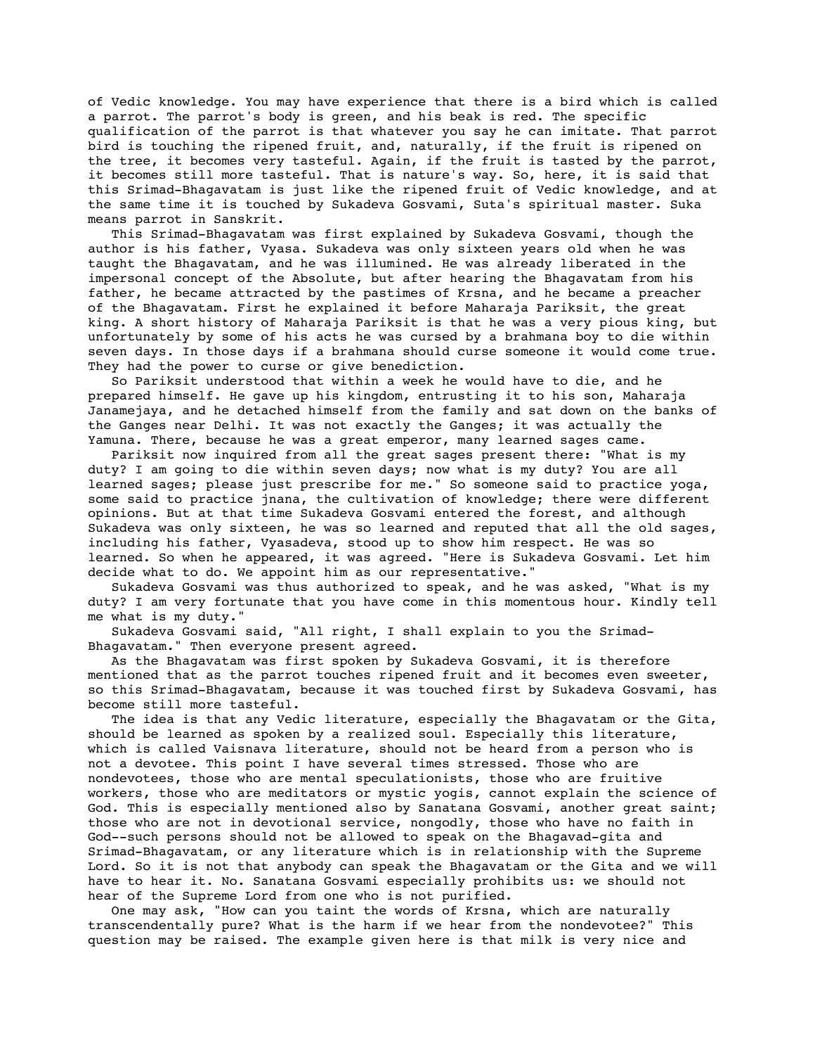of Vedic knowledge. You may have experience that there is a bird which is called a parrot. The parrot's body is green, and his beak is red. The specific qualification of the parrot is that whatever you say he can imitate. That parrot bird is touching the ripened fruit, and, naturally, if the fruit is ripened on the tree, it becomes very tasteful. Again, if the fruit is tasted by the parrot, it becomes still more tasteful. That is nature's way. So, here, it is said that this Srimad-Bhagavatam is just like the ripened fruit of Vedic knowledge, and at the same time it is touched by Sukadeva Gosvami, Suta's spiritual master. Suka means parrot in Sanskrit.

This Srimad-Bhagavatam was first explained by Sukadeva Gosvami, though the author is his father, Vyasa. Sukadeva was only sixteen years old when he was taught the Bhagavatam, and he was illumined. He was already liberated in the impersonal concept of the Absolute, but after hearing the Bhagavatam from his father, he became attracted by the pastimes of Krsna, and he became a preacher of the Bhagavatam. First he explained it before Maharaja Pariksit, the great king. A short history of Maharaja Pariksit is that he was a very pious king, but unfortunately by some of his acts he was cursed by a brahmana boy to die within seven days. In those days if a brahmana should curse someone it would come true. They had the power to curse or give benediction.

So Pariksit understood that within a week he would have to die, and he prepared himself. He gave up his kingdom, entrusting it to his son, Maharaja Janamejaya, and he detached himself from the family and sat down on the banks of the Ganges near Delhi. It was not exactly the Ganges; it was actually the Yamuna. There, because he was a great emperor, many learned sages came.

Pariksit now inquired from all the great sages present there: "What is my duty? I am going to die within seven days; now what is my duty? You are all learned sages; please just prescribe for me." So someone said to practice yoga, some said to practice jnana, the cultivation of knowledge; there were different opinions. But at that time Sukadeva Gosvami entered the forest, and although Sukadeva was only sixteen, he was so learned and reputed that all the old sages, including his father, Vyasadeva, stood up to show him respect. He was so learned. So when he appeared, it was agreed. "Here is Sukadeva Gosvami. Let him decide what to do. We appoint him as our representative."

Sukadeva Gosvami was thus authorized to speak, and he was asked, "What is my duty? I am very fortunate that you have come in this momentous hour. Kindly tell me what is my duty."

Sukadeva Gosvami said, "All right, I shall explain to you the Srimad-Bhagavatam." Then everyone present agreed.

As the Bhagavatam was first spoken by Sukadeva Gosvami, it is therefore mentioned that as the parrot touches ripened fruit and it becomes even sweeter, so this Srimad-Bhagavatam, because it was touched first by Sukadeva Gosvami, has become still more tasteful.

The idea is that any Vedic literature, especially the Bhagavatam or the Gita, should be learned as spoken by a realized soul. Especially this literature, which is called Vaisnava literature, should not be heard from a person who is not a devotee. This point I have several times stressed. Those who are nondevotees, those who are mental speculationists, those who are fruitive workers, those who are meditators or mystic yogis, cannot explain the science of God. This is especially mentioned also by Sanatana Gosvami, another great saint; those who are not in devotional service, nongodly, those who have no faith in God--such persons should not be allowed to speak on the Bhagavad-gita and Srimad-Bhagavatam, or any literature which is in relationship with the Supreme Lord. So it is not that anybody can speak the Bhagavatam or the Gita and we will have to hear it. No. Sanatana Gosvami especially prohibits us: we should not hear of the Supreme Lord from one who is not purified.

One may ask, "How can you taint the words of Krsna, which are naturally transcendentally pure? What is the harm if we hear from the nondevotee?" This question may be raised. The example given here is that milk is very nice and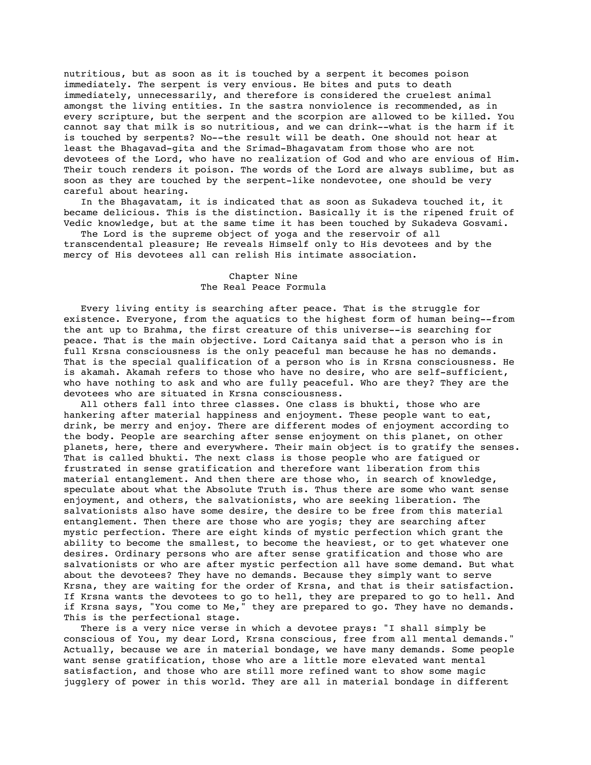nutritious, but as soon as it is touched by a serpent it becomes poison immediately. The serpent is very envious. He bites and puts to death immediately, unnecessarily, and therefore is considered the cruelest animal amongst the living entities. In the sastra nonviolence is recommended, as in every scripture, but the serpent and the scorpion are allowed to be killed. You cannot say that milk is so nutritious, and we can drink--what is the harm if it is touched by serpents? No--the result will be death. One should not hear at least the Bhagavad-gita and the Srimad-Bhagavatam from those who are not devotees of the Lord, who have no realization of God and who are envious of Him. Their touch renders it poison. The words of the Lord are always sublime, but as soon as they are touched by the serpent-like nondevotee, one should be very careful about hearing.

In the Bhagavatam, it is indicated that as soon as Sukadeva touched it, it became delicious. This is the distinction. Basically it is the ripened fruit of Vedic knowledge, but at the same time it has been touched by Sukadeva Gosvami.

The Lord is the supreme object of yoga and the reservoir of all transcendental pleasure; He reveals Himself only to His devotees and by the mercy of His devotees all can relish His intimate association.

## Chapter Nine
## The Real Peace Formula

Every living entity is searching after peace. That is the struggle for existence. Everyone, from the aquatics to the highest form of human being--from the ant up to Brahma, the first creature of this universe--is searching for peace. That is the main objective. Lord Caitanya said that a person who is in full Krsna consciousness is the only peaceful man because he has no demands. That is the special qualification of a person who is in Krsna consciousness. He is akamah. Akamah refers to those who have no desire, who are self-sufficient, who have nothing to ask and who are fully peaceful. Who are they? They are the devotees who are situated in Krsna consciousness.

All others fall into three classes. One class is bhukti, those who are hankering after material happiness and enjoyment. These people want to eat, drink, be merry and enjoy. There are different modes of enjoyment according to the body. People are searching after sense enjoyment on this planet, on other planets, here, there and everywhere. Their main object is to gratify the senses. That is called bhukti. The next class is those people who are fatigued or frustrated in sense gratification and therefore want liberation from this material entanglement. And then there are those who, in search of knowledge, speculate about what the Absolute Truth is. Thus there are some who want sense enjoyment, and others, the salvationists, who are seeking liberation. The salvationists also have some desire, the desire to be free from this material entanglement. Then there are those who are yogis; they are searching after mystic perfection. There are eight kinds of mystic perfection which grant the ability to become the smallest, to become the heaviest, or to get whatever one desires. Ordinary persons who are after sense gratification and those who are salvationists or who are after mystic perfection all have some demand. But what about the devotees? They have no demands. Because they simply want to serve Krsna, they are waiting for the order of Krsna, and that is their satisfaction. If Krsna wants the devotees to go to hell, they are prepared to go to hell. And if Krsna says, "You come to Me," they are prepared to go. They have no demands. This is the perfectional stage.

There is a very nice verse in which a devotee prays: "I shall simply be conscious of You, my dear Lord, Krsna conscious, free from all mental demands." Actually, because we are in material bondage, we have many demands. Some people want sense gratification, those who are a little more elevated want mental satisfaction, and those who are still more refined want to show some magic jugglery of power in this world. They are all in material bondage in different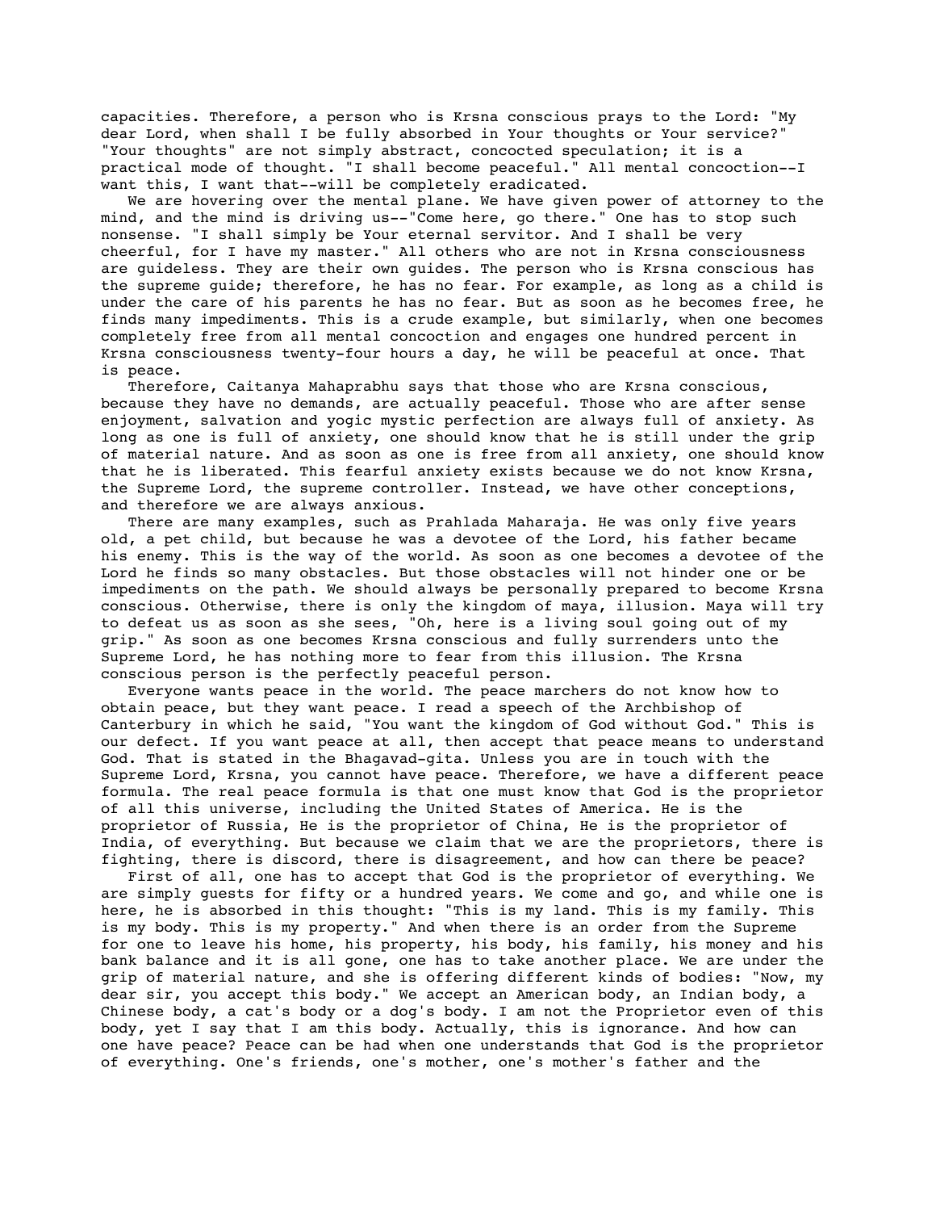capacities. Therefore, a person who is Krsna conscious prays to the Lord: "My dear Lord, when shall I be fully absorbed in Your thoughts or Your service?" "Your thoughts" are not simply abstract, concocted speculation; it is a practical mode of thought. "I shall become peaceful." All mental concoction--I want this, I want that--will be completely eradicated.

We are hovering over the mental plane. We have given power of attorney to the mind, and the mind is driving us--"Come here, go there." One has to stop such nonsense. "I shall simply be Your eternal servitor. And I shall be very cheerful, for I have my master." All others who are not in Krsna consciousness are guideless. They are their own guides. The person who is Krsna conscious has the supreme guide; therefore, he has no fear. For example, as long as a child is under the care of his parents he has no fear. But as soon as he becomes free, he finds many impediments. This is a crude example, but similarly, when one becomes completely free from all mental concoction and engages one hundred percent in Krsna consciousness twenty-four hours a day, he will be peaceful at once. That is peace.

Therefore, Caitanya Mahaprabhu says that those who are Krsna conscious, because they have no demands, are actually peaceful. Those who are after sense enjoyment, salvation and yogic mystic perfection are always full of anxiety. As long as one is full of anxiety, one should know that he is still under the grip of material nature. And as soon as one is free from all anxiety, one should know that he is liberated. This fearful anxiety exists because we do not know Krsna, the Supreme Lord, the supreme controller. Instead, we have other conceptions, and therefore we are always anxious.

There are many examples, such as Prahlada Maharaja. He was only five years old, a pet child, but because he was a devotee of the Lord, his father became his enemy. This is the way of the world. As soon as one becomes a devotee of the Lord he finds so many obstacles. But those obstacles will not hinder one or be impediments on the path. We should always be personally prepared to become Krsna conscious. Otherwise, there is only the kingdom of maya, illusion. Maya will try to defeat us as soon as she sees, "Oh, here is a living soul going out of my grip." As soon as one becomes Krsna conscious and fully surrenders unto the Supreme Lord, he has nothing more to fear from this illusion. The Krsna conscious person is the perfectly peaceful person.

Everyone wants peace in the world. The peace marchers do not know how to obtain peace, but they want peace. I read a speech of the Archbishop of Canterbury in which he said, "You want the kingdom of God without God." This is our defect. If you want peace at all, then accept that peace means to understand God. That is stated in the Bhagavad-gita. Unless you are in touch with the Supreme Lord, Krsna, you cannot have peace. Therefore, we have a different peace formula. The real peace formula is that one must know that God is the proprietor of all this universe, including the United States of America. He is the proprietor of Russia, He is the proprietor of China, He is the proprietor of India, of everything. But because we claim that we are the proprietors, there is fighting, there is discord, there is disagreement, and how can there be peace?

First of all, one has to accept that God is the proprietor of everything. We are simply guests for fifty or a hundred years. We come and go, and while one is here, he is absorbed in this thought: "This is my land. This is my family. This is my body. This is my property." And when there is an order from the Supreme for one to leave his home, his property, his body, his family, his money and his bank balance and it is all gone, one has to take another place. We are under the grip of material nature, and she is offering different kinds of bodies: "Now, my dear sir, you accept this body." We accept an American body, an Indian body, a Chinese body, a cat's body or a dog's body. I am not the Proprietor even of this body, yet I say that I am this body. Actually, this is ignorance. And how can one have peace? Peace can be had when one understands that God is the proprietor of everything. One's friends, one's mother, one's mother's father and the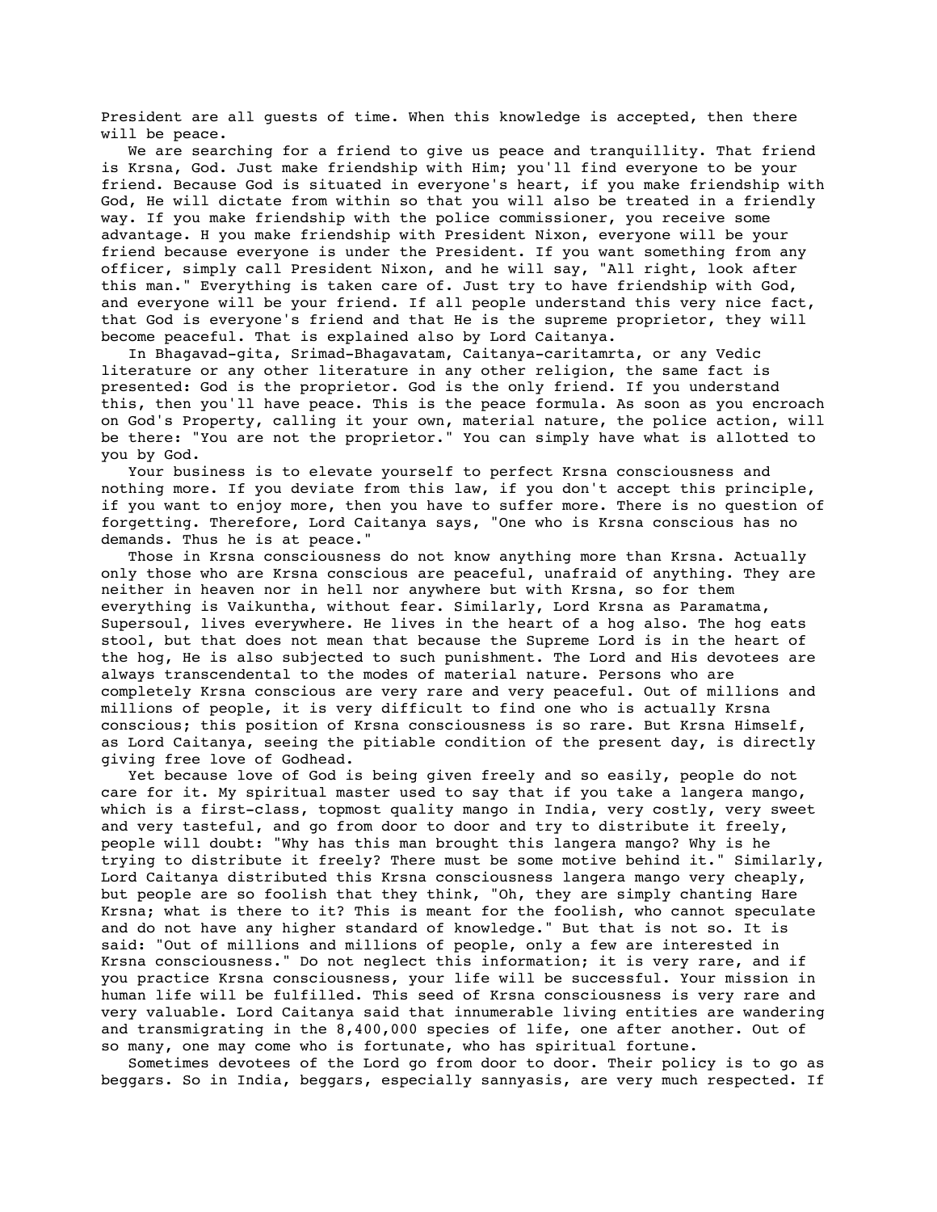President are all guests of time. When this knowledge is accepted, then there will be peace.

We are searching for a friend to give us peace and tranquillity. That friend is Krsna, God. Just make friendship with Him; you'll find everyone to be your friend. Because God is situated in everyone's heart, if you make friendship with God, He will dictate from within so that you will also be treated in a friendly way. If you make friendship with the police commissioner, you receive some advantage. H you make friendship with President Nixon, everyone will be your friend because everyone is under the President. If you want something from any officer, simply call President Nixon, and he will say, "All right, look after this man." Everything is taken care of. Just try to have friendship with God, and everyone will be your friend. If all people understand this very nice fact, that God is everyone's friend and that He is the supreme proprietor, they will become peaceful. That is explained also by Lord Caitanya.

In Bhagavad-gita, Srimad-Bhagavatam, Caitanya-caritamrta, or any Vedic literature or any other literature in any other religion, the same fact is presented: God is the proprietor. God is the only friend. If you understand this, then you'll have peace. This is the peace formula. As soon as you encroach on God's Property, calling it your own, material nature, the police action, will be there: "You are not the proprietor." You can simply have what is allotted to you by God.

Your business is to elevate yourself to perfect Krsna consciousness and nothing more. If you deviate from this law, if you don't accept this principle, if you want to enjoy more, then you have to suffer more. There is no question of forgetting. Therefore, Lord Caitanya says, "One who is Krsna conscious has no demands. Thus he is at peace."

Those in Krsna consciousness do not know anything more than Krsna. Actually only those who are Krsna conscious are peaceful, unafraid of anything. They are neither in heaven nor in hell nor anywhere but with Krsna, so for them everything is Vaikuntha, without fear. Similarly, Lord Krsna as Paramatma, Supersoul, lives everywhere. He lives in the heart of a hog also. The hog eats stool, but that does not mean that because the Supreme Lord is in the heart of the hog, He is also subjected to such punishment. The Lord and His devotees are always transcendental to the modes of material nature. Persons who are completely Krsna conscious are very rare and very peaceful. Out of millions and millions of people, it is very difficult to find one who is actually Krsna conscious; this position of Krsna consciousness is so rare. But Krsna Himself, as Lord Caitanya, seeing the pitiable condition of the present day, is directly giving free love of Godhead.

Yet because love of God is being given freely and so easily, people do not care for it. My spiritual master used to say that if you take a langera mango, which is a first-class, topmost quality mango in India, very costly, very sweet and very tasteful, and go from door to door and try to distribute it freely, people will doubt: "Why has this man brought this langera mango? Why is he trying to distribute it freely? There must be some motive behind it." Similarly, Lord Caitanya distributed this Krsna consciousness langera mango very cheaply, but people are so foolish that they think, "Oh, they are simply chanting Hare Krsna; what is there to it? This is meant for the foolish, who cannot speculate and do not have any higher standard of knowledge." But that is not so. It is said: "Out of millions and millions of people, only a few are interested in Krsna consciousness." Do not neglect this information; it is very rare, and if you practice Krsna consciousness, your life will be successful. Your mission in human life will be fulfilled. This seed of Krsna consciousness is very rare and very valuable. Lord Caitanya said that innumerable living entities are wandering and transmigrating in the 8,400,000 species of life, one after another. Out of so many, one may come who is fortunate, who has spiritual fortune.

Sometimes devotees of the Lord go from door to door. Their policy is to go as beggars. So in India, beggars, especially sannyasis, are very much respected. If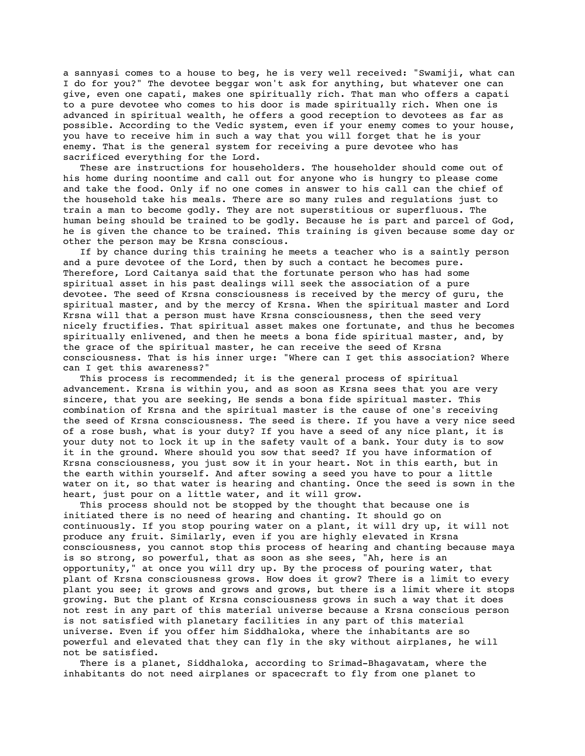a sannyasi comes to a house to beg, he is very well received: "Swamiji, what can I do for you?" The devotee beggar won't ask for anything, but whatever one can give, even one capati, makes one spiritually rich. That man who offers a capati to a pure devotee who comes to his door is made spiritually rich. When one is advanced in spiritual wealth, he offers a good reception to devotees as far as possible. According to the Vedic system, even if your enemy comes to your house, you have to receive him in such a way that you will forget that he is your enemy. That is the general system for receiving a pure devotee who has sacrificed everything for the Lord.

These are instructions for householders. The householder should come out of his home during noontime and call out for anyone who is hungry to please come and take the food. Only if no one comes in answer to his call can the chief of the household take his meals. There are so many rules and regulations just to train a man to become godly. They are not superstitious or superfluous. The human being should be trained to be godly. Because he is part and parcel of God, he is given the chance to be trained. This training is given because some day or other the person may be Krsna conscious.

If by chance during this training he meets a teacher who is a saintly person and a pure devotee of the Lord, then by such a contact he becomes pure. Therefore, Lord Caitanya said that the fortunate person who has had some spiritual asset in his past dealings will seek the association of a pure devotee. The seed of Krsna consciousness is received by the mercy of guru, the spiritual master, and by the mercy of Krsna. When the spiritual master and Lord Krsna will that a person must have Krsna consciousness, then the seed very nicely fructifies. That spiritual asset makes one fortunate, and thus he becomes spiritually enlivened, and then he meets a bona fide spiritual master, and, by the grace of the spiritual master, he can receive the seed of Krsna consciousness. That is his inner urge: "Where can I get this association? Where can I get this awareness?"

This process is recommended; it is the general process of spiritual advancement. Krsna is within you, and as soon as Krsna sees that you are very sincere, that you are seeking, He sends a bona fide spiritual master. This combination of Krsna and the spiritual master is the cause of one's receiving the seed of Krsna consciousness. The seed is there. If you have a very nice seed of a rose bush, what is your duty? If you have a seed of any nice plant, it is your duty not to lock it up in the safety vault of a bank. Your duty is to sow it in the ground. Where should you sow that seed? If you have information of Krsna consciousness, you just sow it in your heart. Not in this earth, but in the earth within yourself. And after sowing a seed you have to pour a little water on it, so that water is hearing and chanting. Once the seed is sown in the heart, just pour on a little water, and it will grow.

This process should not be stopped by the thought that because one is initiated there is no need of hearing and chanting. It should go on continuously. If you stop pouring water on a plant, it will dry up, it will not produce any fruit. Similarly, even if you are highly elevated in Krsna consciousness, you cannot stop this process of hearing and chanting because maya is so strong, so powerful, that as soon as she sees, "Ah, here is an opportunity," at once you will dry up. By the process of pouring water, that plant of Krsna consciousness grows. How does it grow? There is a limit to every plant you see; it grows and grows and grows, but there is a limit where it stops growing. But the plant of Krsna consciousness grows in such a way that it does not rest in any part of this material universe because a Krsna conscious person is not satisfied with planetary facilities in any part of this material universe. Even if you offer him Siddhaloka, where the inhabitants are so powerful and elevated that they can fly in the sky without airplanes, he will not be satisfied.

There is a planet, Siddhaloka, according to Srimad-Bhagavatam, where the inhabitants do not need airplanes or spacecraft to fly from one planet to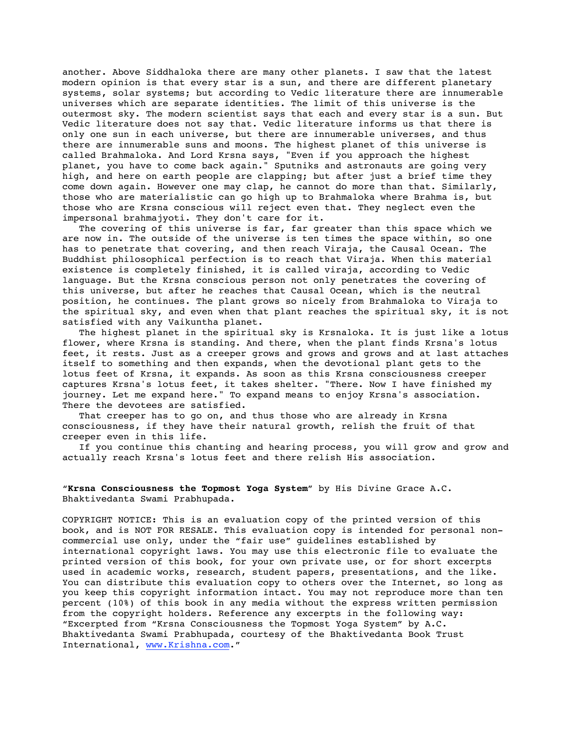another. Above Siddhaloka there are many other planets. I saw that the latest modern opinion is that every star is a sun, and there are different planetary systems, solar systems; but according to Vedic literature there are innumerable universes which are separate identities. The limit of this universe is the outermost sky. The modern scientist says that each and every star is a sun. But Vedic literature does not say that. Vedic literature informs us that there is only one sun in each universe, but there are innumerable universes, and thus there are innumerable suns and moons. The highest planet of this universe is called Brahmaloka. And Lord Krsna says, "Even if you approach the highest planet, you have to come back again." Sputniks and astronauts are going very high, and here on earth people are clapping; but after just a brief time they come down again. However one may clap, he cannot do more than that. Similarly, those who are materialistic can go high up to Brahmaloka where Brahma is, but those who are Krsna conscious will reject even that. They neglect even the impersonal brahmajyoti. They don't care for it.

The covering of this universe is far, far greater than this space which we are now in. The outside of the universe is ten times the space within, so one has to penetrate that covering, and then reach Viraja, the Causal Ocean. The Buddhist philosophical perfection is to reach that Viraja. When this material existence is completely finished, it is called viraja, according to Vedic language. But the Krsna conscious person not only penetrates the covering of this universe, but after he reaches that Causal Ocean, which is the neutral position, he continues. The plant grows so nicely from Brahmaloka to Viraja to the spiritual sky, and even when that plant reaches the spiritual sky, it is not satisfied with any Vaikuntha planet.

The highest planet in the spiritual sky is Krsnaloka. It is just like a lotus flower, where Krsna is standing. And there, when the plant finds Krsna's lotus feet, it rests. Just as a creeper grows and grows and grows and at last attaches itself to something and then expands, when the devotional plant gets to the lotus feet of Krsna, it expands. As soon as this Krsna consciousness creeper captures Krsna's lotus feet, it takes shelter. "There. Now I have finished my journey. Let me expand here." To expand means to enjoy Krsna's association. There the devotees are satisfied.

That creeper has to go on, and thus those who are already in Krsna consciousness, if they have their natural growth, relish the fruit of that creeper even in this life.

If you continue this chanting and hearing process, you will grow and grow and actually reach Krsna's lotus feet and there relish His association.

"**Krsna Consciousness the Topmost Yoga System**" by His Divine Grace A.C. Bhaktivedanta Swami Prabhupada.

COPYRIGHT NOTICE: This is an evaluation copy of the printed version of this book, and is NOT FOR RESALE. This evaluation copy is intended for personal non-commercial use only, under the "fair use" guidelines established by international copyright laws. You may use this electronic file to evaluate the printed version of this book, for your own private use, or for short excerpts used in academic works, research, student papers, presentations, and the like. You can distribute this evaluation copy to others over the Internet, so long as you keep this copyright information intact. You may not reproduce more than ten percent (10%) of this book in any media without the express written permission from the copyright holders. Reference any excerpts in the following way: "Excerpted from "Krsna Consciousness the Topmost Yoga System" by A.C. Bhaktivedanta Swami Prabhupada, courtesy of the Bhaktivedanta Book Trust International, www.Krishna.com."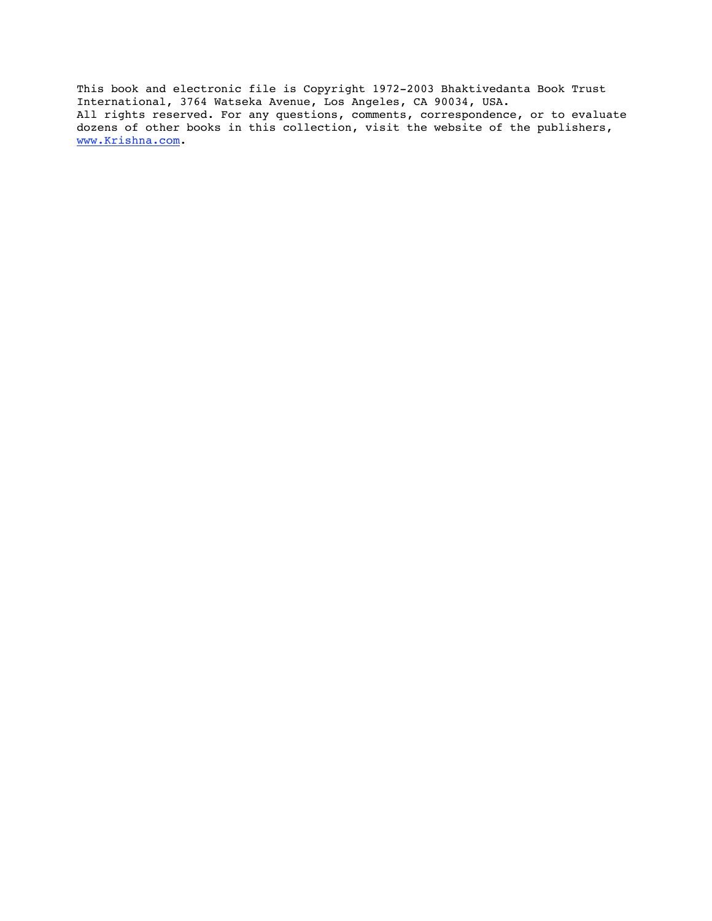This book and electronic file is Copyright 1972-2003 Bhaktivedanta Book Trust International, 3764 Watseka Avenue, Los Angeles, CA 90034, USA.
All rights reserved. For any questions, comments, correspondence, or to evaluate dozens of other books in this collection, visit the website of the publishers, [www.Krishna.com](http://www.Krishna.com).